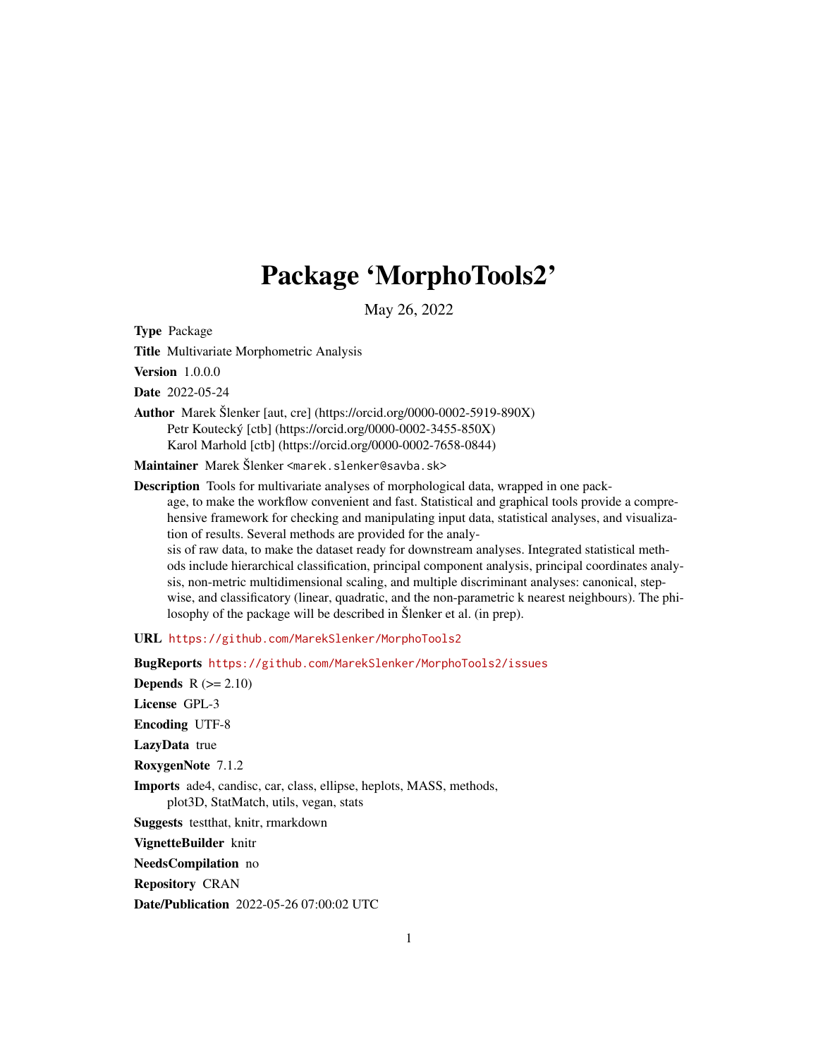# Package 'MorphoTools2'

May 26, 2022

**Type** Package

**Title** Multivariate Morphometric Analysis

**Version** 1.0.0.0

**Date** 2022-05-24

**Author** Marek Šlenker [aut, cre] (https://orcid.org/0000-0002-5919-890X)
Petr Koutecký [ctb] (https://orcid.org/0000-0002-3455-850X)
Karol Marhold [ctb] (https://orcid.org/0000-0002-7658-0844)

**Maintainer** Marek Šlenker <marek.slenker@savba.sk>

**Description** Tools for multivariate analyses of morphological data, wrapped in one package, to make the workflow convenient and fast. Statistical and graphical tools provide a comprehensive framework for checking and manipulating input data, statistical analyses, and visualization of results. Several methods are provided for the analysis of raw data, to make the dataset ready for downstream analyses. Integrated statistical methods include hierarchical classification, principal component analysis, principal coordinates analysis, non-metric multidimensional scaling, and multiple discriminant analyses: canonical, stepwise, and classificatory (linear, quadratic, and the non-parametric k nearest neighbours). The philosophy of the package will be described in Šlenker et al. (in prep).

**URL** https://github.com/MarekSlenker/MorphoTools2

**BugReports** https://github.com/MarekSlenker/MorphoTools2/issues

**Depends** R (>= 2.10)

**License** GPL-3

**Encoding** UTF-8

**LazyData** true

**RoxygenNote** 7.1.2

**Imports** ade4, candisc, car, class, ellipse, heplots, MASS, methods, plot3D, StatMatch, utils, vegan, stats

**Suggests** testthat, knitr, rmarkdown

**VignetteBuilder** knitr

**NeedsCompilation** no

**Repository** CRAN

**Date/Publication** 2022-05-26 07:00:02 UTC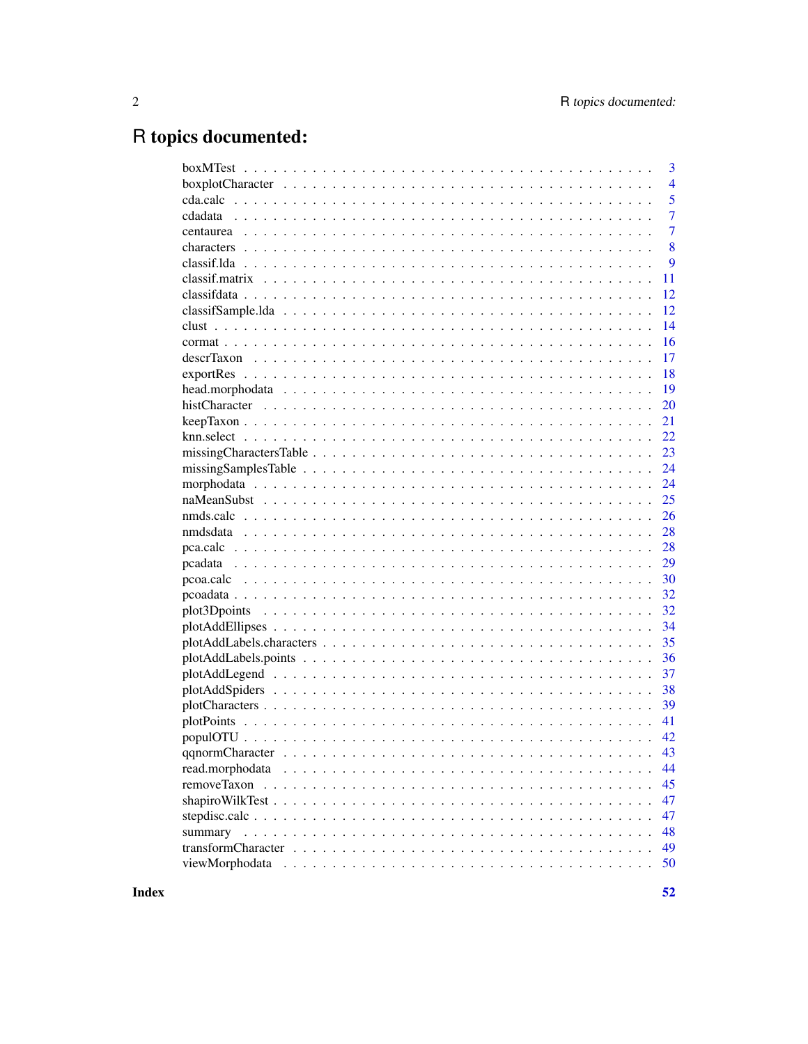# R topics documented:

| | |
|---|---|
| boxMTest | 3 |
| boxplotCharacter | 4 |
| cda.calc | 5 |
| cdadata | 7 |
| centaurea | 7 |
| characters | 8 |
| classif.lda | 9 |
| classif.matrix | 11 |
| classifdata | 12 |
| classifSample.lda | 12 |
| clust | 14 |
| cormat | 16 |
| descrTaxon | 17 |
| exportRes | 18 |
| head.morphodata | 19 |
| histCharacter | 20 |
| keepTaxon | 21 |
| knn.select | 22 |
| missingCharactersTable | 23 |
| missingSamplesTable | 24 |
| morphodata | 24 |
| naMeanSubst | 25 |
| nmds.calc | 26 |
| nmdsdata | 28 |
| pca.calc | 28 |
| pcadata | 29 |
| pcoa.calc | 30 |
| pcoadata | 32 |
| plot3Dpoints | 32 |
| plotAddEllipses | 34 |
| plotAddLabels.characters | 35 |
| plotAddLabels.points | 36 |
| plotAddLegend | 37 |
| plotAddSpiders | 38 |
| plotCharacters | 39 |
| plotPoints | 41 |
| populOTU | 42 |
| qqnormCharacter | 43 |
| read.morphodata | 44 |
| removeTaxon | 45 |
| shapiroWilkTest | 47 |
| stepdisc.calc | 47 |
| summary | 48 |
| transformCharacter | 49 |
| viewMorphodata | 50 |

**Index** **52**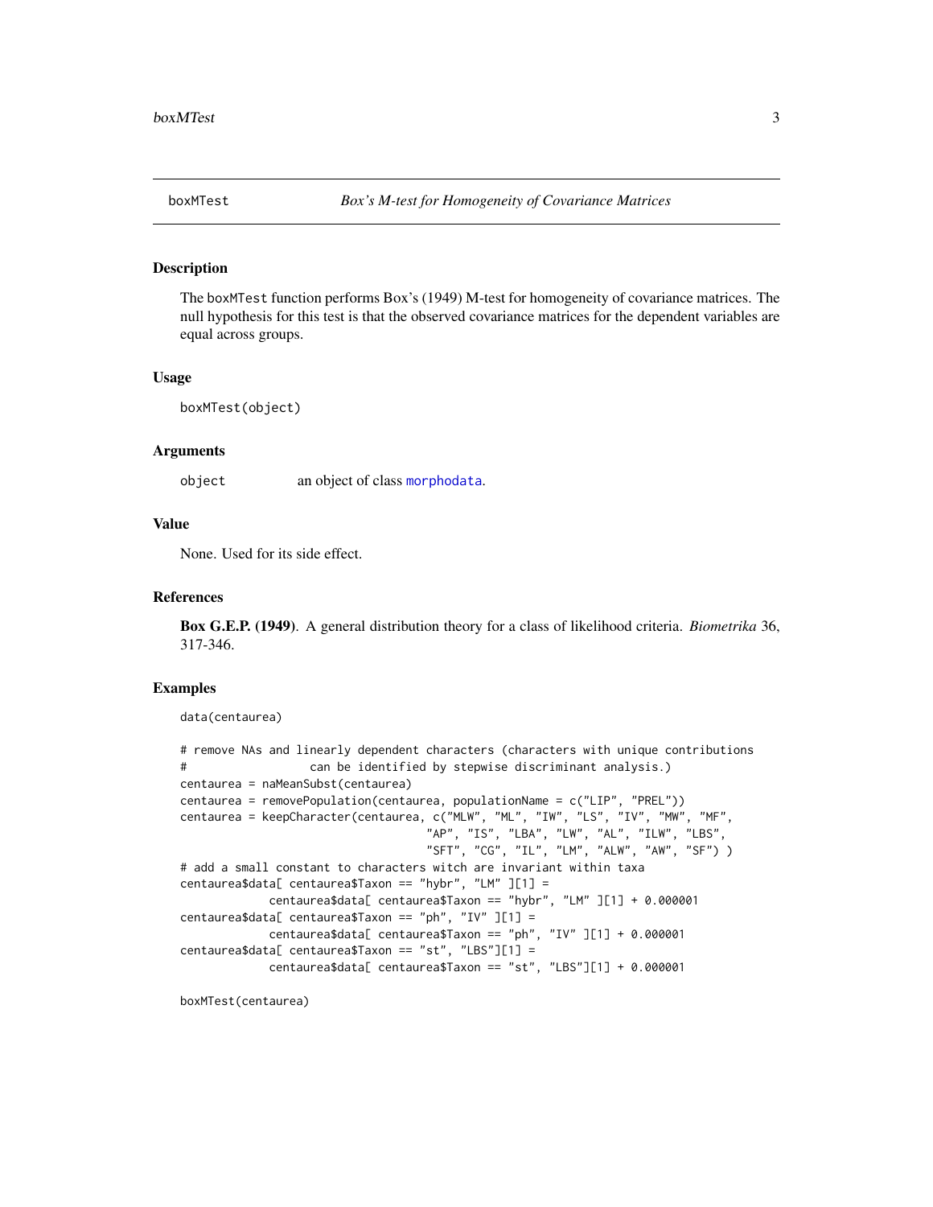# boxMTest — *Box's M-test for Homogeneity of Covariance Matrices*

## Description

The boxMTest function performs Box's (1949) M-test for homogeneity of covariance matrices. The null hypothesis for this test is that the observed covariance matrices for the dependent variables are equal across groups.

## Usage

```
boxMTest(object)
```

## Arguments

| | |
|---|---|
| object | an object of class morphodata. |

## Value

None. Used for its side effect.

## References

**Box G.E.P. (1949)**. A general distribution theory for a class of likelihood criteria. *Biometrika* 36, 317-346.

## Examples

```
data(centaurea)

# remove NAs and linearly dependent characters (characters with unique contributions
#                 can be identified by stepwise discriminant analysis.)
centaurea = naMeanSubst(centaurea)
centaurea = removePopulation(centaurea, populationName = c("LIP", "PREL"))
centaurea = keepCharacter(centaurea, c("MLW", "ML", "IW", "LS", "IV", "MW", "MF",
                                   "AP", "IS", "LBA", "LW", "AL", "ILW", "LBS",
                                   "SFT", "CG", "IL", "LM", "ALW", "AW", "SF") )
# add a small constant to characters witch are invariant within taxa
centaurea$data[ centaurea$Taxon == "hybr", "LM" ][1] =
            centaurea$data[ centaurea$Taxon == "hybr", "LM" ][1] + 0.000001
centaurea$data[ centaurea$Taxon == "ph", "IV" ][1] =
            centaurea$data[ centaurea$Taxon == "ph", "IV" ][1] + 0.000001
centaurea$data[ centaurea$Taxon == "st", "LBS"][1] =
            centaurea$data[ centaurea$Taxon == "st", "LBS"][1] + 0.000001

boxMTest(centaurea)
```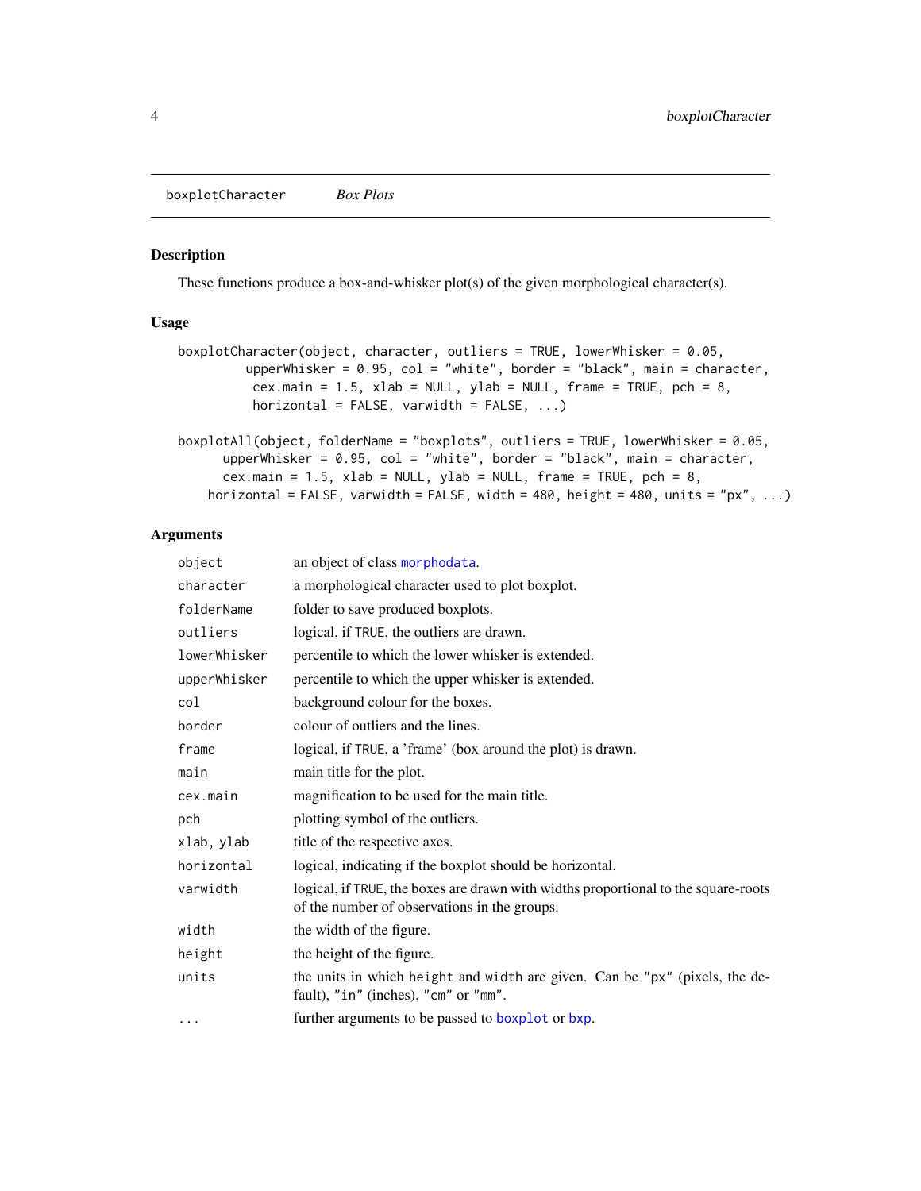boxplotCharacter *Box Plots*

## Description

These functions produce a box-and-whisker plot(s) of the given morphological character(s).

## Usage

```
boxplotCharacter(object, character, outliers = TRUE, lowerWhisker = 0.05,
         upperWhisker = 0.95, col = "white", border = "black", main = character,
          cex.main = 1.5, xlab = NULL, ylab = NULL, frame = TRUE, pch = 8,
          horizontal = FALSE, varwidth = FALSE, ...)

boxplotAll(object, folderName = "boxplots", outliers = TRUE, lowerWhisker = 0.05,
      upperWhisker = 0.95, col = "white", border = "black", main = character,
      cex.main = 1.5, xlab = NULL, ylab = NULL, frame = TRUE, pch = 8,
    horizontal = FALSE, varwidth = FALSE, width = 480, height = 480, units = "px", ...)
```

## Arguments

| | |
|---|---|
| `object` | an object of class `morphodata`. |
| `character` | a morphological character used to plot boxplot. |
| `folderName` | folder to save produced boxplots. |
| `outliers` | logical, if TRUE, the outliers are drawn. |
| `lowerWhisker` | percentile to which the lower whisker is extended. |
| `upperWhisker` | percentile to which the upper whisker is extended. |
| `col` | background colour for the boxes. |
| `border` | colour of outliers and the lines. |
| `frame` | logical, if TRUE, a 'frame' (box around the plot) is drawn. |
| `main` | main title for the plot. |
| `cex.main` | magnification to be used for the main title. |
| `pch` | plotting symbol of the outliers. |
| `xlab, ylab` | title of the respective axes. |
| `horizontal` | logical, indicating if the boxplot should be horizontal. |
| `varwidth` | logical, if TRUE, the boxes are drawn with widths proportional to the square-roots of the number of observations in the groups. |
| `width` | the width of the figure. |
| `height` | the height of the figure. |
| `units` | the units in which `height` and `width` are given. Can be "px" (pixels, the default), "in" (inches), "cm" or "mm". |
| `...` | further arguments to be passed to `boxplot` or `bxp`. |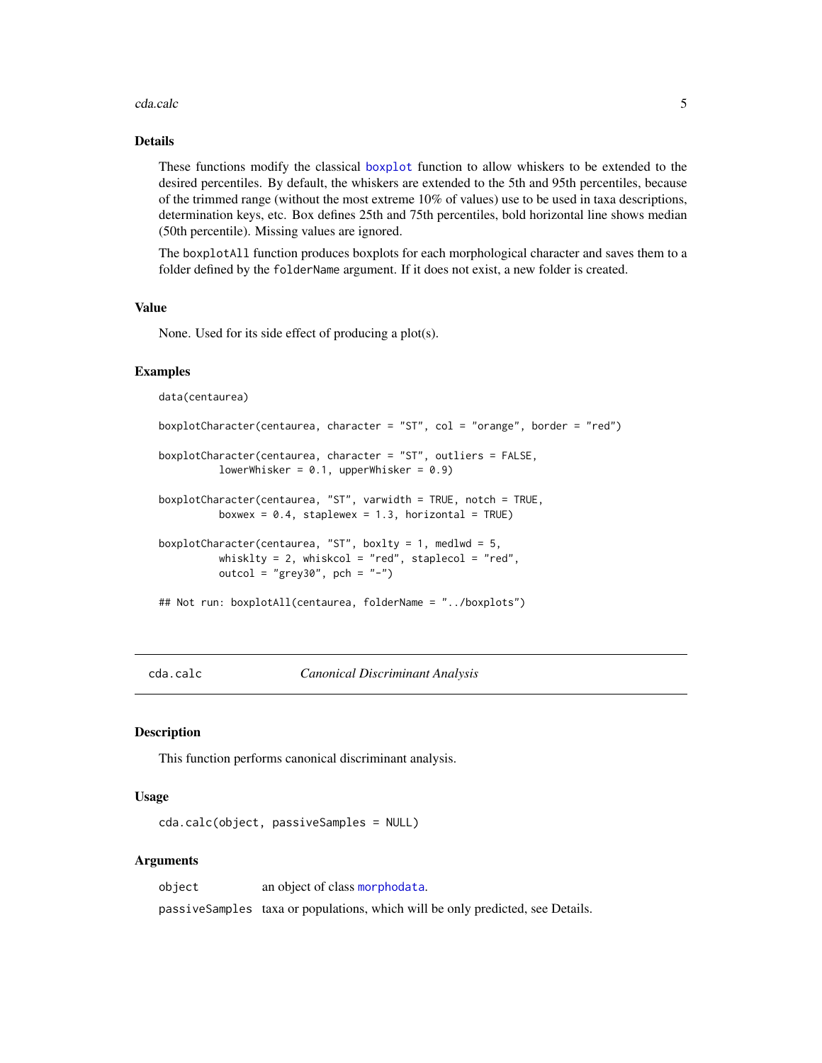### Details

These functions modify the classical boxplot function to allow whiskers to be extended to the desired percentiles. By default, the whiskers are extended to the 5th and 95th percentiles, because of the trimmed range (without the most extreme 10% of values) use to be used in taxa descriptions, determination keys, etc. Box defines 25th and 75th percentiles, bold horizontal line shows median (50th percentile). Missing values are ignored.

The `boxplotAll` function produces boxplots for each morphological character and saves them to a folder defined by the `folderName` argument. If it does not exist, a new folder is created.

### Value

None. Used for its side effect of producing a plot(s).

### Examples

```
data(centaurea)

boxplotCharacter(centaurea, character = "ST", col = "orange", border = "red")

boxplotCharacter(centaurea, character = "ST", outliers = FALSE,
          lowerWhisker = 0.1, upperWhisker = 0.9)

boxplotCharacter(centaurea, "ST", varwidth = TRUE, notch = TRUE,
          boxwex = 0.4, staplewex = 1.3, horizontal = TRUE)

boxplotCharacter(centaurea, "ST", boxlty = 1, medlwd = 5,
          whisklty = 2, whiskcol = "red", staplecol = "red",
          outcol = "grey30", pch = "-")

## Not run: boxplotAll(centaurea, folderName = "../boxplots")
```

---

## cda.calc — *Canonical Discriminant Analysis*

### Description

This function performs canonical discriminant analysis.

### Usage

```
cda.calc(object, passiveSamples = NULL)
```

### Arguments

| | |
|---|---|
| `object` | an object of class morphodata. |
| `passiveSamples` | taxa or populations, which will be only predicted, see Details. |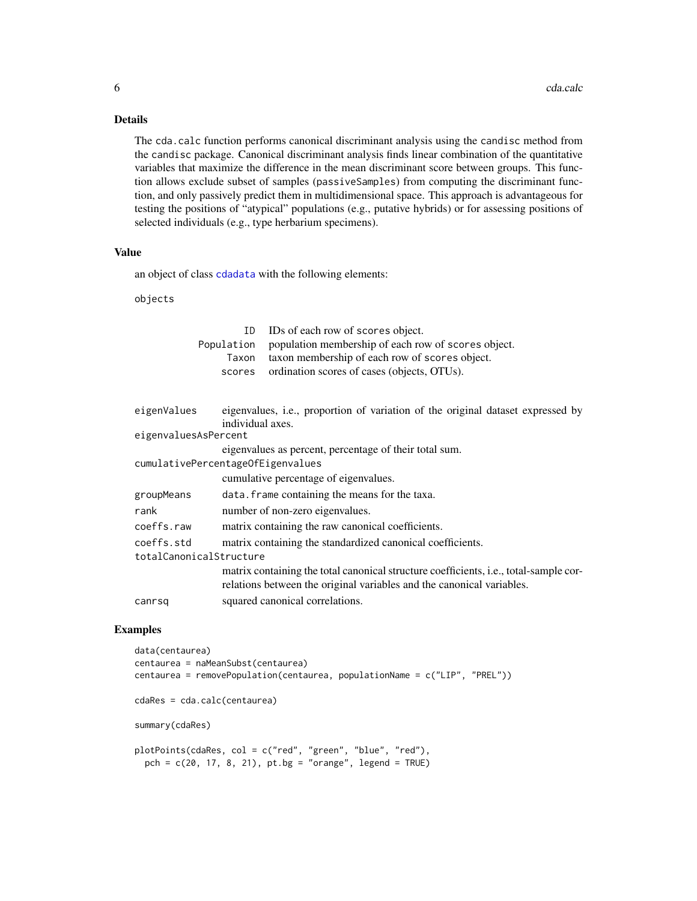## Details

The `cda.calc` function performs canonical discriminant analysis using the `candisc` method from the `candisc` package. Canonical discriminant analysis finds linear combination of the quantitative variables that maximize the difference in the mean discriminant score between groups. This function allows exclude subset of samples (`passiveSamples`) from computing the discriminant function, and only passively predict them in multidimensional space. This approach is advantageous for testing the positions of "atypical" populations (e.g., putative hybrids) or for assessing positions of selected individuals (e.g., type herbarium specimens).

## Value

an object of class `cdadata` with the following elements:

`objects`

| | |
|---|---|
| `ID` | IDs of each row of `scores` object. |
| `Population` | population membership of each row of `scores` object. |
| `Taxon` | taxon membership of each row of `scores` object. |
| `scores` | ordination scores of cases (objects, OTUs). |

`eigenValues` eigenvalues, i.e., proportion of variation of the original dataset expressed by individual axes.

`eigenvaluesAsPercent` eigenvalues as percent, percentage of their total sum.

`cumulativePercentageOfEigenvalues` cumulative percentage of eigenvalues.

`groupMeans` `data.frame` containing the means for the taxa.

`rank` number of non-zero eigenvalues.

`coeffs.raw` matrix containing the raw canonical coefficients.

`coeffs.std` matrix containing the standardized canonical coefficients.

`totalCanonicalStructure` matrix containing the total canonical structure coefficients, i.e., total-sample correlations between the original variables and the canonical variables.

`canrsq` squared canonical correlations.

## Examples

```
data(centaurea)
centaurea = naMeanSubst(centaurea)
centaurea = removePopulation(centaurea, populationName = c("LIP", "PREL"))

cdaRes = cda.calc(centaurea)

summary(cdaRes)

plotPoints(cdaRes, col = c("red", "green", "blue", "red"),
  pch = c(20, 17, 8, 21), pt.bg = "orange", legend = TRUE)
```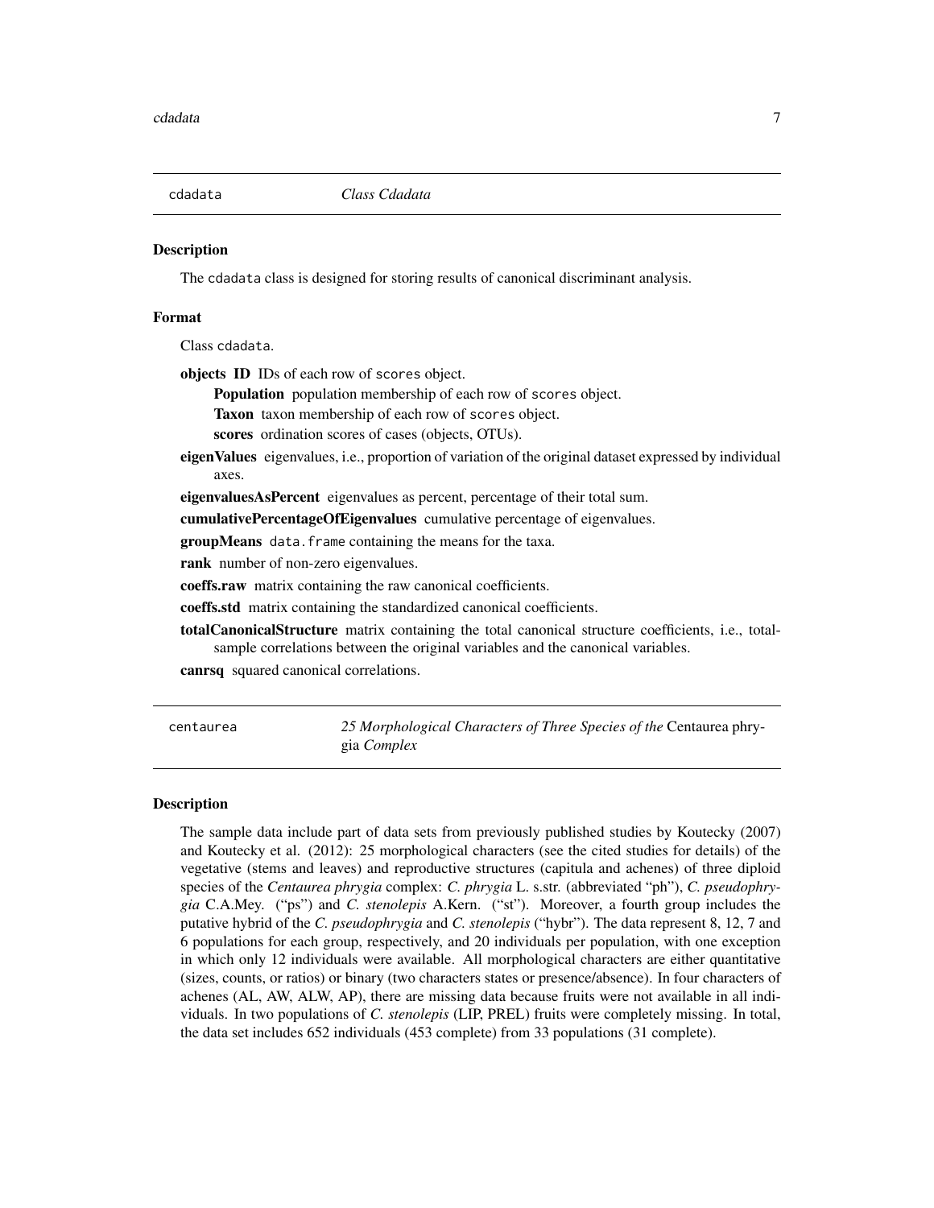## cdadata — *Class Cdadata*

### Description

The cdadata class is designed for storing results of canonical discriminant analysis.

### Format

Class cdadata.

**objects** **ID** IDs of each row of scores object.

- **Population** population membership of each row of scores object.
- **Taxon** taxon membership of each row of scores object.
- **scores** ordination scores of cases (objects, OTUs).

**eigenValues** eigenvalues, i.e., proportion of variation of the original dataset expressed by individual axes.

**eigenvaluesAsPercent** eigenvalues as percent, percentage of their total sum.

**cumulativePercentageOfEigenvalues** cumulative percentage of eigenvalues.

**groupMeans** data.frame containing the means for the taxa.

**rank** number of non-zero eigenvalues.

**coeffs.raw** matrix containing the raw canonical coefficients.

**coeffs.std** matrix containing the standardized canonical coefficients.

**totalCanonicalStructure** matrix containing the total canonical structure coefficients, i.e., total-sample correlations between the original variables and the canonical variables.

**canrsq** squared canonical correlations.

## centaurea — *25 Morphological Characters of Three Species of the* Centaurea phrygia *Complex*

### Description

The sample data include part of data sets from previously published studies by Koutecky (2007) and Koutecky et al. (2012): 25 morphological characters (see the cited studies for details) of the vegetative (stems and leaves) and reproductive structures (capitula and achenes) of three diploid species of the *Centaurea phrygia* complex: *C. phrygia* L. s.str. (abbreviated "ph"), *C. pseudophrygia* C.A.Mey. ("ps") and *C. stenolepis* A.Kern. ("st"). Moreover, a fourth group includes the putative hybrid of the *C. pseudophrygia* and *C. stenolepis* ("hybr"). The data represent 8, 12, 7 and 6 populations for each group, respectively, and 20 individuals per population, with one exception in which only 12 individuals were available. All morphological characters are either quantitative (sizes, counts, or ratios) or binary (two characters states or presence/absence). In four characters of achenes (AL, AW, ALW, AP), there are missing data because fruits were not available in all individuals. In two populations of *C. stenolepis* (LIP, PREL) fruits were completely missing. In total, the data set includes 652 individuals (453 complete) from 33 populations (31 complete).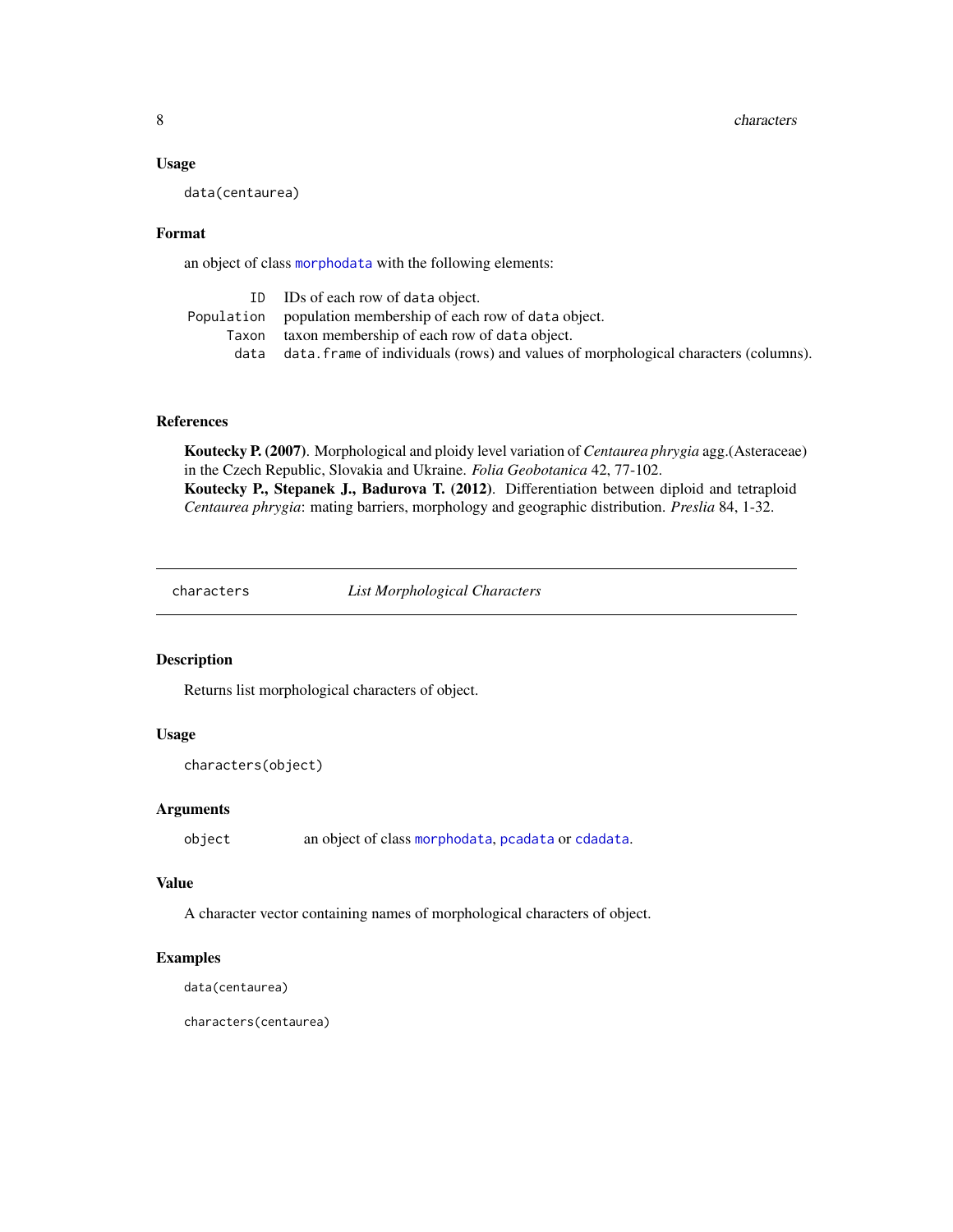### Usage

```
data(centaurea)
```

### Format

an object of class `morphodata` with the following elements:

| | |
|---|---|
| `ID` | IDs of each row of `data` object. |
| `Population` | population membership of each row of `data` object. |
| `Taxon` | taxon membership of each row of `data` object. |
| `data` | `data.frame` of individuals (rows) and values of morphological characters (columns). |

### References

**Koutecky P. (2007)**. Morphological and ploidy level variation of *Centaurea phrygia* agg.(Asteraceae) in the Czech Republic, Slovakia and Ukraine. *Folia Geobotanica* 42, 77-102.
**Koutecky P., Stepanek J., Badurova T. (2012)**. Differentiation between diploid and tetraploid *Centaurea phrygia*: mating barriers, morphology and geographic distribution. *Preslia* 84, 1-32.

---

## characters — *List Morphological Characters*

### Description

Returns list morphological characters of object.

### Usage

```
characters(object)
```

### Arguments

| | |
|---|---|
| `object` | an object of class `morphodata`, `pcadata` or `cdadata`. |

### Value

A character vector containing names of morphological characters of object.

### Examples

```
data(centaurea)

characters(centaurea)
```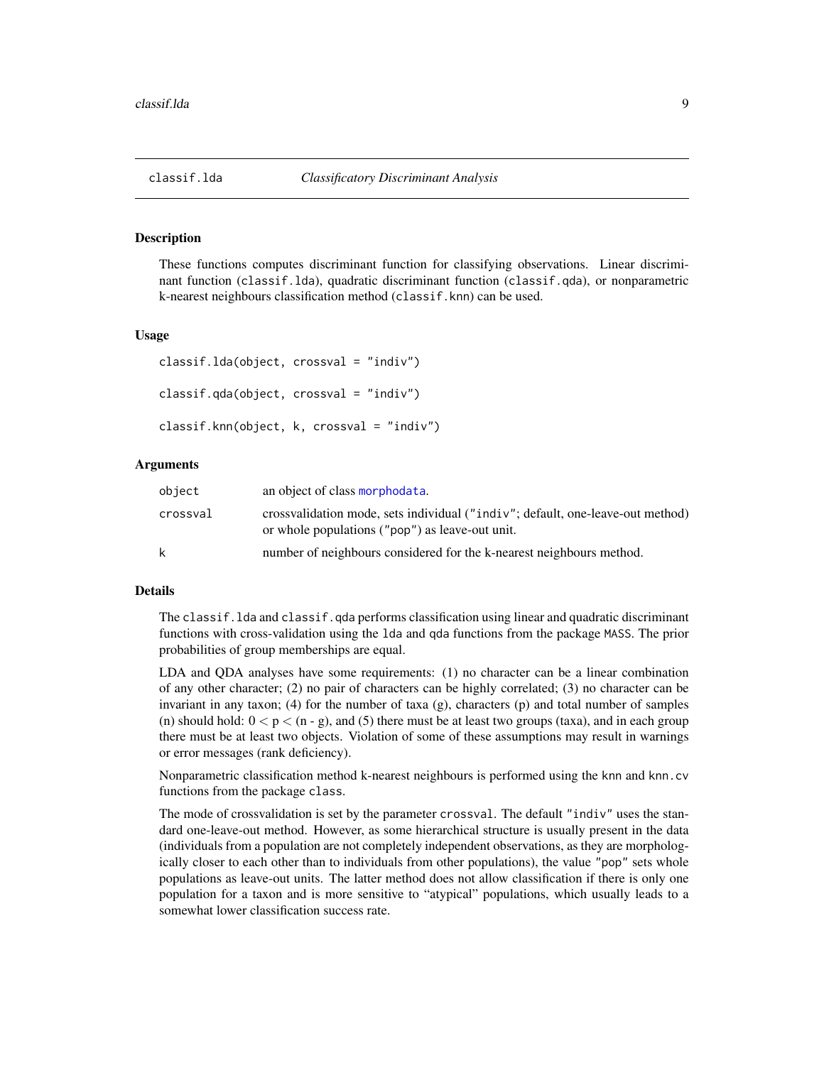# classif.lda *Classificatory Discriminant Analysis*

## Description

These functions computes discriminant function for classifying observations. Linear discriminant function (classif.lda), quadratic discriminant function (classif.qda), or nonparametric k-nearest neighbours classification method (classif.knn) can be used.

## Usage

```
classif.lda(object, crossval = "indiv")

classif.qda(object, crossval = "indiv")

classif.knn(object, k, crossval = "indiv")
```

## Arguments

| | |
|---|---|
| object | an object of class morphodata. |
| crossval | crossvalidation mode, sets individual ("indiv"; default, one-leave-out method) or whole populations ("pop") as leave-out unit. |
| k | number of neighbours considered for the k-nearest neighbours method. |

## Details

The classif.lda and classif.qda performs classification using linear and quadratic discriminant functions with cross-validation using the lda and qda functions from the package MASS. The prior probabilities of group memberships are equal.

LDA and QDA analyses have some requirements: (1) no character can be a linear combination of any other character; (2) no pair of characters can be highly correlated; (3) no character can be invariant in any taxon; (4) for the number of taxa (g), characters (p) and total number of samples (n) should hold: $0 < p < (n - g)$, and (5) there must be at least two groups (taxa), and in each group there must be at least two objects. Violation of some of these assumptions may result in warnings or error messages (rank deficiency).

Nonparametric classification method k-nearest neighbours is performed using the knn and knn.cv functions from the package class.

The mode of crossvalidation is set by the parameter crossval. The default "indiv" uses the standard one-leave-out method. However, as some hierarchical structure is usually present in the data (individuals from a population are not completely independent observations, as they are morphologically closer to each other than to individuals from other populations), the value "pop" sets whole populations as leave-out units. The latter method does not allow classification if there is only one population for a taxon and is more sensitive to "atypical" populations, which usually leads to a somewhat lower classification success rate.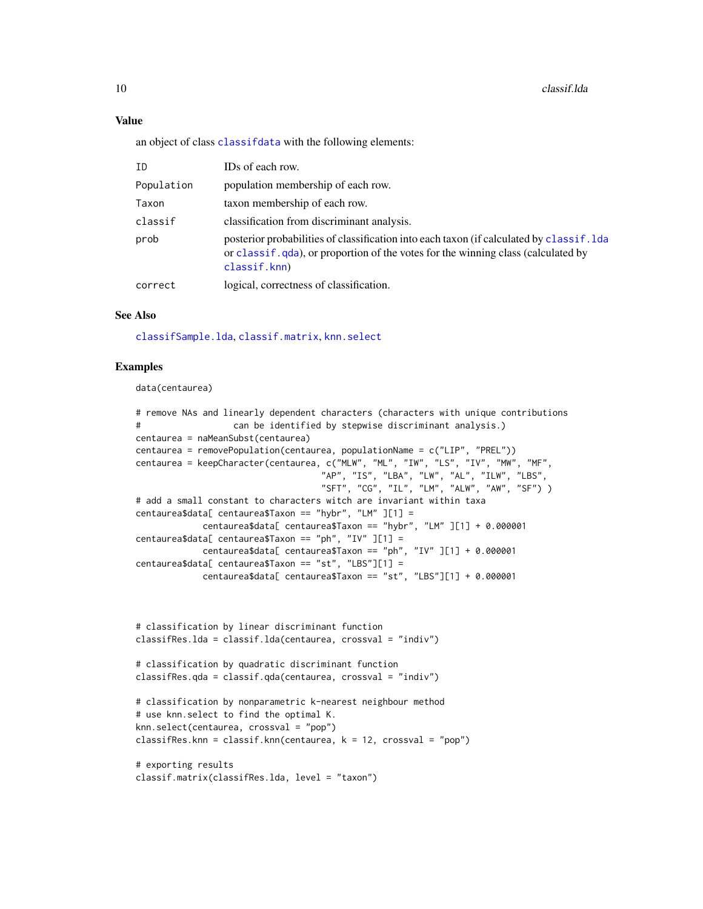## Value

an object of class `classifdata` with the following elements:

| | |
|---|---|
| ID | IDs of each row. |
| Population | population membership of each row. |
| Taxon | taxon membership of each row. |
| classif | classification from discriminant analysis. |
| prob | posterior probabilities of classification into each taxon (if calculated by `classif.lda` or `classif.qda`), or proportion of the votes for the winning class (calculated by `classif.knn`) |
| correct | logical, correctness of classification. |

## See Also

`classifSample.lda`, `classif.matrix`, `knn.select`

## Examples

```
data(centaurea)

# remove NAs and linearly dependent characters (characters with unique contributions
#                  can be identified by stepwise discriminant analysis.)
centaurea = naMeanSubst(centaurea)
centaurea = removePopulation(centaurea, populationName = c("LIP", "PREL"))
centaurea = keepCharacter(centaurea, c("MLW", "ML", "IW", "LS", "IV", "MW", "MF",
                                   "AP", "IS", "LBA", "LW", "AL", "ILW", "LBS",
                                   "SFT", "CG", "IL", "LM", "ALW", "AW", "SF") )
# add a small constant to characters witch are invariant within taxa
centaurea$data[ centaurea$Taxon == "hybr", "LM" ][1] =
             centaurea$data[ centaurea$Taxon == "hybr", "LM" ][1] + 0.000001
centaurea$data[ centaurea$Taxon == "ph", "IV" ][1] =
             centaurea$data[ centaurea$Taxon == "ph", "IV" ][1] + 0.000001
centaurea$data[ centaurea$Taxon == "st", "LBS"][1] =
             centaurea$data[ centaurea$Taxon == "st", "LBS"][1] + 0.000001



# classification by linear discriminant function
classifRes.lda = classif.lda(centaurea, crossval = "indiv")

# classification by quadratic discriminant function
classifRes.qda = classif.qda(centaurea, crossval = "indiv")

# classification by nonparametric k-nearest neighbour method
# use knn.select to find the optimal K.
knn.select(centaurea, crossval = "pop")
classifRes.knn = classif.knn(centaurea, k = 12, crossval = "pop")

# exporting results
classif.matrix(classifRes.lda, level = "taxon")
```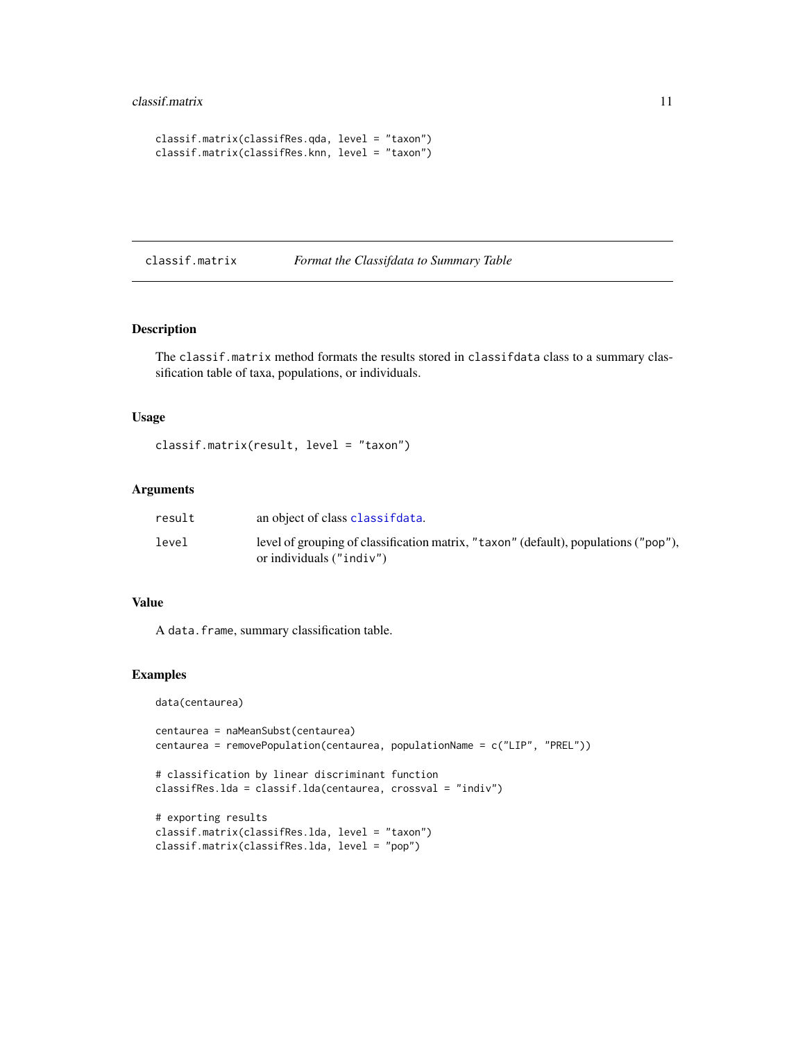```
classif.matrix(classifRes.qda, level = "taxon")
classif.matrix(classifRes.knn, level = "taxon")
```

---

## classif.matrix *Format the Classifdata to Summary Table*

### Description

The `classif.matrix` method formats the results stored in `classifdata` class to a summary classification table of taxa, populations, or individuals.

### Usage

```
classif.matrix(result, level = "taxon")
```

### Arguments

| | |
|---|---|
| `result` | an object of class `classifdata`. |
| `level` | level of grouping of classification matrix, `"taxon"` (default), populations (`"pop"`), or individuals (`"indiv"`) |

### Value

A `data.frame`, summary classification table.

### Examples

```
data(centaurea)

centaurea = naMeanSubst(centaurea)
centaurea = removePopulation(centaurea, populationName = c("LIP", "PREL"))

# classification by linear discriminant function
classifRes.lda = classif.lda(centaurea, crossval = "indiv")

# exporting results
classif.matrix(classifRes.lda, level = "taxon")
classif.matrix(classifRes.lda, level = "pop")
```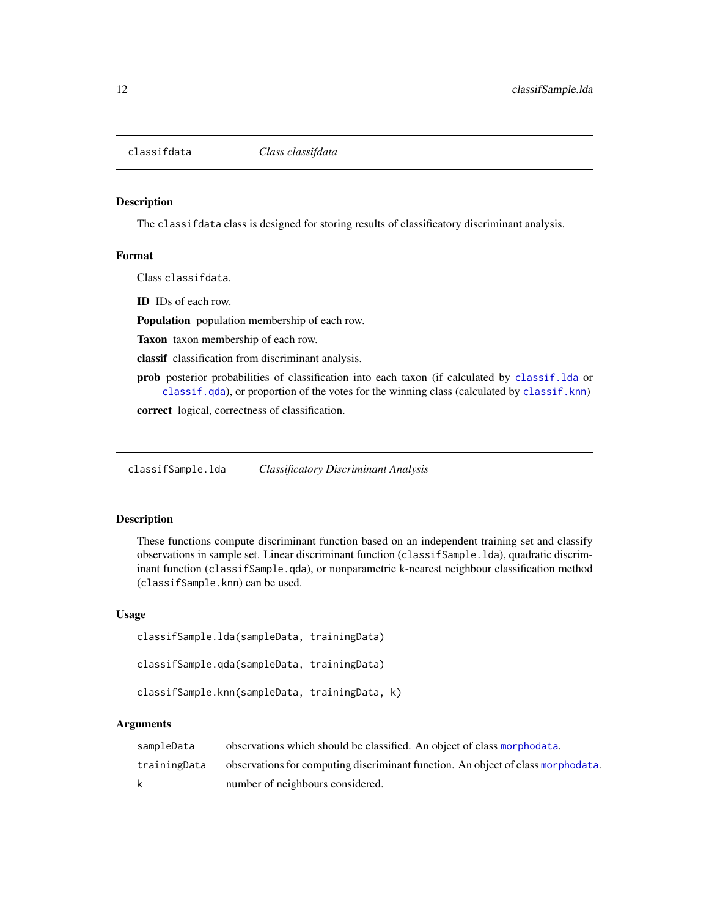## classifdata — *Class classifdata*

### Description

The classifdata class is designed for storing results of classificatory discriminant analysis.

### Format

Class classifdata.

**ID** IDs of each row.

**Population** population membership of each row.

**Taxon** taxon membership of each row.

**classif** classification from discriminant analysis.

**prob** posterior probabilities of classification into each taxon (if calculated by classif.lda or classif.qda), or proportion of the votes for the winning class (calculated by classif.knn)

**correct** logical, correctness of classification.

## classifSample.lda — *Classificatory Discriminant Analysis*

### Description

These functions compute discriminant function based on an independent training set and classify observations in sample set. Linear discriminant function (classifSample.lda), quadratic discriminant function (classifSample.qda), or nonparametric k-nearest neighbour classification method (classifSample.knn) can be used.

### Usage

```
classifSample.lda(sampleData, trainingData)

classifSample.qda(sampleData, trainingData)

classifSample.knn(sampleData, trainingData, k)
```

### Arguments

| | |
|---|---|
| sampleData | observations which should be classified. An object of class morphodata. |
| trainingData | observations for computing discriminant function. An object of class morphodata. |
| k | number of neighbours considered. |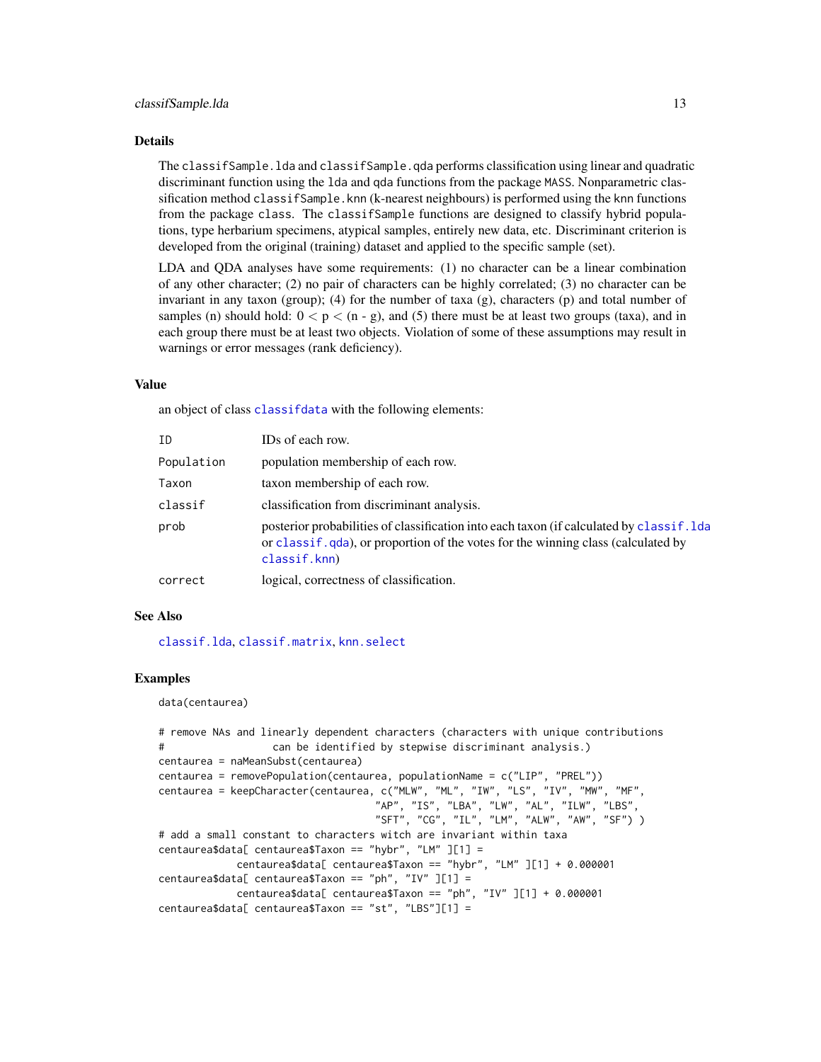## Details

The `classifSample.lda` and `classifSample.qda` performs classification using linear and quadratic discriminant function using the `lda` and `qda` functions from the package `MASS`. Nonparametric classification method `classifSample.knn` (k-nearest neighbours) is performed using the `knn` functions from the package `class`. The `classifSample` functions are designed to classify hybrid populations, type herbarium specimens, atypical samples, entirely new data, etc. Discriminant criterion is developed from the original (training) dataset and applied to the specific sample (set).

LDA and QDA analyses have some requirements: (1) no character can be a linear combination of any other character; (2) no pair of characters can be highly correlated; (3) no character can be invariant in any taxon (group); (4) for the number of taxa (g), characters (p) and total number of samples (n) should hold: $0 < p < (n - g)$, and (5) there must be at least two groups (taxa), and in each group there must be at least two objects. Violation of some of these assumptions may result in warnings or error messages (rank deficiency).

## Value

an object of class `classifdata` with the following elements:

| | |
|---|---|
| `ID` | IDs of each row. |
| `Population` | population membership of each row. |
| `Taxon` | taxon membership of each row. |
| `classif` | classification from discriminant analysis. |
| `prob` | posterior probabilities of classification into each taxon (if calculated by `classif.lda` or `classif.qda`), or proportion of the votes for the winning class (calculated by `classif.knn`) |
| `correct` | logical, correctness of classification. |

## See Also

`classif.lda`, `classif.matrix`, `knn.select`

## Examples

```
data(centaurea)

# remove NAs and linearly dependent characters (characters with unique contributions
#                 can be identified by stepwise discriminant analysis.)
centaurea = naMeanSubst(centaurea)
centaurea = removePopulation(centaurea, populationName = c("LIP", "PREL"))
centaurea = keepCharacter(centaurea, c("MLW", "ML", "IW", "LS", "IV", "MW", "MF",
                                   "AP", "IS", "LBA", "LW", "AL", "ILW", "LBS",
                                   "SFT", "CG", "IL", "LM", "ALW", "AW", "SF") )
# add a small constant to characters witch are invariant within taxa
centaurea$data[ centaurea$Taxon == "hybr", "LM" ][1] =
             centaurea$data[ centaurea$Taxon == "hybr", "LM" ][1] + 0.000001
centaurea$data[ centaurea$Taxon == "ph", "IV" ][1] =
             centaurea$data[ centaurea$Taxon == "ph", "IV" ][1] + 0.000001
centaurea$data[ centaurea$Taxon == "st", "LBS"][1] =
```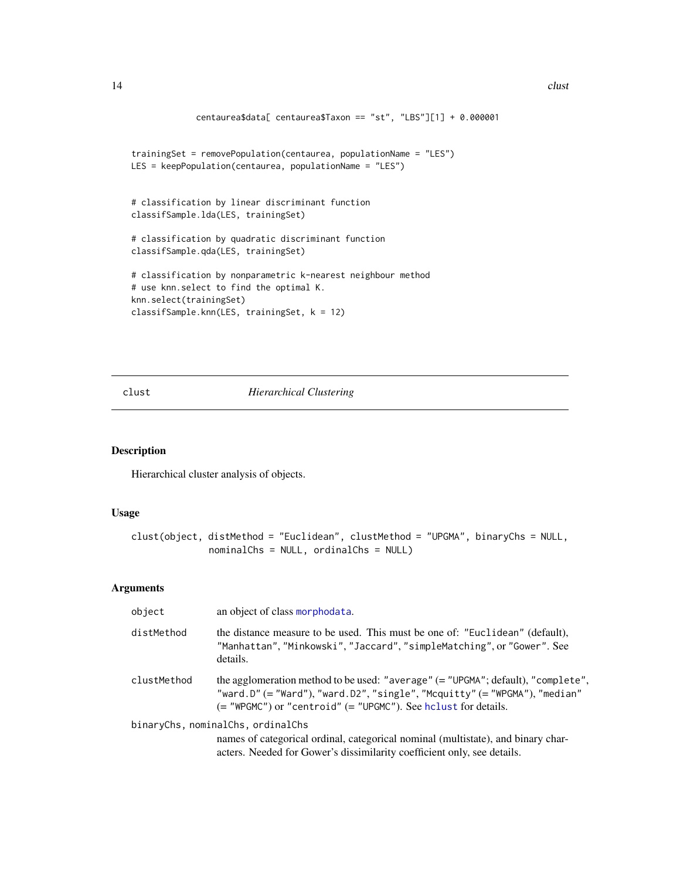```
            centaurea$data[ centaurea$Taxon == "st", "LBS"][1] + 0.000001


trainingSet = removePopulation(centaurea, populationName = "LES")
LES = keepPopulation(centaurea, populationName = "LES")


# classification by linear discriminant function
classifSample.lda(LES, trainingSet)

# classification by quadratic discriminant function
classifSample.qda(LES, trainingSet)

# classification by nonparametric k-nearest neighbour method
# use knn.select to find the optimal K.
knn.select(trainingSet)
classifSample.knn(LES, trainingSet, k = 12)
```

## clust — *Hierarchical Clustering*

### Description

Hierarchical cluster analysis of objects.

### Usage

```
clust(object, distMethod = "Euclidean", clustMethod = "UPGMA", binaryChs = NULL,
             nominalChs = NULL, ordinalChs = NULL)
```

### Arguments

| | |
|---|---|
| `object` | an object of class `morphodata`. |
| `distMethod` | the distance measure to be used. This must be one of: `"Euclidean"` (default), `"Manhattan"`, `"Minkowski"`, `"Jaccard"`, `"simpleMatching"`, or `"Gower"`. See details. |
| `clustMethod` | the agglomeration method to be used: `"average"` (= `"UPGMA"`; default), `"complete"`, `"ward.D"` (= `"Ward"`), `"ward.D2"`, `"single"`, `"Mcquitty"` (= `"WPGMA"`), `"median"` (= `"WPGMC"`) or `"centroid"` (= `"UPGMC"`). See `hclust` for details. |
| `binaryChs, nominalChs, ordinalChs` | names of categorical ordinal, categorical nominal (multistate), and binary characters. Needed for Gower's dissimilarity coefficient only, see details. |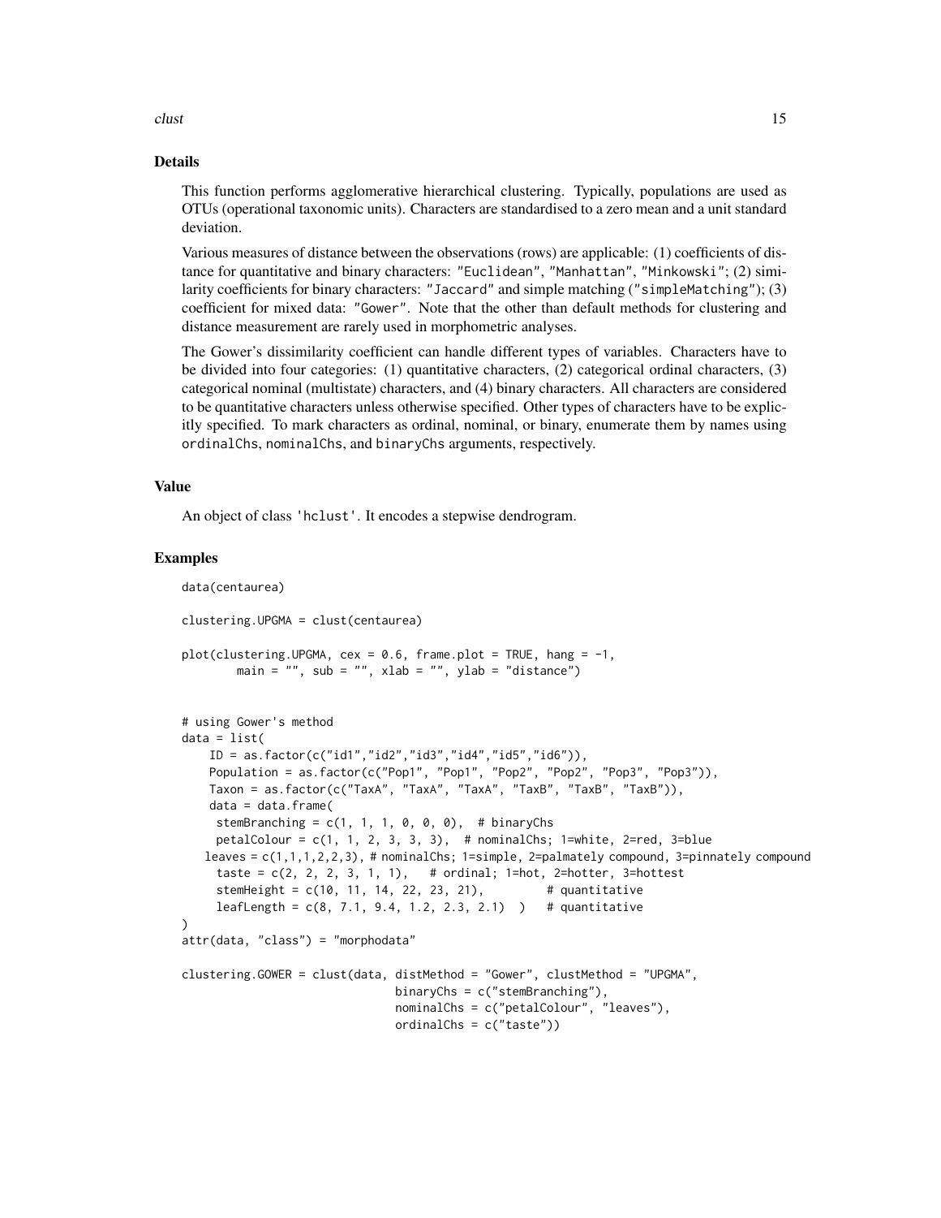## Details

This function performs agglomerative hierarchical clustering. Typically, populations are used as OTUs (operational taxonomic units). Characters are standardised to a zero mean and a unit standard deviation.

Various measures of distance between the observations (rows) are applicable: (1) coefficients of distance for quantitative and binary characters: "Euclidean", "Manhattan", "Minkowski"; (2) similarity coefficients for binary characters: "Jaccard" and simple matching ("simpleMatching"); (3) coefficient for mixed data: "Gower". Note that the other than default methods for clustering and distance measurement are rarely used in morphometric analyses.

The Gower's dissimilarity coefficient can handle different types of variables. Characters have to be divided into four categories: (1) quantitative characters, (2) categorical ordinal characters, (3) categorical nominal (multistate) characters, and (4) binary characters. All characters are considered to be quantitative characters unless otherwise specified. Other types of characters have to be explicitly specified. To mark characters as ordinal, nominal, or binary, enumerate them by names using ordinalChs, nominalChs, and binaryChs arguments, respectively.

## Value

An object of class 'hclust'. It encodes a stepwise dendrogram.

## Examples

```
data(centaurea)

clustering.UPGMA = clust(centaurea)

plot(clustering.UPGMA, cex = 0.6, frame.plot = TRUE, hang = -1,
        main = "", sub = "", xlab = "", ylab = "distance")


# using Gower's method
data = list(
    ID = as.factor(c("id1","id2","id3","id4","id5","id6")),
    Population = as.factor(c("Pop1", "Pop1", "Pop2", "Pop2", "Pop3", "Pop3")),
    Taxon = as.factor(c("TaxA", "TaxA", "TaxA", "TaxB", "TaxB", "TaxB")),
    data = data.frame(
     stemBranching = c(1, 1, 1, 0, 0, 0),  # binaryChs
     petalColour = c(1, 1, 2, 3, 3, 3),  # nominalChs; 1=white, 2=red, 3=blue
    leaves = c(1,1,1,2,2,3), # nominalChs; 1=simple, 2=palmately compound, 3=pinnately compound
     taste = c(2, 2, 2, 3, 1, 1),   # ordinal; 1=hot, 2=hotter, 3=hottest
     stemHeight = c(10, 11, 14, 22, 23, 21),         # quantitative
     leafLength = c(8, 7.1, 9.4, 1.2, 2.3, 2.1)  )   # quantitative
)
attr(data, "class") = "morphodata"

clustering.GOWER = clust(data, distMethod = "Gower", clustMethod = "UPGMA",
                              binaryChs = c("stemBranching"),
                              nominalChs = c("petalColour", "leaves"),
                              ordinalChs = c("taste"))
```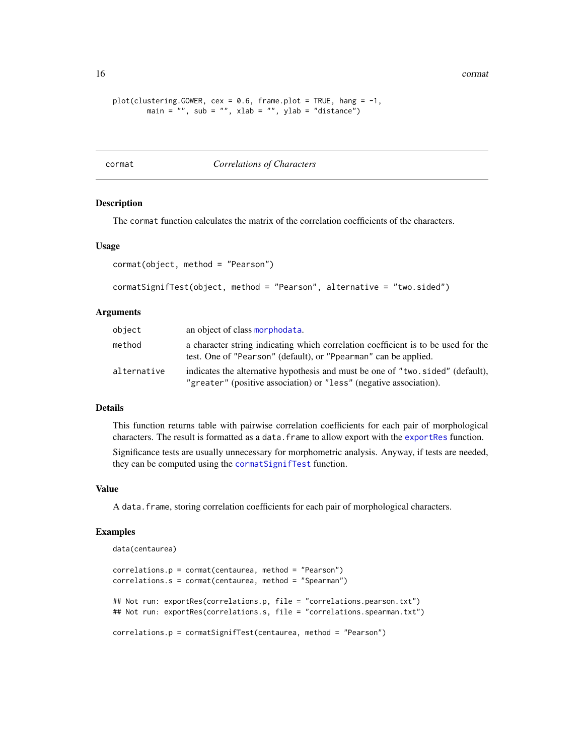```
plot(clustering.GOWER, cex = 0.6, frame.plot = TRUE, hang = -1,
        main = "", sub = "", xlab = "", ylab = "distance")
```

## cormat — *Correlations of Characters*

### Description

The `cormat` function calculates the matrix of the correlation coefficients of the characters.

### Usage

```
cormat(object, method = "Pearson")

cormatSignifTest(object, method = "Pearson", alternative = "two.sided")
```

### Arguments

| | |
|---|---|
| `object` | an object of class `morphodata`. |
| `method` | a character string indicating which correlation coefficient is to be used for the test. One of `"Pearson"` (default), or `"Ppearman"` can be applied. |
| `alternative` | indicates the alternative hypothesis and must be one of `"two.sided"` (default), `"greater"` (positive association) or `"less"` (negative association). |

### Details

This function returns table with pairwise correlation coefficients for each pair of morphological characters. The result is formatted as a `data.frame` to allow export with the `exportRes` function.

Significance tests are usually unnecessary for morphometric analysis. Anyway, if tests are needed, they can be computed using the `cormatSignifTest` function.

### Value

A `data.frame`, storing correlation coefficients for each pair of morphological characters.

### Examples

```
data(centaurea)

correlations.p = cormat(centaurea, method = "Pearson")
correlations.s = cormat(centaurea, method = "Spearman")

## Not run: exportRes(correlations.p, file = "correlations.pearson.txt")
## Not run: exportRes(correlations.s, file = "correlations.spearman.txt")

correlations.p = cormatSignifTest(centaurea, method = "Pearson")
```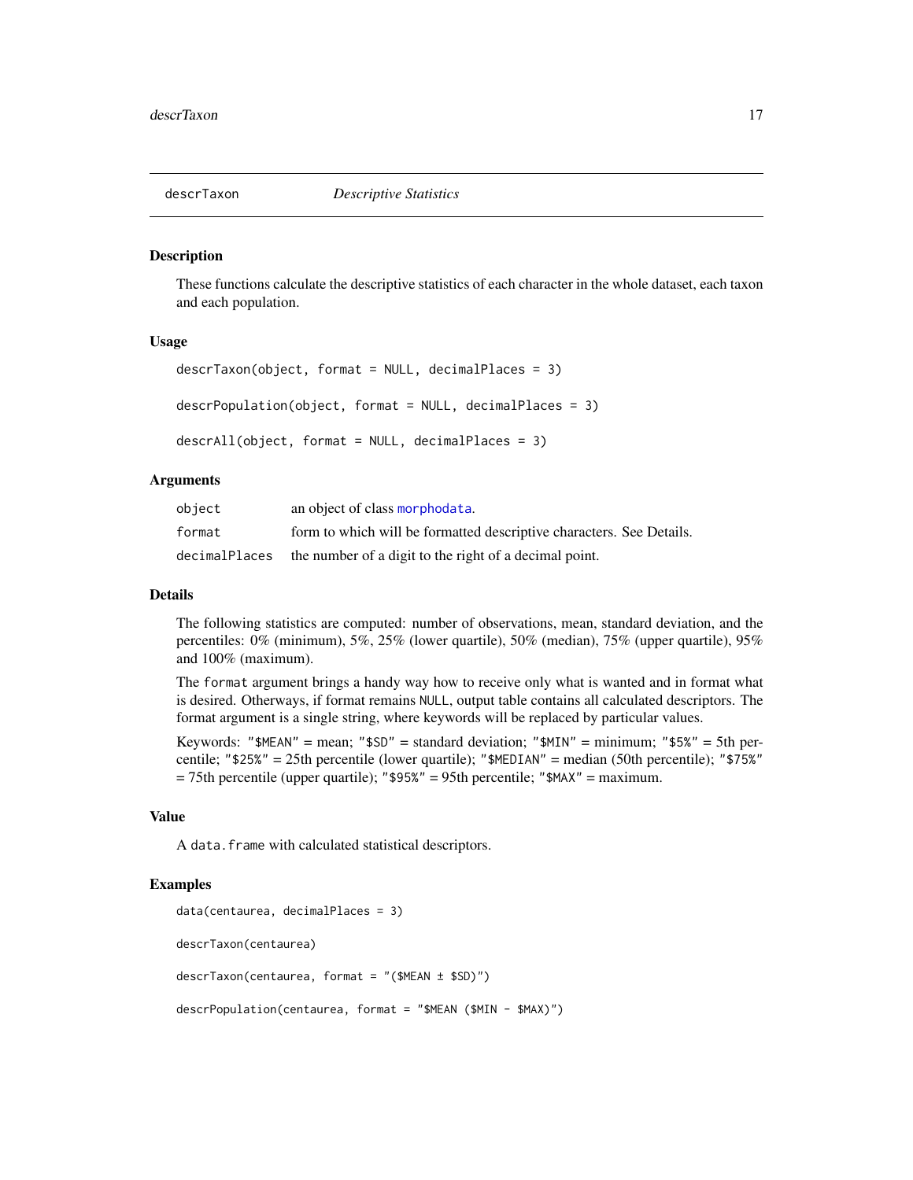# descrTax​on *Descriptive Statistics*

## Description

These functions calculate the descriptive statistics of each character in the whole dataset, each taxon and each population.

## Usage

```
descrTaxon(object, format = NULL, decimalPlaces = 3)

descrPopulation(object, format = NULL, decimalPlaces = 3)

descrAll(object, format = NULL, decimalPlaces = 3)
```

## Arguments

| | |
|---|---|
| `object` | an object of class `morphodata`. |
| `format` | form to which will be formatted descriptive characters. See Details. |
| `decimalPlaces` | the number of a digit to the right of a decimal point. |

## Details

The following statistics are computed: number of observations, mean, standard deviation, and the percentiles: 0% (minimum), 5%, 25% (lower quartile), 50% (median), 75% (upper quartile), 95% and 100% (maximum).

The `format` argument brings a handy way how to receive only what is wanted and in format what is desired. Otherways, if format remains `NULL`, output table contains all calculated descriptors. The format argument is a single string, where keywords will be replaced by particular values.

Keywords: `"$MEAN"` = mean; `"$SD"` = standard deviation; `"$MIN"` = minimum; `"$5%"` = 5th percentile; `"$25%"` = 25th percentile (lower quartile); `"$MEDIAN"` = median (50th percentile); `"$75%"` = 75th percentile (upper quartile); `"$95%"` = 95th percentile; `"$MAX"` = maximum.

## Value

A `data.frame` with calculated statistical descriptors.

## Examples

```
data(centaurea, decimalPlaces = 3)

descrTaxon(centaurea)

descrTaxon(centaurea, format = "($MEAN ± $SD)")

descrPopulation(centaurea, format = "$MEAN ($MIN - $MAX)")
```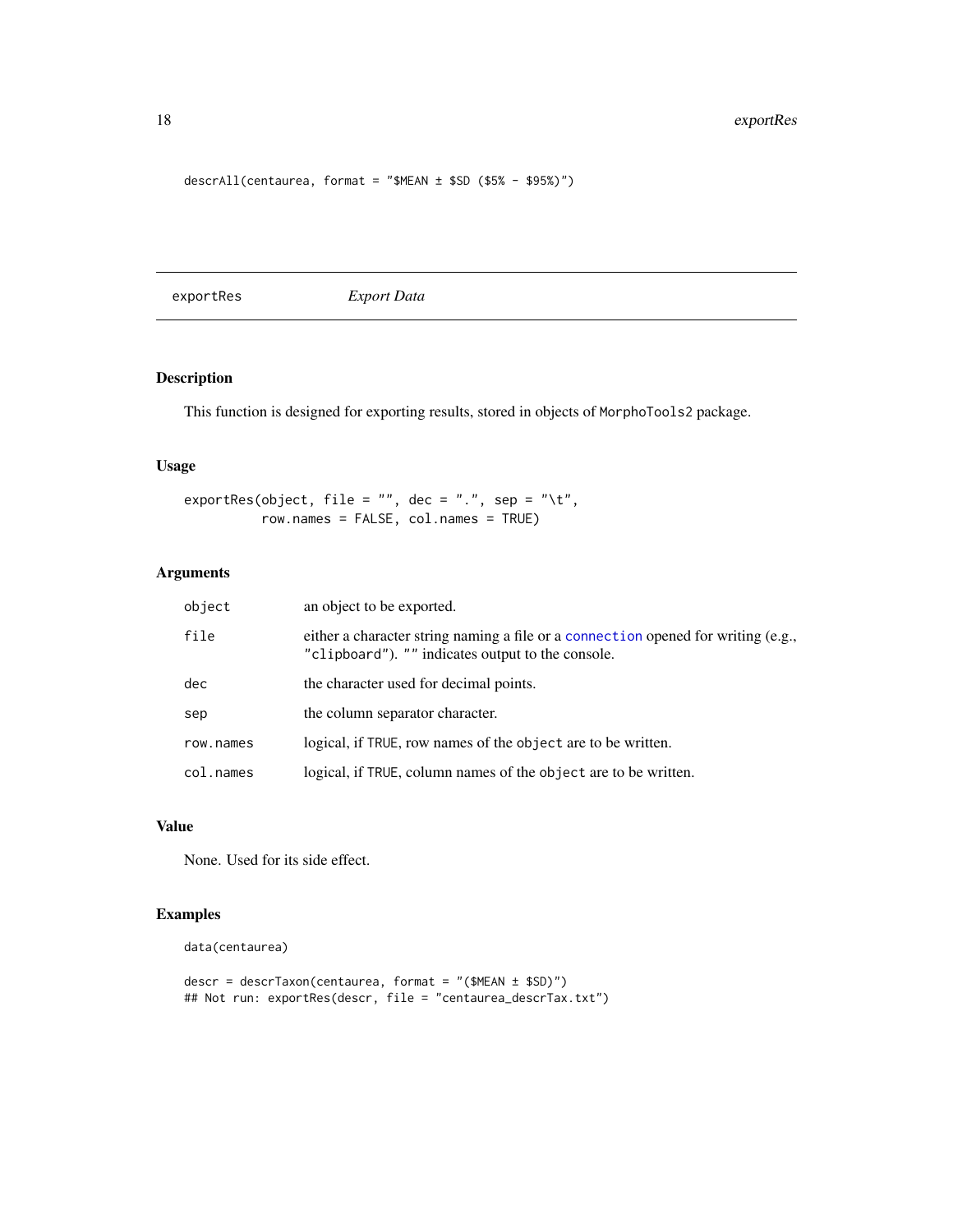```
descrAll(centaurea, format = "$MEAN ± $SD ($5% - $95%)")
```

---

## exportRes — *Export Data*

### Description

This function is designed for exporting results, stored in objects of `MorphoTools2` package.

### Usage

```
exportRes(object, file = "", dec = ".", sep = "\t",
          row.names = FALSE, col.names = TRUE)
```

### Arguments

| | |
|---|---|
| `object` | an object to be exported. |
| `file` | either a character string naming a file or a connection opened for writing (e.g., `"clipboard"`). `""` indicates output to the console. |
| `dec` | the character used for decimal points. |
| `sep` | the column separator character. |
| `row.names` | logical, if `TRUE`, row names of the `object` are to be written. |
| `col.names` | logical, if `TRUE`, column names of the `object` are to be written. |

### Value

None. Used for its side effect.

### Examples

```
data(centaurea)

descr = descrTaxon(centaurea, format = "($MEAN ± $SD)")
## Not run: exportRes(descr, file = "centaurea_descrTax.txt")
```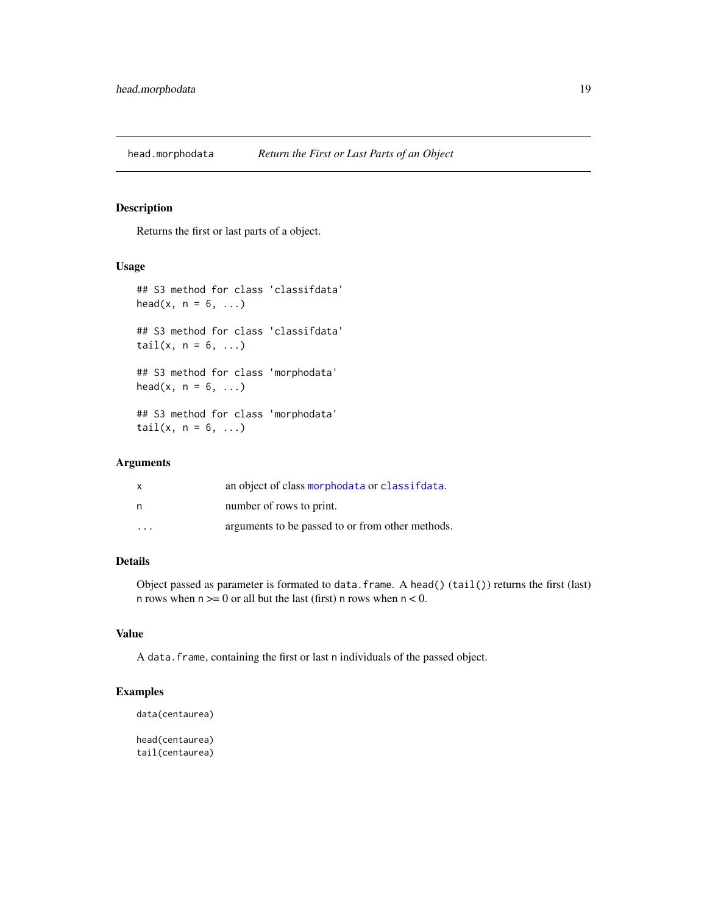## head.morphodata — *Return the First or Last Parts of an Object*

### Description

Returns the first or last parts of a object.

### Usage

```
## S3 method for class 'classifdata'
head(x, n = 6, ...)

## S3 method for class 'classifdata'
tail(x, n = 6, ...)

## S3 method for class 'morphodata'
head(x, n = 6, ...)

## S3 method for class 'morphodata'
tail(x, n = 6, ...)
```

### Arguments

| | |
|---|---|
| x | an object of class morphodata or classifdata. |
| n | number of rows to print. |
| ... | arguments to be passed to or from other methods. |

### Details

Object passed as parameter is formated to `data.frame`. A `head()` (`tail()`) returns the first (last) `n` rows when `n` >= 0 or all but the last (first) `n` rows when `n` < 0.

### Value

A `data.frame`, containing the first or last `n` individuals of the passed object.

### Examples

```
data(centaurea)

head(centaurea)
tail(centaurea)
```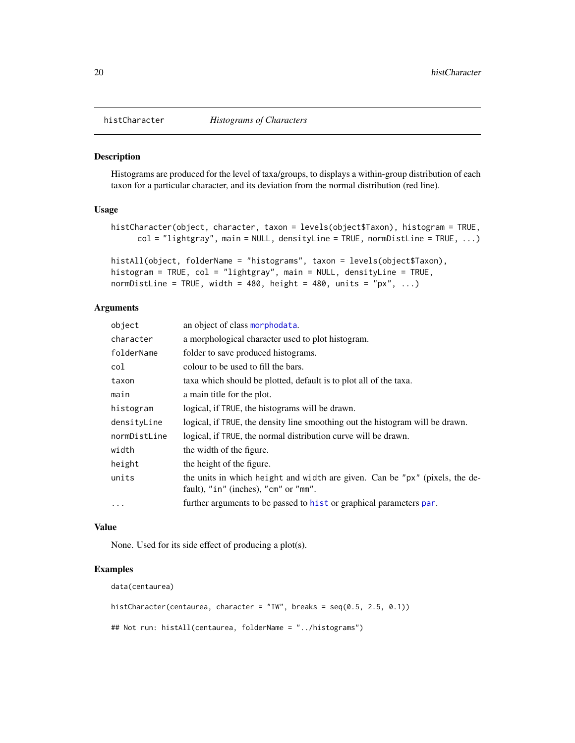## histCharacter *Histograms of Characters*

### Description

Histograms are produced for the level of taxa/groups, to displays a within-group distribution of each taxon for a particular character, and its deviation from the normal distribution (red line).

### Usage

```
histCharacter(object, character, taxon = levels(object$Taxon), histogram = TRUE,
      col = "lightgray", main = NULL, densityLine = TRUE, normDistLine = TRUE, ...)

histAll(object, folderName = "histograms", taxon = levels(object$Taxon),
histogram = TRUE, col = "lightgray", main = NULL, densityLine = TRUE,
normDistLine = TRUE, width = 480, height = 480, units = "px", ...)
```

### Arguments

| | |
|---|---|
| `object` | an object of class `morphodata`. |
| `character` | a morphological character used to plot histogram. |
| `folderName` | folder to save produced histograms. |
| `col` | colour to be used to fill the bars. |
| `taxon` | taxa which should be plotted, default is to plot all of the taxa. |
| `main` | a main title for the plot. |
| `histogram` | logical, if `TRUE`, the histograms will be drawn. |
| `densityLine` | logical, if `TRUE`, the density line smoothing out the histogram will be drawn. |
| `normDistLine` | logical, if `TRUE`, the normal distribution curve will be drawn. |
| `width` | the width of the figure. |
| `height` | the height of the figure. |
| `units` | the units in which `height` and `width` are given. Can be `"px"` (pixels, the default), `"in"` (inches), `"cm"` or `"mm"`. |
| `...` | further arguments to be passed to `hist` or graphical parameters `par`. |

### Value

None. Used for its side effect of producing a plot(s).

### Examples

```
data(centaurea)

histCharacter(centaurea, character = "IW", breaks = seq(0.5, 2.5, 0.1))

## Not run: histAll(centaurea, folderName = "../histograms")
```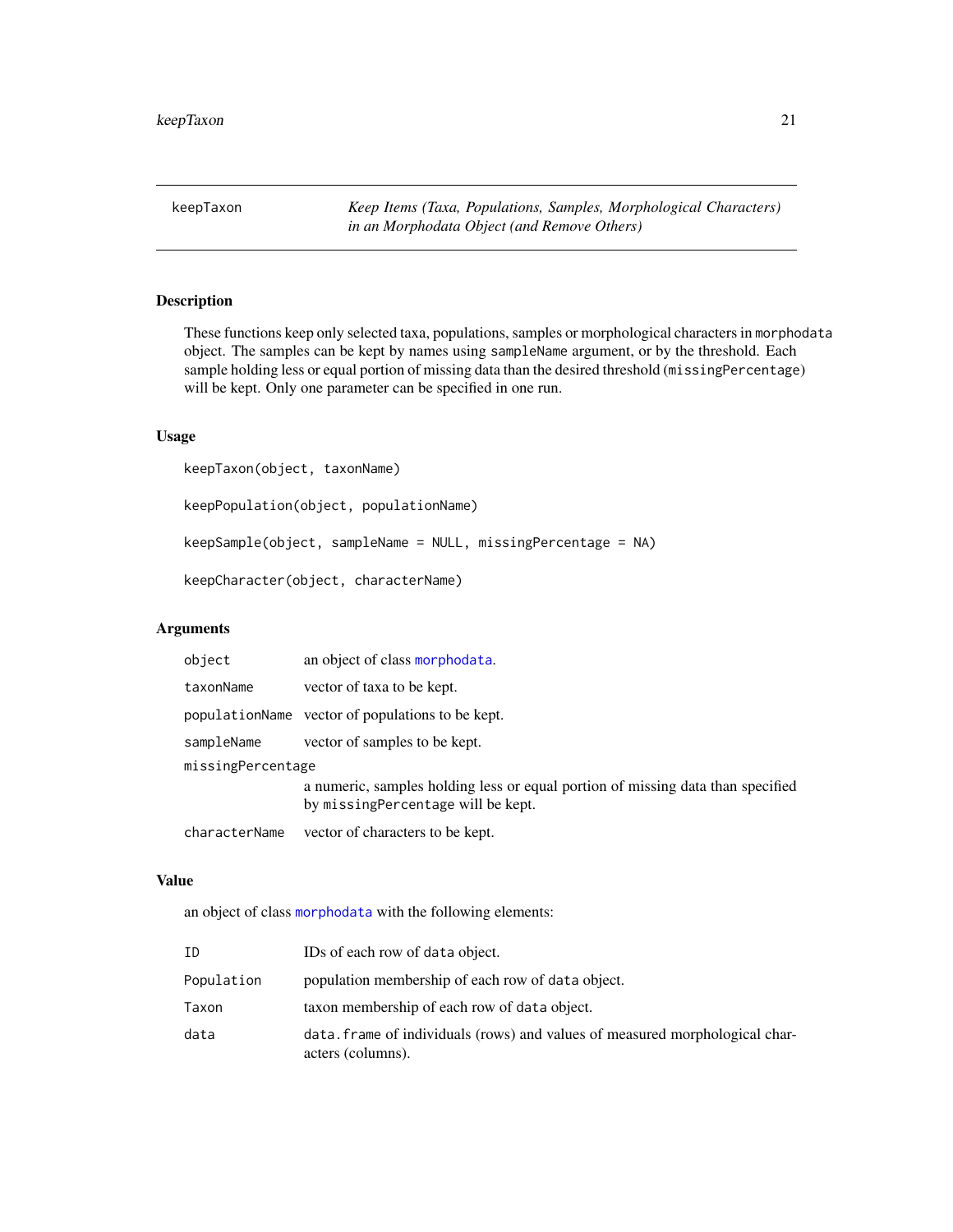keepTaxon *Keep Items (Taxa, Populations, Samples, Morphological Characters) in an Morphodata Object (and Remove Others)*

## Description

These functions keep only selected taxa, populations, samples or morphological characters in `morphodata` object. The samples can be kept by names using `sampleName` argument, or by the threshold. Each sample holding less or equal portion of missing data than the desired threshold (`missingPercentage`) will be kept. Only one parameter can be specified in one run.

## Usage

```
keepTaxon(object, taxonName)

keepPopulation(object, populationName)

keepSample(object, sampleName = NULL, missingPercentage = NA)

keepCharacter(object, characterName)
```

## Arguments

| | |
|---|---|
| `object` | an object of class `morphodata`. |
| `taxonName` | vector of taxa to be kept. |
| `populationName` | vector of populations to be kept. |
| `sampleName` | vector of samples to be kept. |
| `missingPercentage` | a numeric, samples holding less or equal portion of missing data than specified by `missingPercentage` will be kept. |
| `characterName` | vector of characters to be kept. |

## Value

an object of class `morphodata` with the following elements:

| | |
|---|---|
| `ID` | IDs of each row of `data` object. |
| `Population` | population membership of each row of `data` object. |
| `Taxon` | taxon membership of each row of `data` object. |
| `data` | `data.frame` of individuals (rows) and values of measured morphological characters (columns). |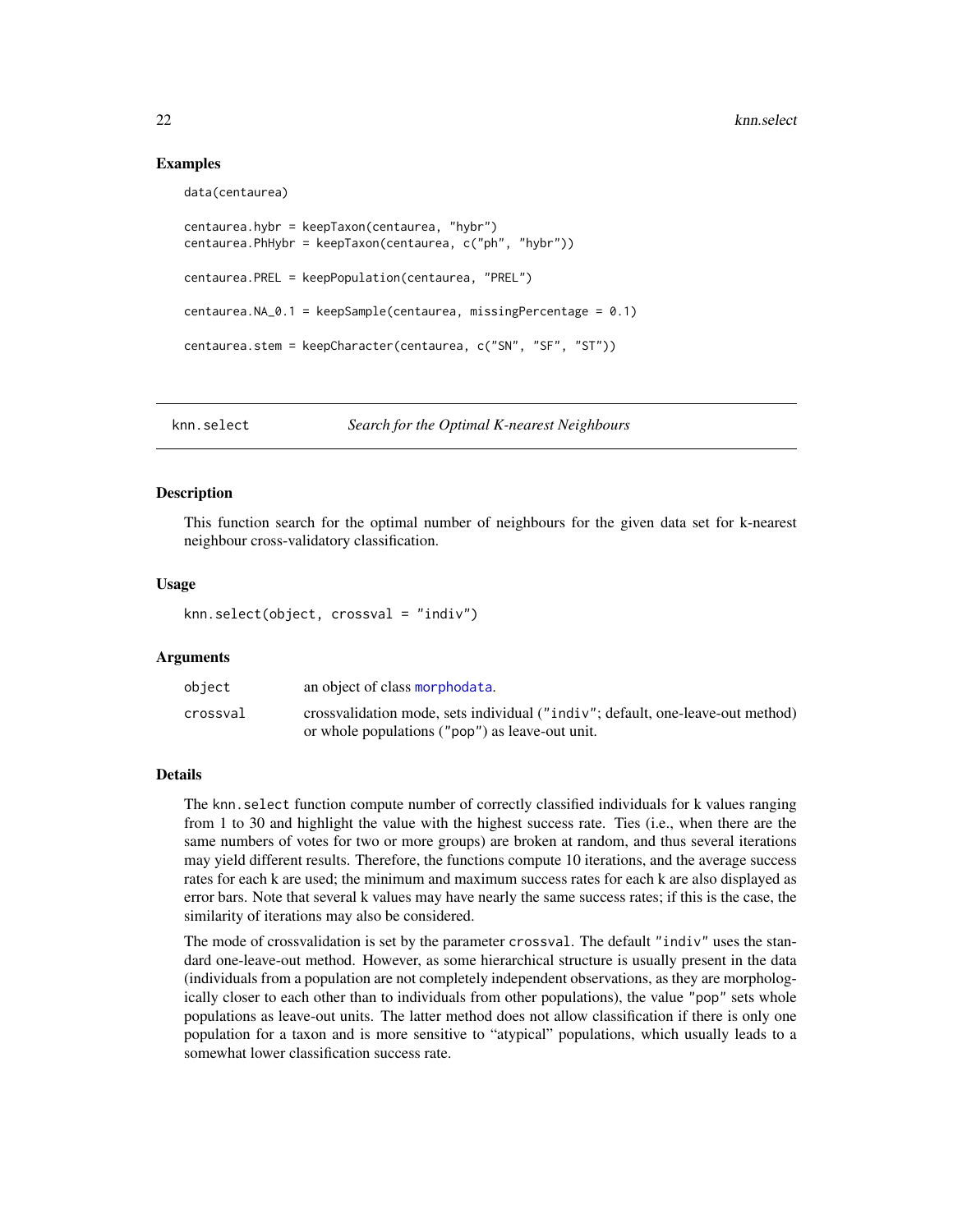## Examples

```
data(centaurea)

centaurea.hybr = keepTaxon(centaurea, "hybr")
centaurea.PhHybr = keepTaxon(centaurea, c("ph", "hybr"))

centaurea.PREL = keepPopulation(centaurea, "PREL")

centaurea.NA_0.1 = keepSample(centaurea, missingPercentage = 0.1)

centaurea.stem = keepCharacter(centaurea, c("SN", "SF", "ST"))
```

---

# knn.select — *Search for the Optimal K-nearest Neighbours*

## Description

This function search for the optimal number of neighbours for the given data set for k-nearest neighbour cross-validatory classification.

## Usage

```
knn.select(object, crossval = "indiv")
```

## Arguments

| | |
|---|---|
| `object` | an object of class `morphodata`. |
| `crossval` | crossvalidation mode, sets individual (`"indiv"`; default, one-leave-out method) or whole populations (`"pop"`) as leave-out unit. |

## Details

The `knn.select` function compute number of correctly classified individuals for k values ranging from 1 to 30 and highlight the value with the highest success rate. Ties (i.e., when there are the same numbers of votes for two or more groups) are broken at random, and thus several iterations may yield different results. Therefore, the functions compute 10 iterations, and the average success rates for each k are used; the minimum and maximum success rates for each k are also displayed as error bars. Note that several k values may have nearly the same success rates; if this is the case, the similarity of iterations may also be considered.

The mode of crossvalidation is set by the parameter `crossval`. The default `"indiv"` uses the standard one-leave-out method. However, as some hierarchical structure is usually present in the data (individuals from a population are not completely independent observations, as they are morphologically closer to each other than to individuals from other populations), the value `"pop"` sets whole populations as leave-out units. The latter method does not allow classification if there is only one population for a taxon and is more sensitive to "atypical" populations, which usually leads to a somewhat lower classification success rate.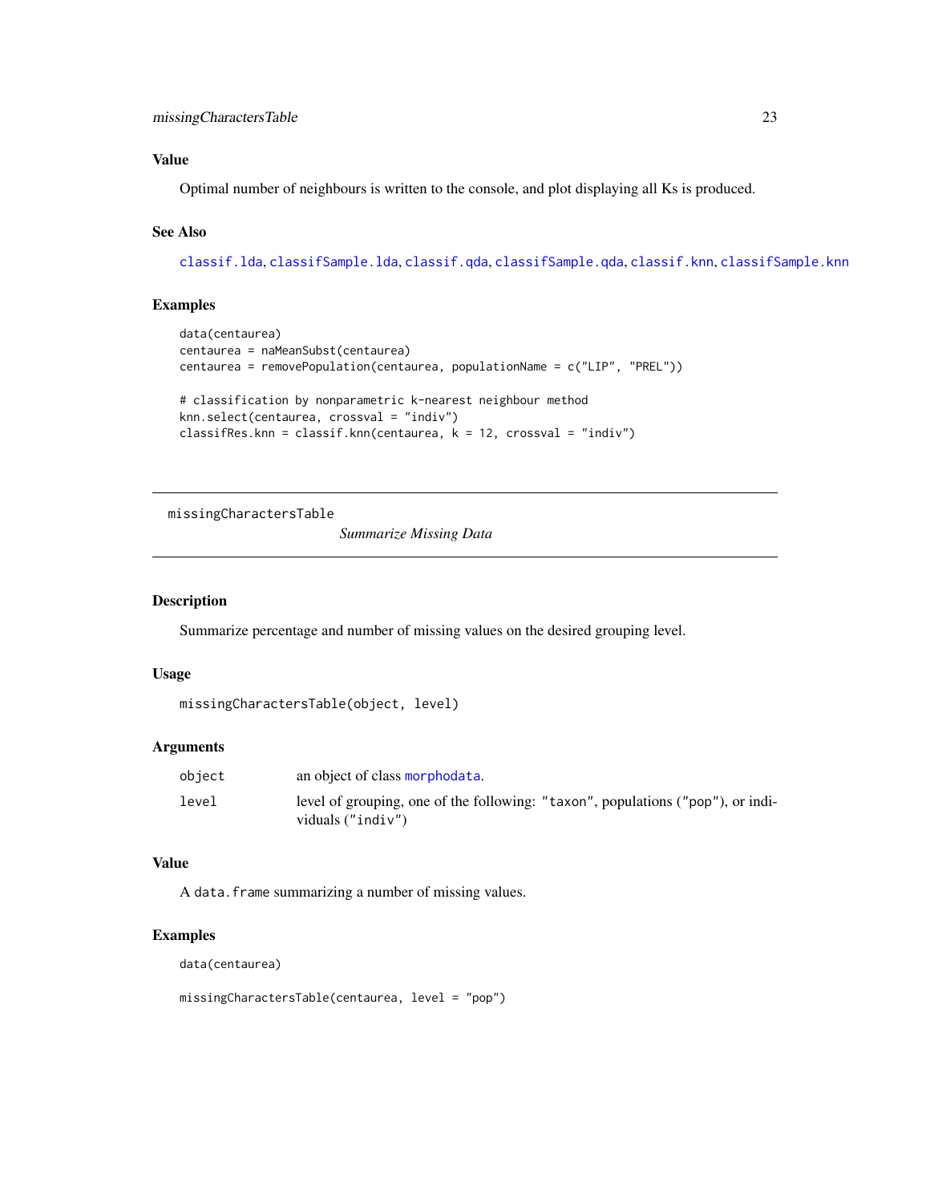### Value

Optimal number of neighbours is written to the console, and plot displaying all Ks is produced.

### See Also

classif.lda, classifSample.lda, classif.qda, classifSample.qda, classif.knn, classifSample.knn

### Examples

```
data(centaurea)
centaurea = naMeanSubst(centaurea)
centaurea = removePopulation(centaurea, populationName = c("LIP", "PREL"))

# classification by nonparametric k-nearest neighbour method
knn.select(centaurea, crossval = "indiv")
classifRes.knn = classif.knn(centaurea, k = 12, crossval = "indiv")
```

---

## missingCharactersTable — *Summarize Missing Data*

### Description

Summarize percentage and number of missing values on the desired grouping level.

### Usage

```
missingCharactersTable(object, level)
```

### Arguments

| | |
|---|---|
| object | an object of class morphodata. |
| level | level of grouping, one of the following: "taxon", populations ("pop"), or individuals ("indiv") |

### Value

A data.frame summarizing a number of missing values.

### Examples

```
data(centaurea)

missingCharactersTable(centaurea, level = "pop")
```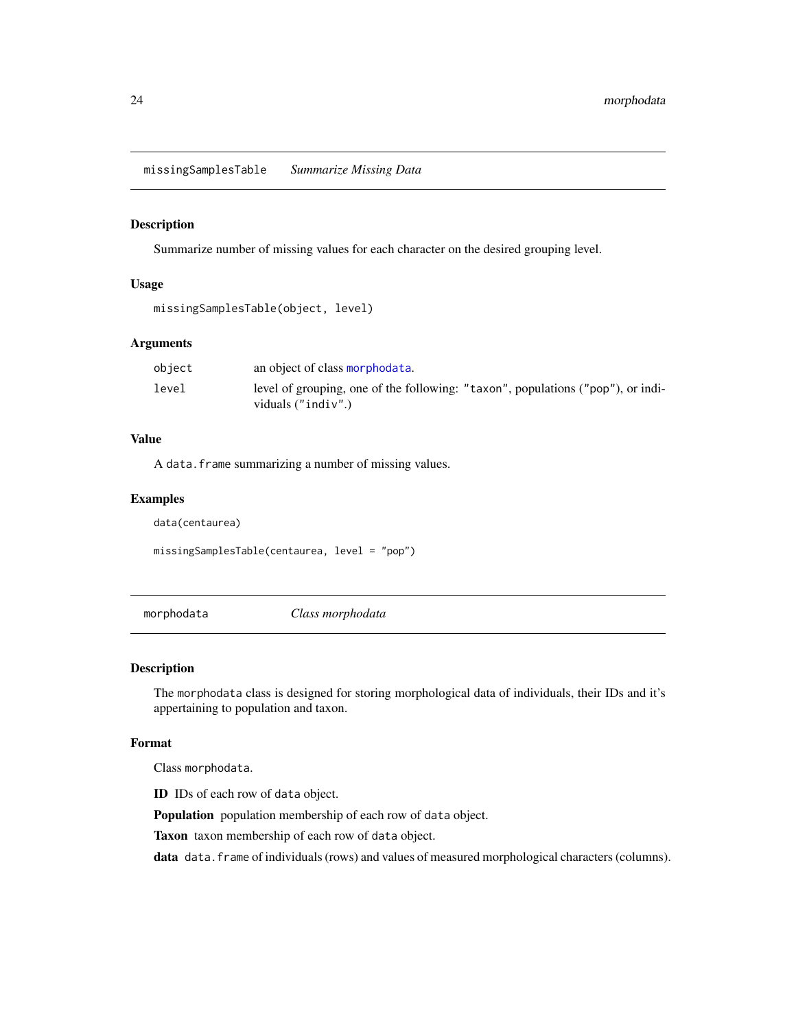## missingSamplesTable *Summarize Missing Data*

### Description

Summarize number of missing values for each character on the desired grouping level.

### Usage

```
missingSamplesTable(object, level)
```

### Arguments

| | |
|---|---|
| object | an object of class morphodata. |
| level | level of grouping, one of the following: "taxon", populations ("pop"), or individuals ("indiv".) |

### Value

A data.frame summarizing a number of missing values.

### Examples

```
data(centaurea)

missingSamplesTable(centaurea, level = "pop")
```

## morphodata *Class morphodata*

### Description

The morphodata class is designed for storing morphological data of individuals, their IDs and it's appertaining to population and taxon.

### Format

Class morphodata.

**ID** IDs of each row of data object.

**Population** population membership of each row of data object.

**Taxon** taxon membership of each row of data object.

**data** data.frame of individuals (rows) and values of measured morphological characters (columns).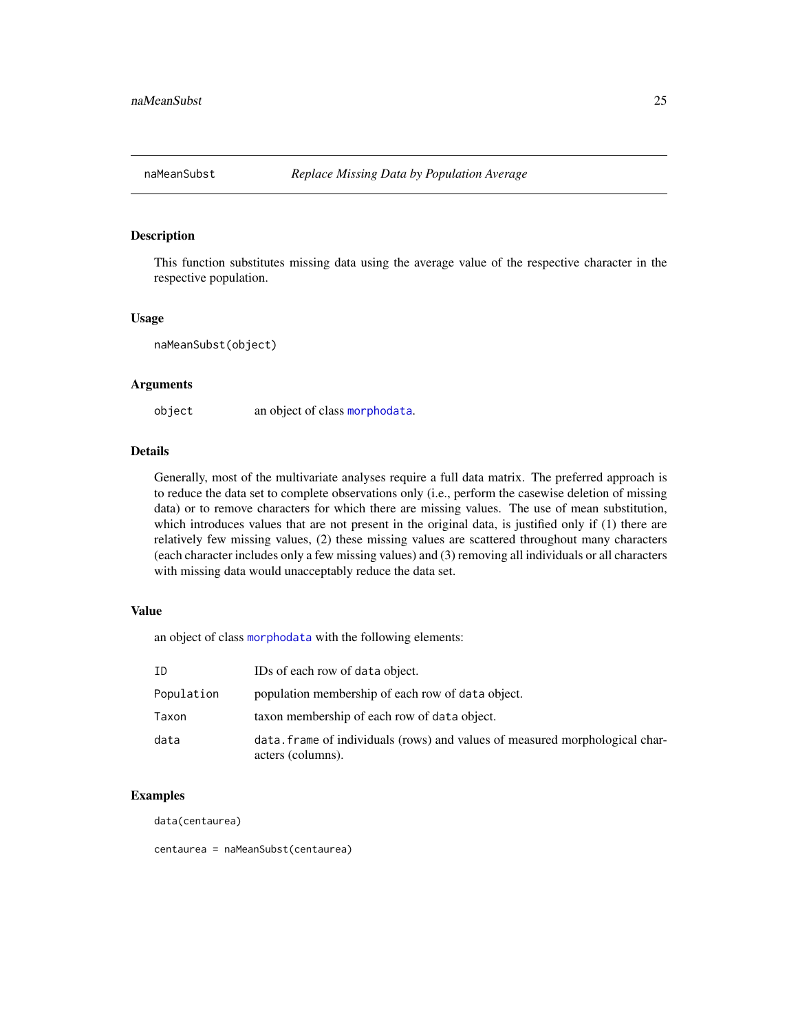## naMeanSubst — *Replace Missing Data by Population Average*

### Description

This function substitutes missing data using the average value of the respective character in the respective population.

### Usage

```
naMeanSubst(object)
```

### Arguments

| | |
|---|---|
| `object` | an object of class `morphodata`. |

### Details

Generally, most of the multivariate analyses require a full data matrix. The preferred approach is to reduce the data set to complete observations only (i.e., perform the casewise deletion of missing data) or to remove characters for which there are missing values. The use of mean substitution, which introduces values that are not present in the original data, is justified only if (1) there are relatively few missing values, (2) these missing values are scattered throughout many characters (each character includes only a few missing values) and (3) removing all individuals or all characters with missing data would unacceptably reduce the data set.

### Value

an object of class `morphodata` with the following elements:

| | |
|---|---|
| `ID` | IDs of each row of `data` object. |
| `Population` | population membership of each row of `data` object. |
| `Taxon` | taxon membership of each row of `data` object. |
| `data` | `data.frame` of individuals (rows) and values of measured morphological characters (columns). |

### Examples

```
data(centaurea)

centaurea = naMeanSubst(centaurea)
```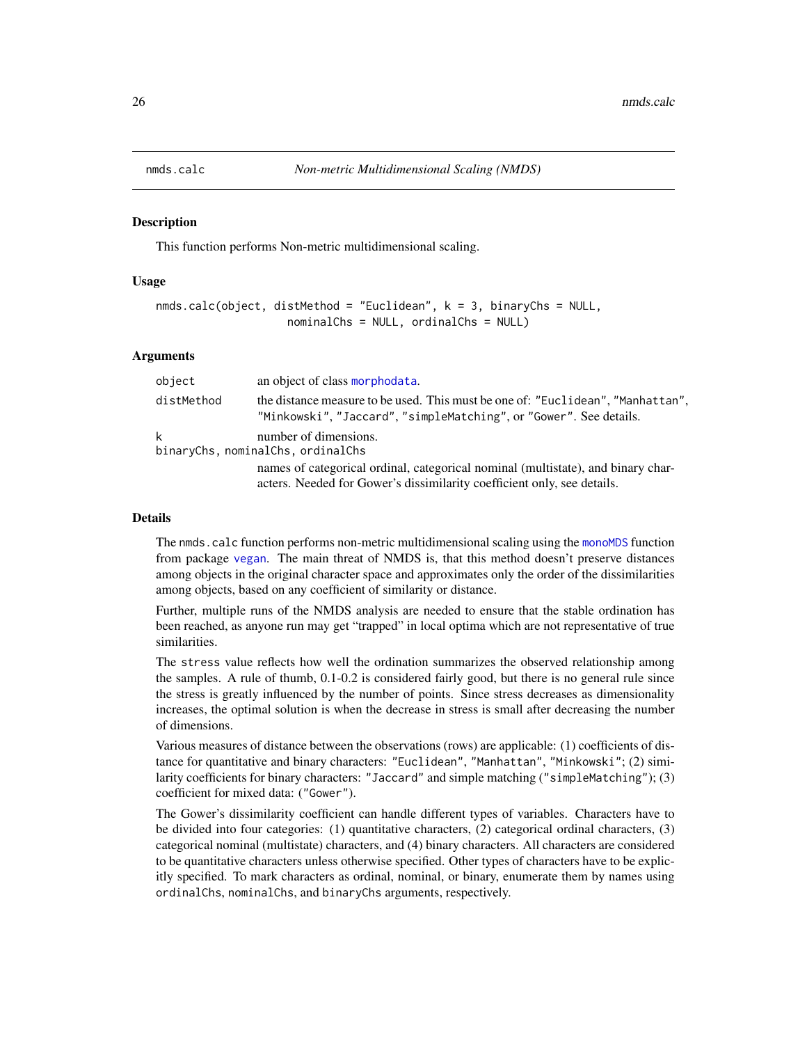## nmds.calc — *Non-metric Multidimensional Scaling (NMDS)*

### Description

This function performs Non-metric multidimensional scaling.

### Usage

```
nmds.calc(object, distMethod = "Euclidean", k = 3, binaryChs = NULL,
                   nominalChs = NULL, ordinalChs = NULL)
```

### Arguments

| Argument | Description |
|---|---|
| `object` | an object of class `morphodata`. |
| `distMethod` | the distance measure to be used. This must be one of: `"Euclidean"`, `"Manhattan"`, `"Minkowski"`, `"Jaccard"`, `"simpleMatching"`, or `"Gower"`. See details. |
| `k` | number of dimensions. |
| `binaryChs, nominalChs, ordinalChs` | names of categorical ordinal, categorical nominal (multistate), and binary characters. Needed for Gower's dissimilarity coefficient only, see details. |

### Details

The `nmds.calc` function performs non-metric multidimensional scaling using the `monoMDS` function from package `vegan`. The main threat of NMDS is, that this method doesn't preserve distances among objects in the original character space and approximates only the order of the dissimilarities among objects, based on any coefficient of similarity or distance.

Further, multiple runs of the NMDS analysis are needed to ensure that the stable ordination has been reached, as anyone run may get "trapped" in local optima which are not representative of true similarities.

The `stress` value reflects how well the ordination summarizes the observed relationship among the samples. A rule of thumb, 0.1-0.2 is considered fairly good, but there is no general rule since the stress is greatly influenced by the number of points. Since stress decreases as dimensionality increases, the optimal solution is when the decrease in stress is small after decreasing the number of dimensions.

Various measures of distance between the observations (rows) are applicable: (1) coefficients of distance for quantitative and binary characters: `"Euclidean"`, `"Manhattan"`, `"Minkowski"`; (2) similarity coefficients for binary characters: `"Jaccard"` and simple matching (`"simpleMatching"`); (3) coefficient for mixed data: (`"Gower"`).

The Gower's dissimilarity coefficient can handle different types of variables. Characters have to be divided into four categories: (1) quantitative characters, (2) categorical ordinal characters, (3) categorical nominal (multistate) characters, and (4) binary characters. All characters are considered to be quantitative characters unless otherwise specified. Other types of characters have to be explicitly specified. To mark characters as ordinal, nominal, or binary, enumerate them by names using `ordinalChs`, `nominalChs`, and `binaryChs` arguments, respectively.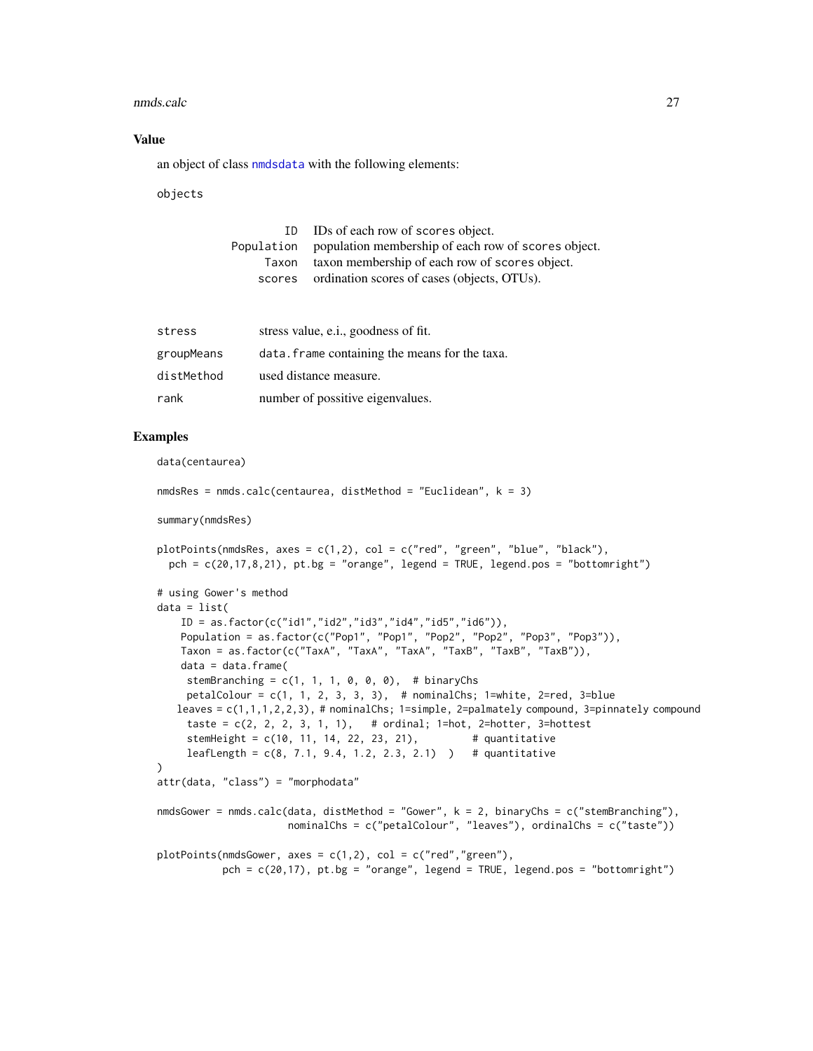## Value

an object of class nmdsdata with the following elements:

objects

| | |
|---|---|
| ID | IDs of each row of scores object. |
| Population | population membership of each row of scores object. |
| Taxon | taxon membership of each row of scores object. |
| scores | ordination scores of cases (objects, OTUs). |

| | |
|---|---|
| stress | stress value, e.i., goodness of fit. |
| groupMeans | data.frame containing the means for the taxa. |
| distMethod | used distance measure. |
| rank | number of possitive eigenvalues. |

## Examples

```
data(centaurea)

nmdsRes = nmds.calc(centaurea, distMethod = "Euclidean", k = 3)

summary(nmdsRes)

plotPoints(nmdsRes, axes = c(1,2), col = c("red", "green", "blue", "black"),
  pch = c(20,17,8,21), pt.bg = "orange", legend = TRUE, legend.pos = "bottomright")

# using Gower's method
data = list(
    ID = as.factor(c("id1","id2","id3","id4","id5","id6")),
    Population = as.factor(c("Pop1", "Pop1", "Pop2", "Pop2", "Pop3", "Pop3")),
    Taxon = as.factor(c("TaxA", "TaxA", "TaxA", "TaxB", "TaxB", "TaxB")),
    data = data.frame(
     stemBranching = c(1, 1, 1, 0, 0, 0),  # binaryChs
     petalColour = c(1, 1, 2, 3, 3, 3),  # nominalChs; 1=white, 2=red, 3=blue
    leaves = c(1,1,1,2,2,3), # nominalChs; 1=simple, 2=palmately compound, 3=pinnately compound
     taste = c(2, 2, 2, 3, 1, 1),   # ordinal; 1=hot, 2=hotter, 3=hottest
     stemHeight = c(10, 11, 14, 22, 23, 21),         # quantitative
     leafLength = c(8, 7.1, 9.4, 1.2, 2.3, 2.1)  )   # quantitative
)
attr(data, "class") = "morphodata"

nmdsGower = nmds.calc(data, distMethod = "Gower", k = 2, binaryChs = c("stemBranching"),
                      nominalChs = c("petalColour", "leaves"), ordinalChs = c("taste"))

plotPoints(nmdsGower, axes = c(1,2), col = c("red","green"),
           pch = c(20,17), pt.bg = "orange", legend = TRUE, legend.pos = "bottomright")
```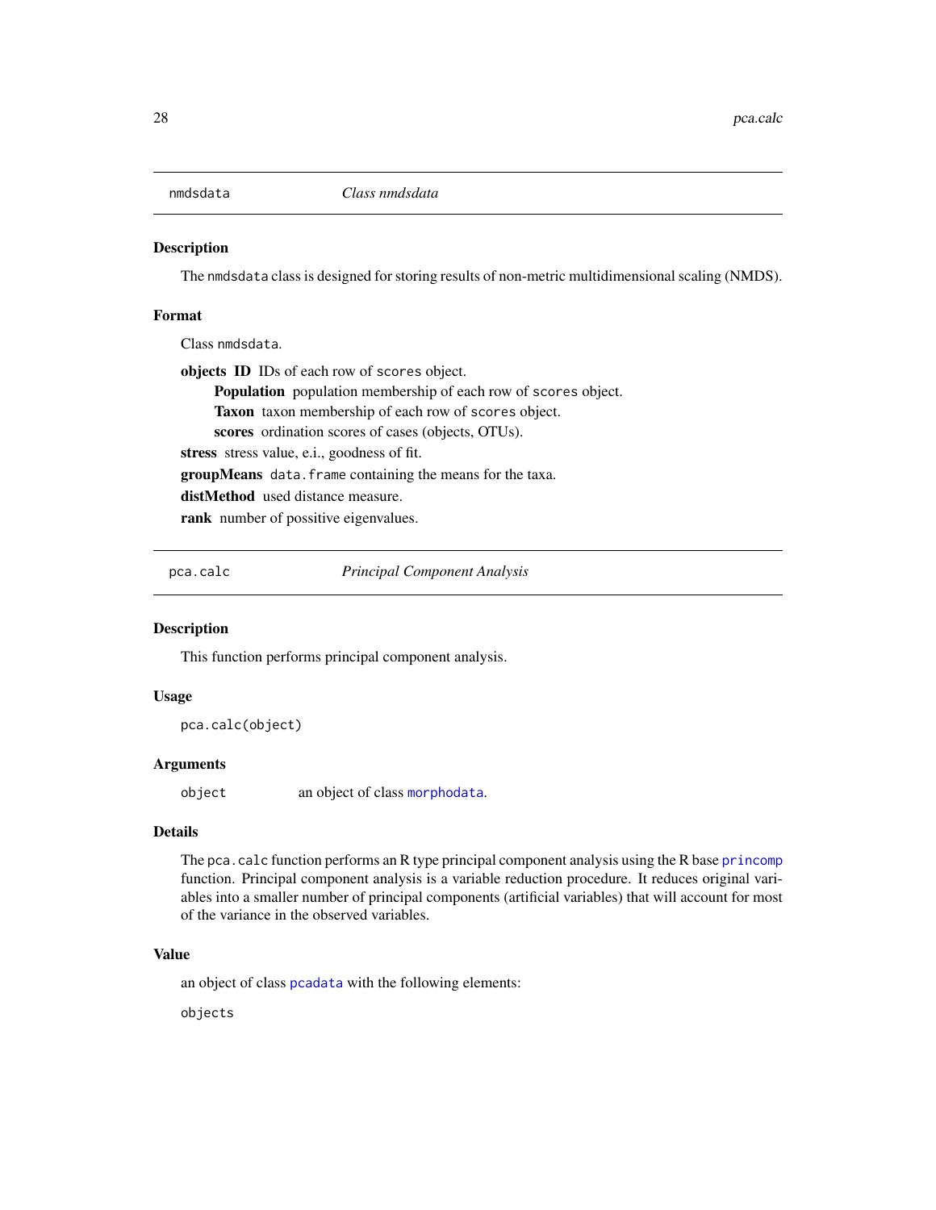## nmdsdata *Class nmdsdata*

### Description

The nmdsdata class is designed for storing results of non-metric multidimensional scaling (NMDS).

### Format

Class nmdsdata.

**objects** **ID** IDs of each row of scores object.

- **Population** population membership of each row of scores object.
- **Taxon** taxon membership of each row of scores object.
- **scores** ordination scores of cases (objects, OTUs).

**stress** stress value, e.i., goodness of fit.

**groupMeans** data.frame containing the means for the taxa.

**distMethod** used distance measure.

**rank** number of possitive eigenvalues.

## pca.calc *Principal Component Analysis*

### Description

This function performs principal component analysis.

### Usage

```
pca.calc(object)
```

### Arguments

object an object of class morphodata.

### Details

The pca.calc function performs an R type principal component analysis using the R base princomp function. Principal component analysis is a variable reduction procedure. It reduces original variables into a smaller number of principal components (artificial variables) that will account for most of the variance in the observed variables.

### Value

an object of class pcadata with the following elements:

objects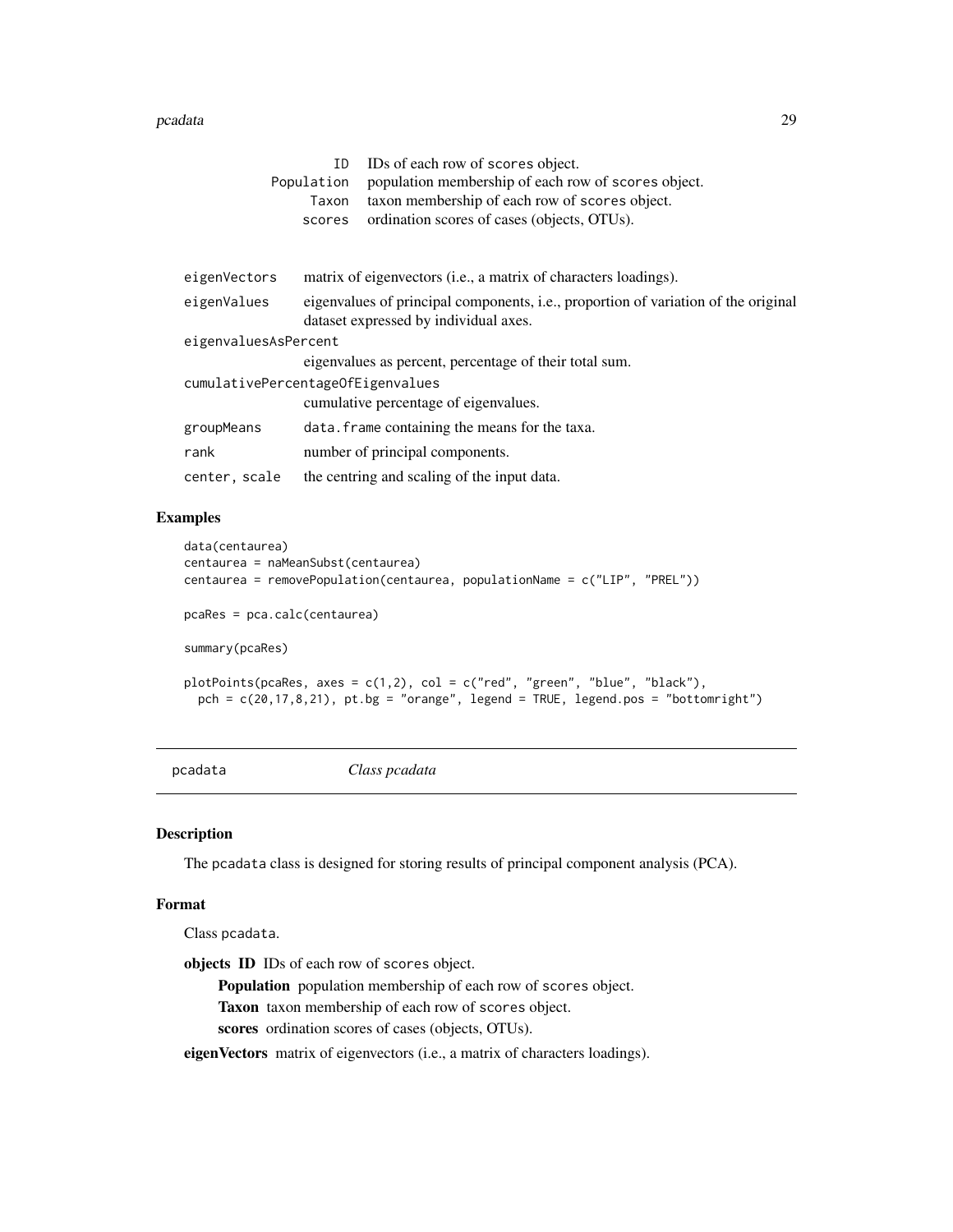| | |
|---|---|
| ID | IDs of each row of scores object. |
| Population | population membership of each row of scores object. |
| Taxon | taxon membership of each row of scores object. |
| scores | ordination scores of cases (objects, OTUs). |

| | |
|---|---|
| eigenVectors | matrix of eigenvectors (i.e., a matrix of characters loadings). |
| eigenValues | eigenvalues of principal components, i.e., proportion of variation of the original dataset expressed by individual axes. |
| eigenvaluesAsPercent | eigenvalues as percent, percentage of their total sum. |
| cumulativePercentageOfEigenvalues | cumulative percentage of eigenvalues. |
| groupMeans | data.frame containing the means for the taxa. |
| rank | number of principal components. |
| center, scale | the centring and scaling of the input data. |

## Examples

```
data(centaurea)
centaurea = naMeanSubst(centaurea)
centaurea = removePopulation(centaurea, populationName = c("LIP", "PREL"))

pcaRes = pca.calc(centaurea)

summary(pcaRes)

plotPoints(pcaRes, axes = c(1,2), col = c("red", "green", "blue", "black"),
  pch = c(20,17,8,21), pt.bg = "orange", legend = TRUE, legend.pos = "bottomright")
```

---

# pcadata — *Class pcadata*

## Description

The pcadata class is designed for storing results of principal component analysis (PCA).

## Format

Class pcadata.

**objects** **ID** IDs of each row of scores object.

- **Population** population membership of each row of scores object.
- **Taxon** taxon membership of each row of scores object.
- **scores** ordination scores of cases (objects, OTUs).

**eigenVectors** matrix of eigenvectors (i.e., a matrix of characters loadings).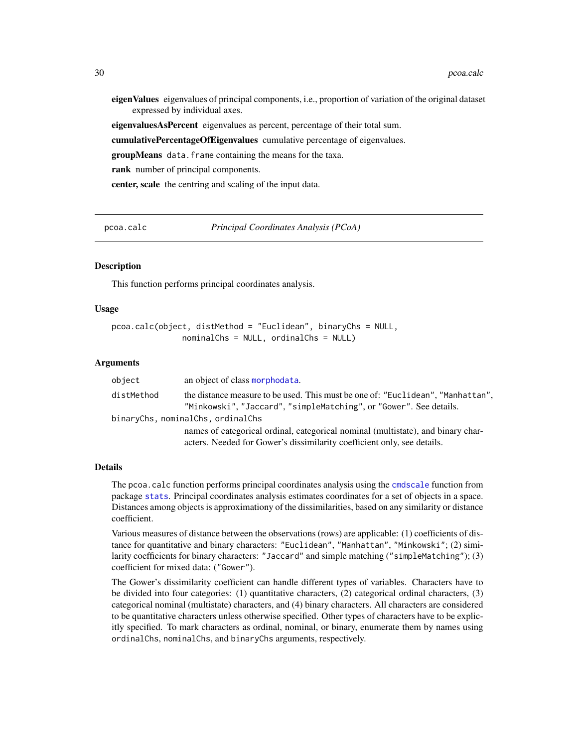**eigenValues** eigenvalues of principal components, i.e., proportion of variation of the original dataset expressed by individual axes.

**eigenvaluesAsPercent** eigenvalues as percent, percentage of their total sum.

**cumulativePercentageOfEigenvalues** cumulative percentage of eigenvalues.

**groupMeans** `data.frame` containing the means for the taxa.

**rank** number of principal components.

**center, scale** the centring and scaling of the input data.

---

## pcoa.calc — *Principal Coordinates Analysis (PCoA)*

---

### Description

This function performs principal coordinates analysis.

### Usage

```
pcoa.calc(object, distMethod = "Euclidean", binaryChs = NULL,
              nominalChs = NULL, ordinalChs = NULL)
```

### Arguments

| | |
|---|---|
| `object` | an object of class `morphodata`. |
| `distMethod` | the distance measure to be used. This must be one of: `"Euclidean"`, `"Manhattan"`, `"Minkowski"`, `"Jaccard"`, `"simpleMatching"`, or `"Gower"`. See details. |
| `binaryChs, nominalChs, ordinalChs` | names of categorical ordinal, categorical nominal (multistate), and binary characters. Needed for Gower's dissimilarity coefficient only, see details. |

### Details

The `pcoa.calc` function performs principal coordinates analysis using the `cmdscale` function from package `stats`. Principal coordinates analysis estimates coordinates for a set of objects in a space. Distances among objects is approximatiory of the dissimilarities, based on any similarity or distance coefficient.

Various measures of distance between the observations (rows) are applicable: (1) coefficients of distance for quantitative and binary characters: `"Euclidean"`, `"Manhattan"`, `"Minkowski"`; (2) similarity coefficients for binary characters: `"Jaccard"` and simple matching (`"simpleMatching"`); (3) coefficient for mixed data: (`"Gower"`).

The Gower's dissimilarity coefficient can handle different types of variables. Characters have to be divided into four categories: (1) quantitative characters, (2) categorical ordinal characters, (3) categorical nominal (multistate) characters, and (4) binary characters. All characters are considered to be quantitative characters unless otherwise specified. Other types of characters have to be explicitly specified. To mark characters as ordinal, nominal, or binary, enumerate them by names using `ordinalChs`, `nominalChs`, and `binaryChs` arguments, respectively.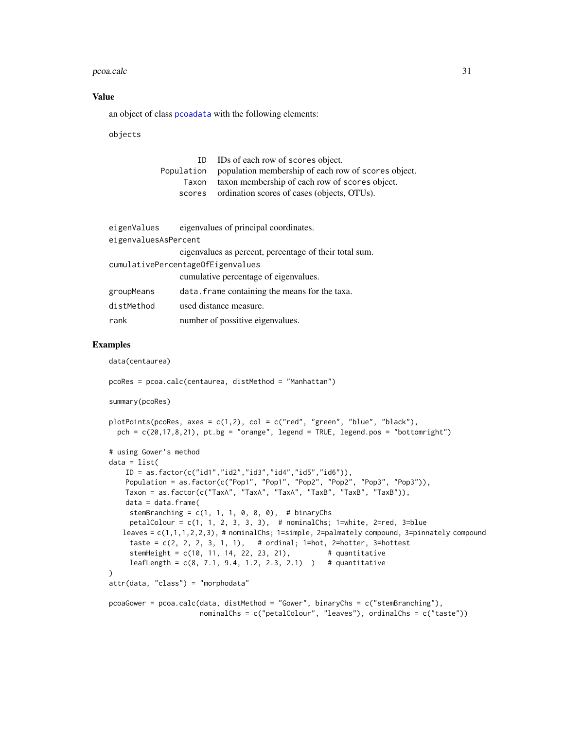## Value

an object of class pcoadata with the following elements:

objects

| | |
|---|---|
| ID | IDs of each row of scores object. |
| Population | population membership of each row of scores object. |
| Taxon | taxon membership of each row of scores object. |
| scores | ordination scores of cases (objects, OTUs). |

eigenValues
: eigenvalues of principal coordinates.

eigenvaluesAsPercent
: eigenvalues as percent, percentage of their total sum.

cumulativePercentageOfEigenvalues
: cumulative percentage of eigenvalues.

groupMeans
: `data.frame` containing the means for the taxa.

distMethod
: used distance measure.

rank
: number of possitive eigenvalues.

## Examples

```
data(centaurea)

pcoRes = pcoa.calc(centaurea, distMethod = "Manhattan")

summary(pcoRes)

plotPoints(pcoRes, axes = c(1,2), col = c("red", "green", "blue", "black"),
  pch = c(20,17,8,21), pt.bg = "orange", legend = TRUE, legend.pos = "bottomright")

# using Gower's method
data = list(
    ID = as.factor(c("id1","id2","id3","id4","id5","id6")),
    Population = as.factor(c("Pop1", "Pop1", "Pop2", "Pop2", "Pop3", "Pop3")),
    Taxon = as.factor(c("TaxA", "TaxA", "TaxA", "TaxB", "TaxB", "TaxB")),
    data = data.frame(
     stemBranching = c(1, 1, 1, 0, 0, 0),  # binaryChs
     petalColour = c(1, 1, 2, 3, 3, 3),  # nominalChs; 1=white, 2=red, 3=blue
    leaves = c(1,1,1,2,2,3), # nominalChs; 1=simple, 2=palmately compound, 3=pinnately compound
     taste = c(2, 2, 2, 3, 1, 1),   # ordinal; 1=hot, 2=hotter, 3=hottest
     stemHeight = c(10, 11, 14, 22, 23, 21),         # quantitative
     leafLength = c(8, 7.1, 9.4, 1.2, 2.3, 2.1)  )   # quantitative
)
attr(data, "class") = "morphodata"

pcoaGower = pcoa.calc(data, distMethod = "Gower", binaryChs = c("stemBranching"),
                      nominalChs = c("petalColour", "leaves"), ordinalChs = c("taste"))
```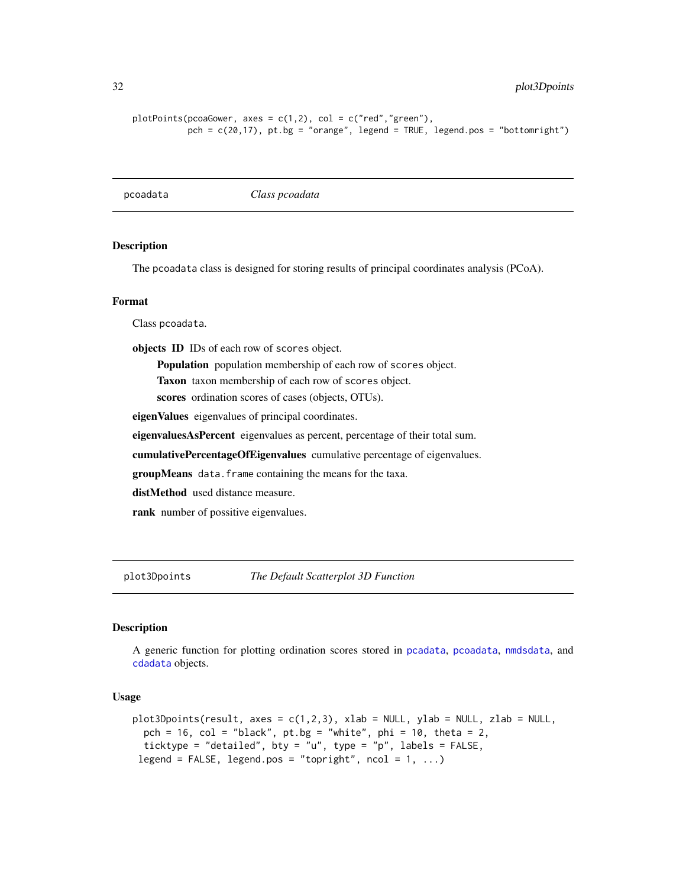```
plotPoints(pcoaGower, axes = c(1,2), col = c("red","green"),
           pch = c(20,17), pt.bg = "orange", legend = TRUE, legend.pos = "bottomright")
```

---

## pcoadata — *Class pcoadata*

### Description

The pcoadata class is designed for storing results of principal coordinates analysis (PCoA).

### Format

Class pcoadata.

**objects ID** IDs of each row of scores object.

- **Population** population membership of each row of scores object.
- **Taxon** taxon membership of each row of scores object.
- **scores** ordination scores of cases (objects, OTUs).

**eigenValues** eigenvalues of principal coordinates.

**eigenvaluesAsPercent** eigenvalues as percent, percentage of their total sum.

**cumulativePercentageOfEigenvalues** cumulative percentage of eigenvalues.

**groupMeans** data.frame containing the means for the taxa.

**distMethod** used distance measure.

**rank** number of possitive eigenvalues.

---

## plot3Dpoints — *The Default Scatterplot 3D Function*

### Description

A generic function for plotting ordination scores stored in pcadata, pcoadata, nmdsdata, and cdadata objects.

### Usage

```
plot3Dpoints(result, axes = c(1,2,3), xlab = NULL, ylab = NULL, zlab = NULL,
  pch = 16, col = "black", pt.bg = "white", phi = 10, theta = 2,
  ticktype = "detailed", bty = "u", type = "p", labels = FALSE,
 legend = FALSE, legend.pos = "topright", ncol = 1, ...)
```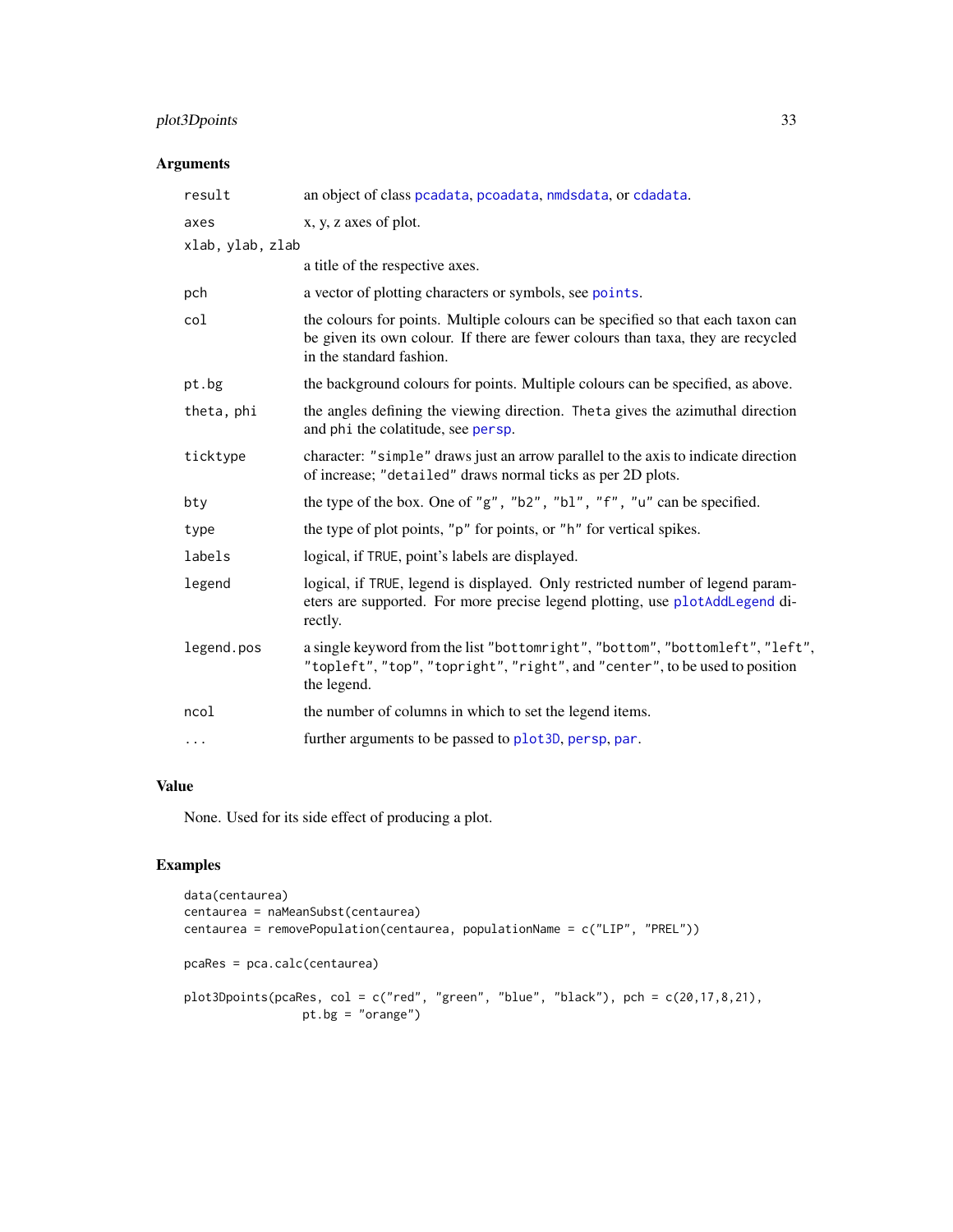## Arguments

| | |
|---|---|
| `result` | an object of class `pcadata`, `pcoadata`, `nmdsdata`, or `cdadata`. |
| `axes` | x, y, z axes of plot. |
| `xlab, ylab, zlab` | a title of the respective axes. |
| `pch` | a vector of plotting characters or symbols, see `points`. |
| `col` | the colours for points. Multiple colours can be specified so that each taxon can be given its own colour. If there are fewer colours than taxa, they are recycled in the standard fashion. |
| `pt.bg` | the background colours for points. Multiple colours can be specified, as above. |
| `theta, phi` | the angles defining the viewing direction. `Theta` gives the azimuthal direction and `phi` the colatitude, see `persp`. |
| `ticktype` | character: `"simple"` draws just an arrow parallel to the axis to indicate direction of increase; `"detailed"` draws normal ticks as per 2D plots. |
| `bty` | the type of the box. One of `"g"`, `"b2"`, `"bl"`, `"f"`, `"u"` can be specified. |
| `type` | the type of plot points, `"p"` for points, or `"h"` for vertical spikes. |
| `labels` | logical, if `TRUE`, point's labels are displayed. |
| `legend` | logical, if `TRUE`, legend is displayed. Only restricted number of legend parameters are supported. For more precise legend plotting, use `plotAddLegend` directly. |
| `legend.pos` | a single keyword from the list `"bottomright"`, `"bottom"`, `"bottomleft"`, `"left"`, `"topleft"`, `"top"`, `"topright"`, `"right"`, and `"center"`, to be used to position the legend. |
| `ncol` | the number of columns in which to set the legend items. |
| `...` | further arguments to be passed to `plot3D`, `persp`, `par`. |

## Value

None. Used for its side effect of producing a plot.

## Examples

```
data(centaurea)
centaurea = naMeanSubst(centaurea)
centaurea = removePopulation(centaurea, populationName = c("LIP", "PREL"))

pcaRes = pca.calc(centaurea)

plot3Dpoints(pcaRes, col = c("red", "green", "blue", "black"), pch = c(20,17,8,21),
                pt.bg = "orange")
```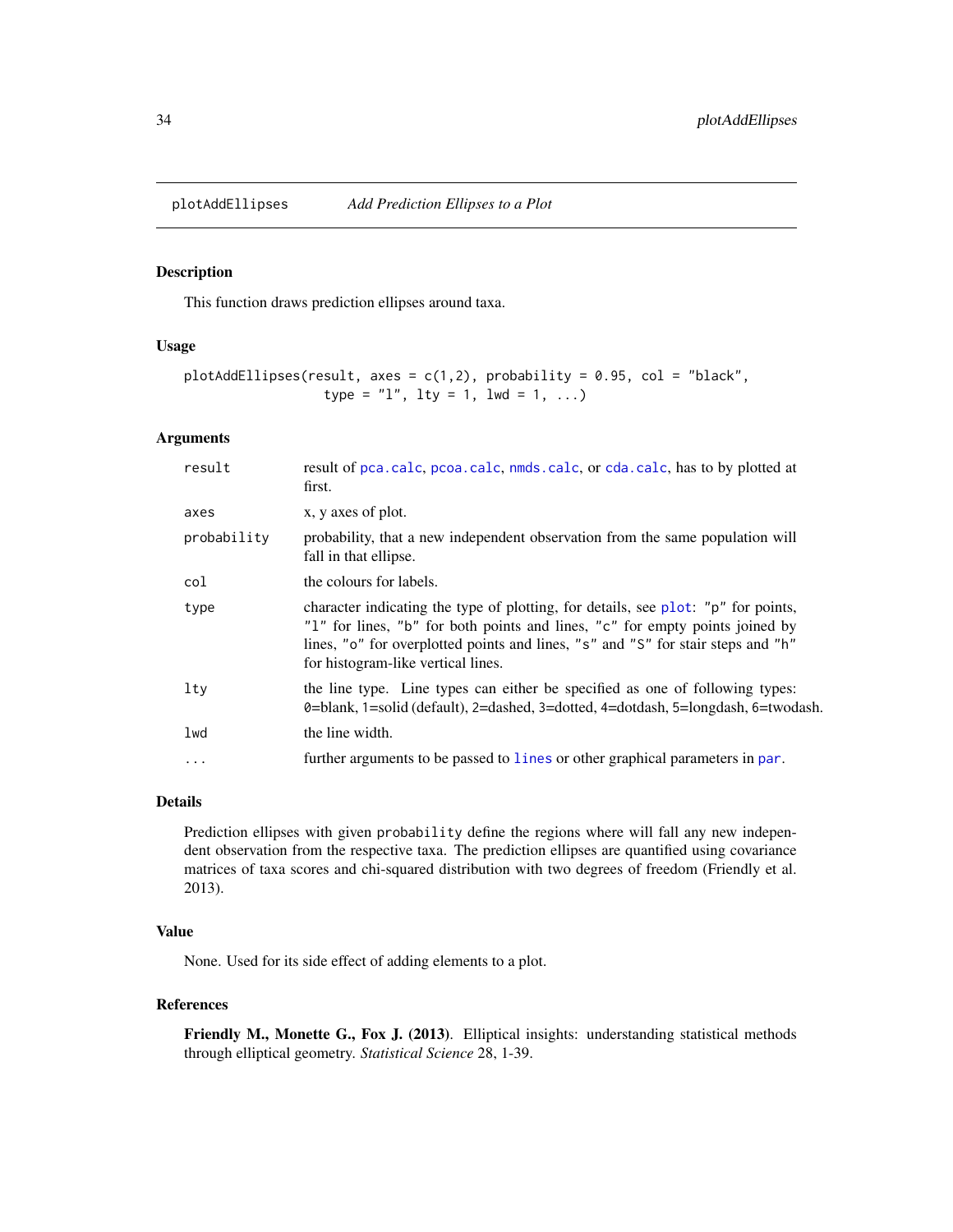## plotAddEllipses — *Add Prediction Ellipses to a Plot*

### Description

This function draws prediction ellipses around taxa.

### Usage

```
plotAddEllipses(result, axes = c(1,2), probability = 0.95, col = "black",
                type = "l", lty = 1, lwd = 1, ...)
```

### Arguments

| | |
|---|---|
| `result` | result of `pca.calc`, `pcoa.calc`, `nmds.calc`, or `cda.calc`, has to by plotted at first. |
| `axes` | x, y axes of plot. |
| `probability` | probability, that a new independent observation from the same population will fall in that ellipse. |
| `col` | the colours for labels. |
| `type` | character indicating the type of plotting, for details, see `plot`: `"p"` for points, `"l"` for lines, `"b"` for both points and lines, `"c"` for empty points joined by lines, `"o"` for overplotted points and lines, `"s"` and `"S"` for stair steps and `"h"` for histogram-like vertical lines. |
| `lty` | the line type. Line types can either be specified as one of following types: `0`=blank, `1`=solid (default), `2`=dashed, `3`=dotted, `4`=dotdash, `5`=longdash, `6`=twodash. |
| `lwd` | the line width. |
| `...` | further arguments to be passed to `lines` or other graphical parameters in `par`. |

### Details

Prediction ellipses with given `probability` define the regions where will fall any new independent observation from the respective taxa. The prediction ellipses are quantified using covariance matrices of taxa scores and chi-squared distribution with two degrees of freedom (Friendly et al. 2013).

### Value

None. Used for its side effect of adding elements to a plot.

### References

**Friendly M., Monette G., Fox J. (2013)**. Elliptical insights: understanding statistical methods through elliptical geometry. *Statistical Science* 28, 1-39.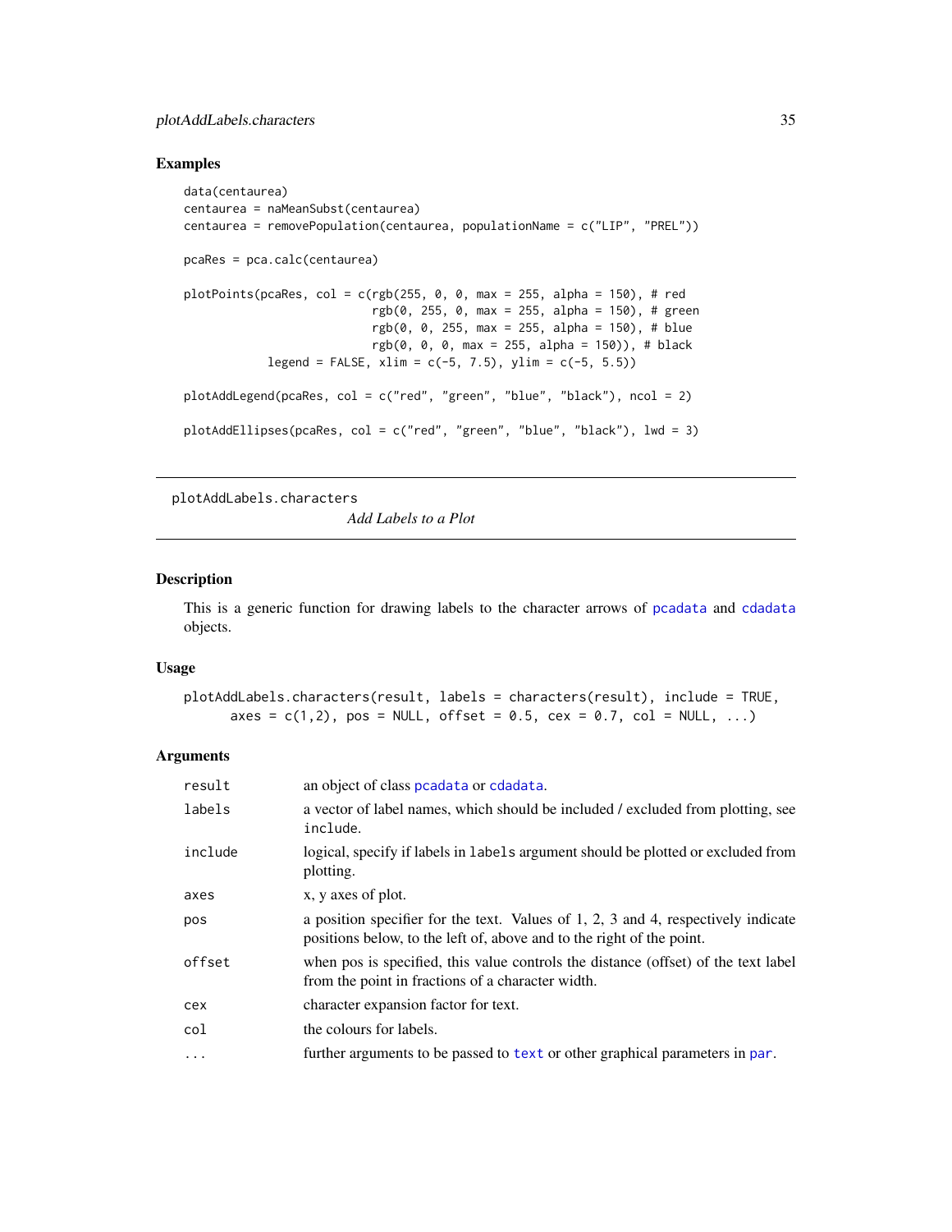## Examples

```
data(centaurea)
centaurea = naMeanSubst(centaurea)
centaurea = removePopulation(centaurea, populationName = c("LIP", "PREL"))

pcaRes = pca.calc(centaurea)

plotPoints(pcaRes, col = c(rgb(255, 0, 0, max = 255, alpha = 150), # red
                           rgb(0, 255, 0, max = 255, alpha = 150), # green
                           rgb(0, 0, 255, max = 255, alpha = 150), # blue
                           rgb(0, 0, 0, max = 255, alpha = 150)), # black
            legend = FALSE, xlim = c(-5, 7.5), ylim = c(-5, 5.5))

plotAddLegend(pcaRes, col = c("red", "green", "blue", "black"), ncol = 2)

plotAddEllipses(pcaRes, col = c("red", "green", "blue", "black"), lwd = 3)
```

---

# plotAddLabels.characters

*Add Labels to a Plot*

---

## Description

This is a generic function for drawing labels to the character arrows of pcadata and cdadata objects.

## Usage

```
plotAddLabels.characters(result, labels = characters(result), include = TRUE,
      axes = c(1,2), pos = NULL, offset = 0.5, cex = 0.7, col = NULL, ...)
```

## Arguments

| | |
|---|---|
| `result` | an object of class pcadata or cdadata. |
| `labels` | a vector of label names, which should be included / excluded from plotting, see `include`. |
| `include` | logical, specify if labels in `labels` argument should be plotted or excluded from plotting. |
| `axes` | x, y axes of plot. |
| `pos` | a position specifier for the text. Values of 1, 2, 3 and 4, respectively indicate positions below, to the left of, above and to the right of the point. |
| `offset` | when pos is specified, this value controls the distance (offset) of the text label from the point in fractions of a character width. |
| `cex` | character expansion factor for text. |
| `col` | the colours for labels. |
| `...` | further arguments to be passed to text or other graphical parameters in par. |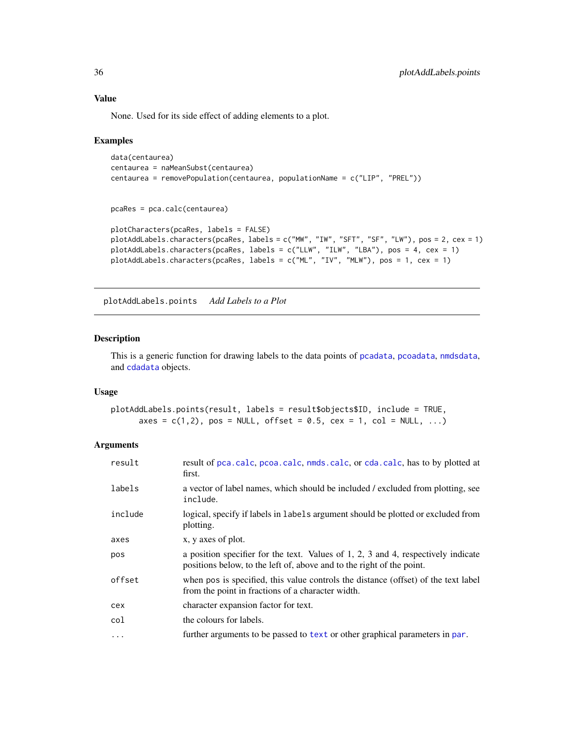### Value

None. Used for its side effect of adding elements to a plot.

### Examples

```
data(centaurea)
centaurea = naMeanSubst(centaurea)
centaurea = removePopulation(centaurea, populationName = c("LIP", "PREL"))


pcaRes = pca.calc(centaurea)

plotCharacters(pcaRes, labels = FALSE)
plotAddLabels.characters(pcaRes, labels = c("MW", "IW", "SFT", "SF", "LW"), pos = 2, cex = 1)
plotAddLabels.characters(pcaRes, labels = c("LLW", "ILW", "LBA"), pos = 4, cex = 1)
plotAddLabels.characters(pcaRes, labels = c("ML", "IV", "MLW"), pos = 1, cex = 1)
```

---

## plotAddLabels.points    *Add Labels to a Plot*

---

### Description

This is a generic function for drawing labels to the data points of `pcadata`, `pcoadata`, `nmdsdata`, and `cdadata` objects.

### Usage

```
plotAddLabels.points(result, labels = result$objects$ID, include = TRUE,
      axes = c(1,2), pos = NULL, offset = 0.5, cex = 1, col = NULL, ...)
```

### Arguments

| | |
|---|---|
| `result` | result of `pca.calc`, `pcoa.calc`, `nmds.calc`, or `cda.calc`, has to by plotted at first. |
| `labels` | a vector of label names, which should be included / excluded from plotting, see `include`. |
| `include` | logical, specify if labels in `labels` argument should be plotted or excluded from plotting. |
| `axes` | x, y axes of plot. |
| `pos` | a position specifier for the text. Values of 1, 2, 3 and 4, respectively indicate positions below, to the left of, above and to the right of the point. |
| `offset` | when `pos` is specified, this value controls the distance (offset) of the text label from the point in fractions of a character width. |
| `cex` | character expansion factor for text. |
| `col` | the colours for labels. |
| `...` | further arguments to be passed to `text` or other graphical parameters in `par`. |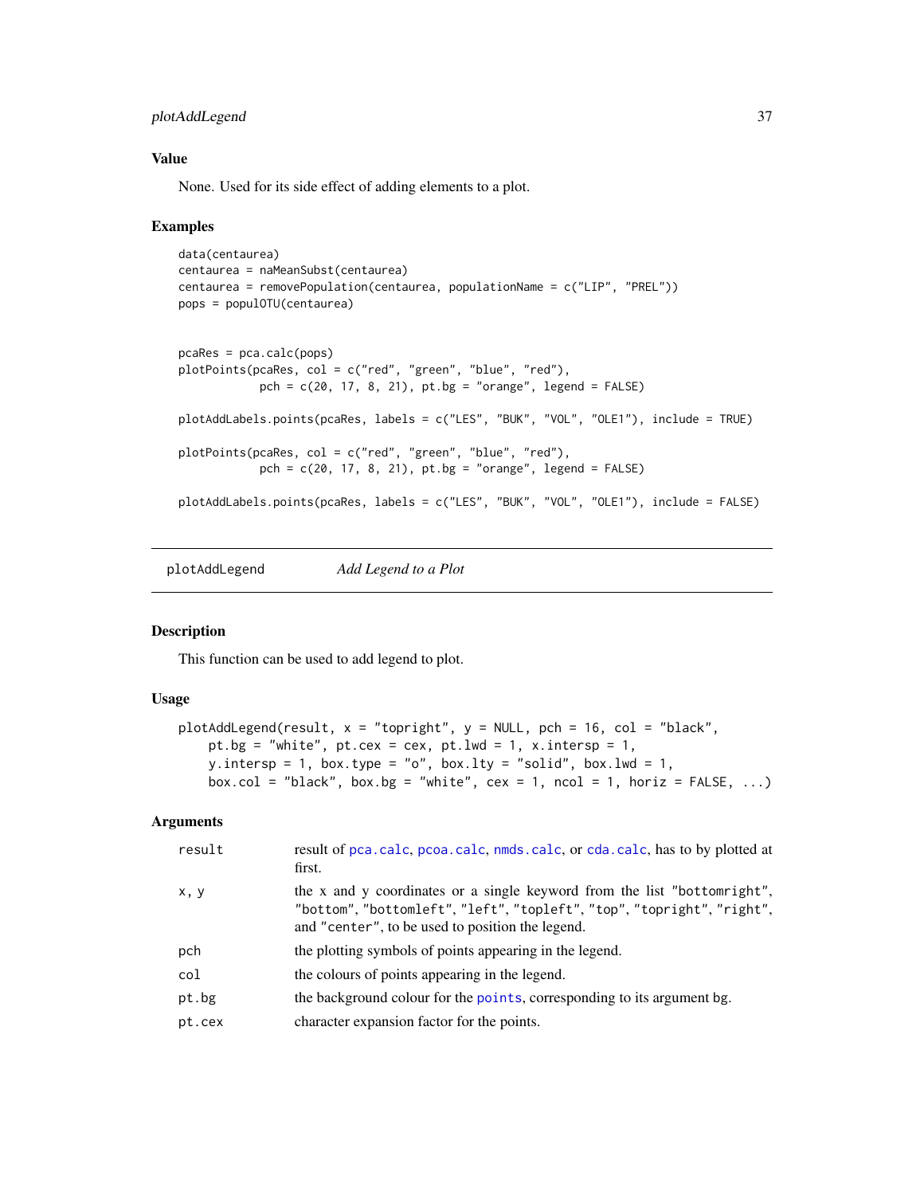### Value

None. Used for its side effect of adding elements to a plot.

### Examples

```
data(centaurea)
centaurea = naMeanSubst(centaurea)
centaurea = removePopulation(centaurea, populationName = c("LIP", "PREL"))
pops = populOTU(centaurea)


pcaRes = pca.calc(pops)
plotPoints(pcaRes, col = c("red", "green", "blue", "red"),
           pch = c(20, 17, 8, 21), pt.bg = "orange", legend = FALSE)

plotAddLabels.points(pcaRes, labels = c("LES", "BUK", "VOL", "OLE1"), include = TRUE)

plotPoints(pcaRes, col = c("red", "green", "blue", "red"),
           pch = c(20, 17, 8, 21), pt.bg = "orange", legend = FALSE)

plotAddLabels.points(pcaRes, labels = c("LES", "BUK", "VOL", "OLE1"), include = FALSE)
```

---

## plotAddLegend — *Add Legend to a Plot*

---

### Description

This function can be used to add legend to plot.

### Usage

```
plotAddLegend(result, x = "topright", y = NULL, pch = 16, col = "black",
    pt.bg = "white", pt.cex = cex, pt.lwd = 1, x.intersp = 1,
    y.intersp = 1, box.type = "o", box.lty = "solid", box.lwd = 1,
    box.col = "black", box.bg = "white", cex = 1, ncol = 1, horiz = FALSE, ...)
```

### Arguments

| | |
|---|---|
| `result` | result of `pca.calc`, `pcoa.calc`, `nmds.calc`, or `cda.calc`, has to by plotted at first. |
| `x, y` | the x and y coordinates or a single keyword from the list `"bottomright"`, `"bottom"`, `"bottomleft"`, `"left"`, `"topleft"`, `"top"`, `"topright"`, `"right"`, and `"center"`, to be used to position the legend. |
| `pch` | the plotting symbols of points appearing in the legend. |
| `col` | the colours of points appearing in the legend. |
| `pt.bg` | the background colour for the `points`, corresponding to its argument bg. |
| `pt.cex` | character expansion factor for the points. |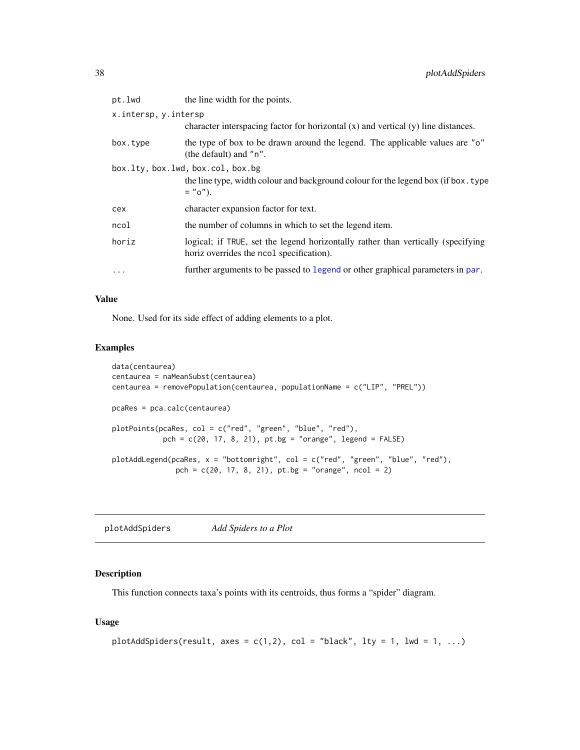| | |
|---|---|
| `pt.lwd` | the line width for the points. |
| `x.intersp, y.intersp` | character interspacing factor for horizontal (x) and vertical (y) line distances. |
| `box.type` | the type of box to be drawn around the legend. The applicable values are `"o"` (the default) and `"n"`. |
| `box.lty, box.lwd, box.col, box.bg` | the line type, width colour and background colour for the legend box (if `box.type = "o"`). |
| `cex` | character expansion factor for text. |
| `ncol` | the number of columns in which to set the legend item. |
| `horiz` | logical; if `TRUE`, set the legend horizontally rather than vertically (specifying horiz overrides the `ncol` specification). |
| `...` | further arguments to be passed to `legend` or other graphical parameters in `par`. |

### Value

None. Used for its side effect of adding elements to a plot.

### Examples

```
data(centaurea)
centaurea = naMeanSubst(centaurea)
centaurea = removePopulation(centaurea, populationName = c("LIP", "PREL"))

pcaRes = pca.calc(centaurea)

plotPoints(pcaRes, col = c("red", "green", "blue", "red"),
           pch = c(20, 17, 8, 21), pt.bg = "orange", legend = FALSE)

plotAddLegend(pcaRes, x = "bottomright", col = c("red", "green", "blue", "red"),
              pch = c(20, 17, 8, 21), pt.bg = "orange", ncol = 2)
```

---

## `plotAddSpiders` *Add Spiders to a Plot*

---

### Description

This function connects taxa's points with its centroids, thus forms a "spider" diagram.

### Usage

```
plotAddSpiders(result, axes = c(1,2), col = "black", lty = 1, lwd = 1, ...)
```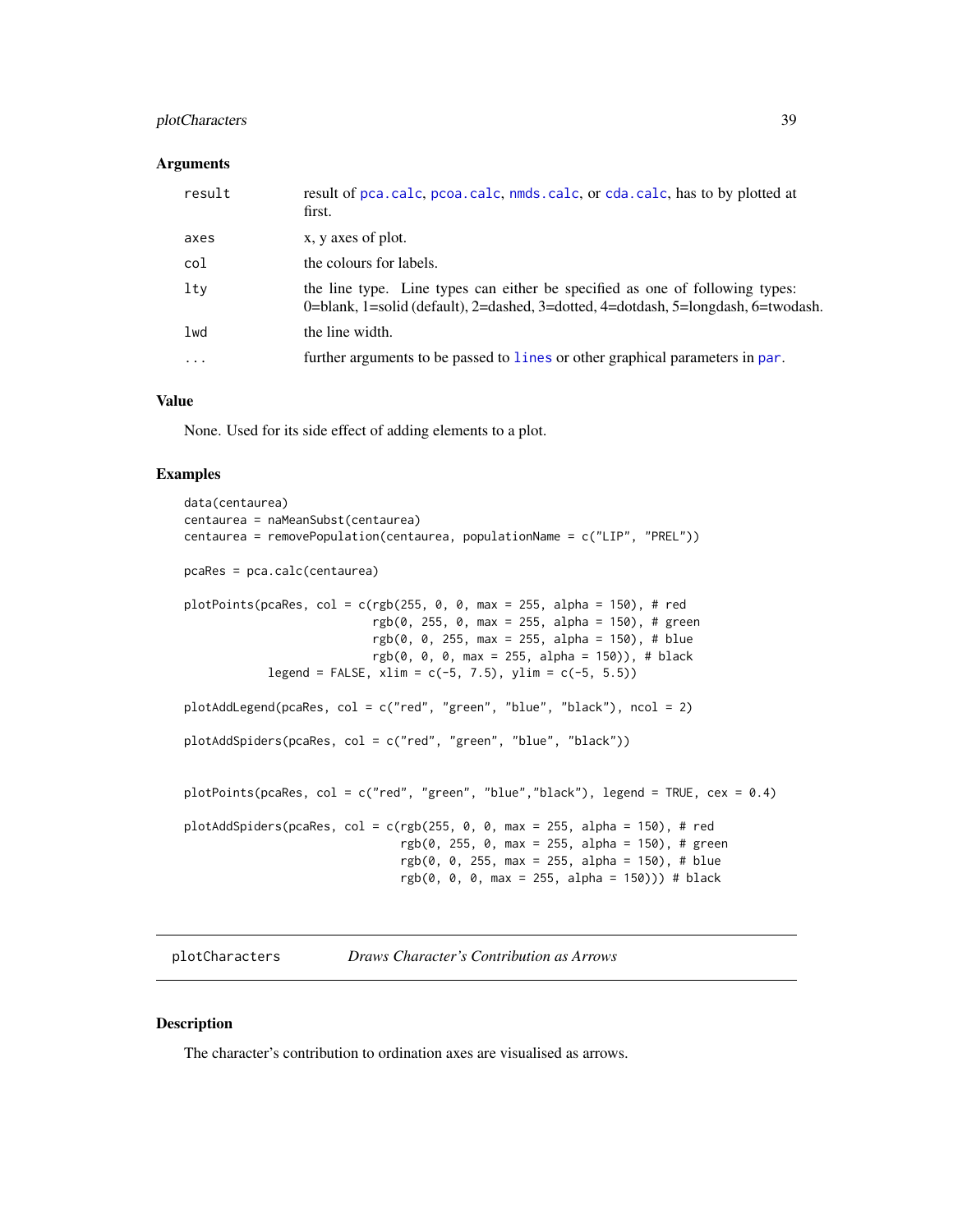### Arguments

| | |
|---|---|
| result | result of pca.calc, pcoa.calc, nmds.calc, or cda.calc, has to by plotted at first. |
| axes | x, y axes of plot. |
| col | the colours for labels. |
| lty | the line type. Line types can either be specified as one of following types: 0=blank, 1=solid (default), 2=dashed, 3=dotted, 4=dotdash, 5=longdash, 6=twodash. |
| lwd | the line width. |
| ... | further arguments to be passed to lines or other graphical parameters in par. |

### Value

None. Used for its side effect of adding elements to a plot.

### Examples

```
data(centaurea)
centaurea = naMeanSubst(centaurea)
centaurea = removePopulation(centaurea, populationName = c("LIP", "PREL"))

pcaRes = pca.calc(centaurea)

plotPoints(pcaRes, col = c(rgb(255, 0, 0, max = 255, alpha = 150), # red
                           rgb(0, 255, 0, max = 255, alpha = 150), # green
                           rgb(0, 0, 255, max = 255, alpha = 150), # blue
                           rgb(0, 0, 0, max = 255, alpha = 150)), # black
            legend = FALSE, xlim = c(-5, 7.5), ylim = c(-5, 5.5))

plotAddLegend(pcaRes, col = c("red", "green", "blue", "black"), ncol = 2)

plotAddSpiders(pcaRes, col = c("red", "green", "blue", "black"))


plotPoints(pcaRes, col = c("red", "green", "blue","black"), legend = TRUE, cex = 0.4)

plotAddSpiders(pcaRes, col = c(rgb(255, 0, 0, max = 255, alpha = 150), # red
                               rgb(0, 255, 0, max = 255, alpha = 150), # green
                               rgb(0, 0, 255, max = 255, alpha = 150), # blue
                               rgb(0, 0, 0, max = 255, alpha = 150))) # black
```

---

## plotCharacters *Draws Character's Contribution as Arrows*

---

### Description

The character's contribution to ordination axes are visualised as arrows.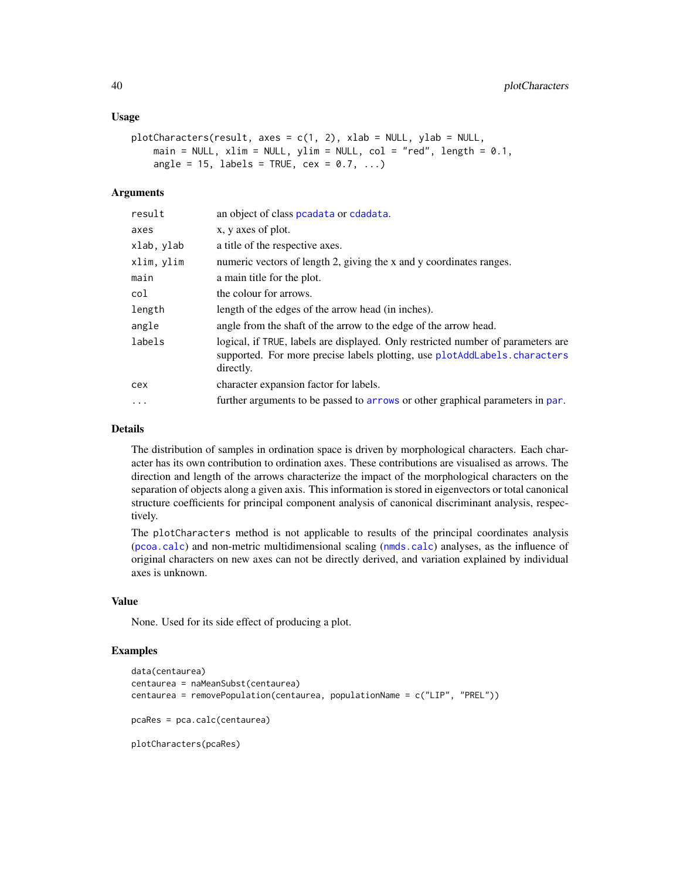## Usage

```
plotCharacters(result, axes = c(1, 2), xlab = NULL, ylab = NULL,
    main = NULL, xlim = NULL, ylim = NULL, col = "red", length = 0.1,
    angle = 15, labels = TRUE, cex = 0.7, ...)
```

## Arguments

| | |
|---|---|
| `result` | an object of class `pcadata` or `cdadata`. |
| `axes` | x, y axes of plot. |
| `xlab, ylab` | a title of the respective axes. |
| `xlim, ylim` | numeric vectors of length 2, giving the x and y coordinates ranges. |
| `main` | a main title for the plot. |
| `col` | the colour for arrows. |
| `length` | length of the edges of the arrow head (in inches). |
| `angle` | angle from the shaft of the arrow to the edge of the arrow head. |
| `labels` | logical, if `TRUE`, labels are displayed. Only restricted number of parameters are supported. For more precise labels plotting, use `plotAddLabels.characters` directly. |
| `cex` | character expansion factor for labels. |
| `...` | further arguments to be passed to `arrows` or other graphical parameters in `par`. |

## Details

The distribution of samples in ordination space is driven by morphological characters. Each character has its own contribution to ordination axes. These contributions are visualised as arrows. The direction and length of the arrows characterize the impact of the morphological characters on the separation of objects along a given axis. This information is stored in eigenvectors or total canonical structure coefficients for principal component analysis of canonical discriminant analysis, respectively.

The `plotCharacters` method is not applicable to results of the principal coordinates analysis (`pcoa.calc`) and non-metric multidimensional scaling (`nmds.calc`) analyses, as the influence of original characters on new axes can not be directly derived, and variation explained by individual axes is unknown.

## Value

None. Used for its side effect of producing a plot.

## Examples

```
data(centaurea)
centaurea = naMeanSubst(centaurea)
centaurea = removePopulation(centaurea, populationName = c("LIP", "PREL"))

pcaRes = pca.calc(centaurea)

plotCharacters(pcaRes)
```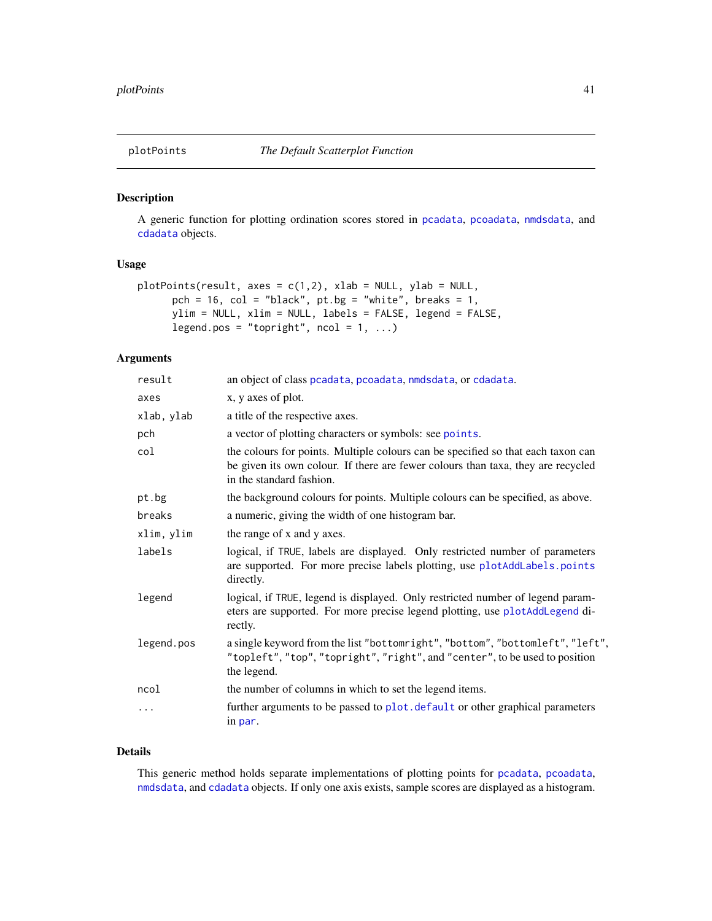# plotPoints *The Default Scatterplot Function*

## Description

A generic function for plotting ordination scores stored in pcadata, pcoadata, nmdsdata, and cdadata objects.

## Usage

```
plotPoints(result, axes = c(1,2), xlab = NULL, ylab = NULL,
      pch = 16, col = "black", pt.bg = "white", breaks = 1,
      ylim = NULL, xlim = NULL, labels = FALSE, legend = FALSE,
      legend.pos = "topright", ncol = 1, ...)
```

## Arguments

| | |
|---|---|
| result | an object of class pcadata, pcoadata, nmdsdata, or cdadata. |
| axes | x, y axes of plot. |
| xlab, ylab | a title of the respective axes. |
| pch | a vector of plotting characters or symbols: see points. |
| col | the colours for points. Multiple colours can be specified so that each taxon can be given its own colour. If there are fewer colours than taxa, they are recycled in the standard fashion. |
| pt.bg | the background colours for points. Multiple colours can be specified, as above. |
| breaks | a numeric, giving the width of one histogram bar. |
| xlim, ylim | the range of x and y axes. |
| labels | logical, if TRUE, labels are displayed. Only restricted number of parameters are supported. For more precise labels plotting, use plotAddLabels.points directly. |
| legend | logical, if TRUE, legend is displayed. Only restricted number of legend parameters are supported. For more precise legend plotting, use plotAddLegend directly. |
| legend.pos | a single keyword from the list "bottomright", "bottom", "bottomleft", "left", "topleft", "top", "topright", "right", and "center", to be used to position the legend. |
| ncol | the number of columns in which to set the legend items. |
| ... | further arguments to be passed to plot.default or other graphical parameters in par. |

## Details

This generic method holds separate implementations of plotting points for pcadata, pcoadata, nmdsdata, and cdadata objects. If only one axis exists, sample scores are displayed as a histogram.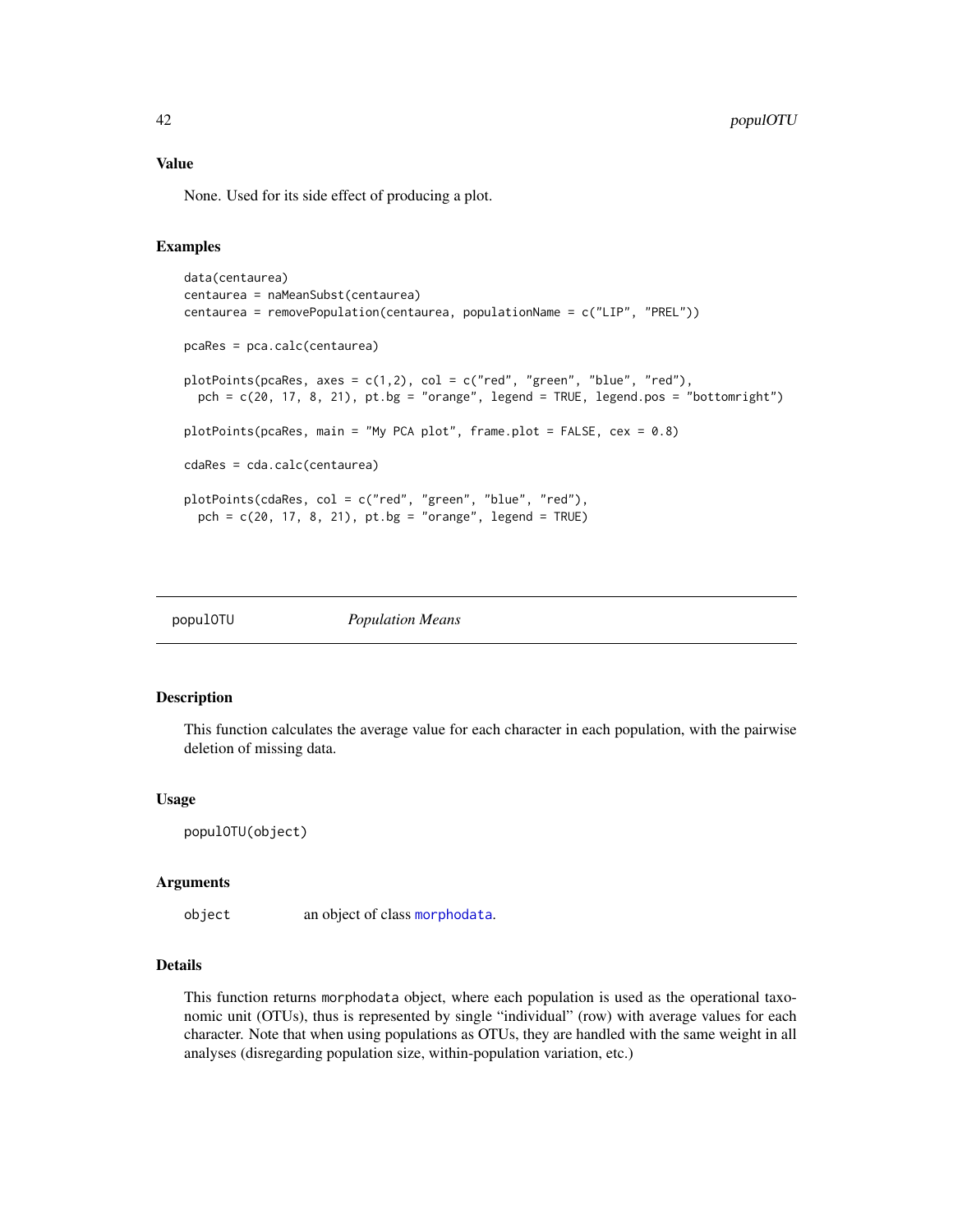### Value

None. Used for its side effect of producing a plot.

### Examples

```
data(centaurea)
centaurea = naMeanSubst(centaurea)
centaurea = removePopulation(centaurea, populationName = c("LIP", "PREL"))

pcaRes = pca.calc(centaurea)

plotPoints(pcaRes, axes = c(1,2), col = c("red", "green", "blue", "red"),
  pch = c(20, 17, 8, 21), pt.bg = "orange", legend = TRUE, legend.pos = "bottomright")

plotPoints(pcaRes, main = "My PCA plot", frame.plot = FALSE, cex = 0.8)

cdaRes = cda.calc(centaurea)

plotPoints(cdaRes, col = c("red", "green", "blue", "red"),
  pch = c(20, 17, 8, 21), pt.bg = "orange", legend = TRUE)
```

---

## populOTU *Population Means*

### Description

This function calculates the average value for each character in each population, with the pairwise deletion of missing data.

### Usage

```
populOTU(object)
```

### Arguments

object an object of class morphodata.

### Details

This function returns morphodata object, where each population is used as the operational taxonomic unit (OTUs), thus is represented by single "individual" (row) with average values for each character. Note that when using populations as OTUs, they are handled with the same weight in all analyses (disregarding population size, within-population variation, etc.)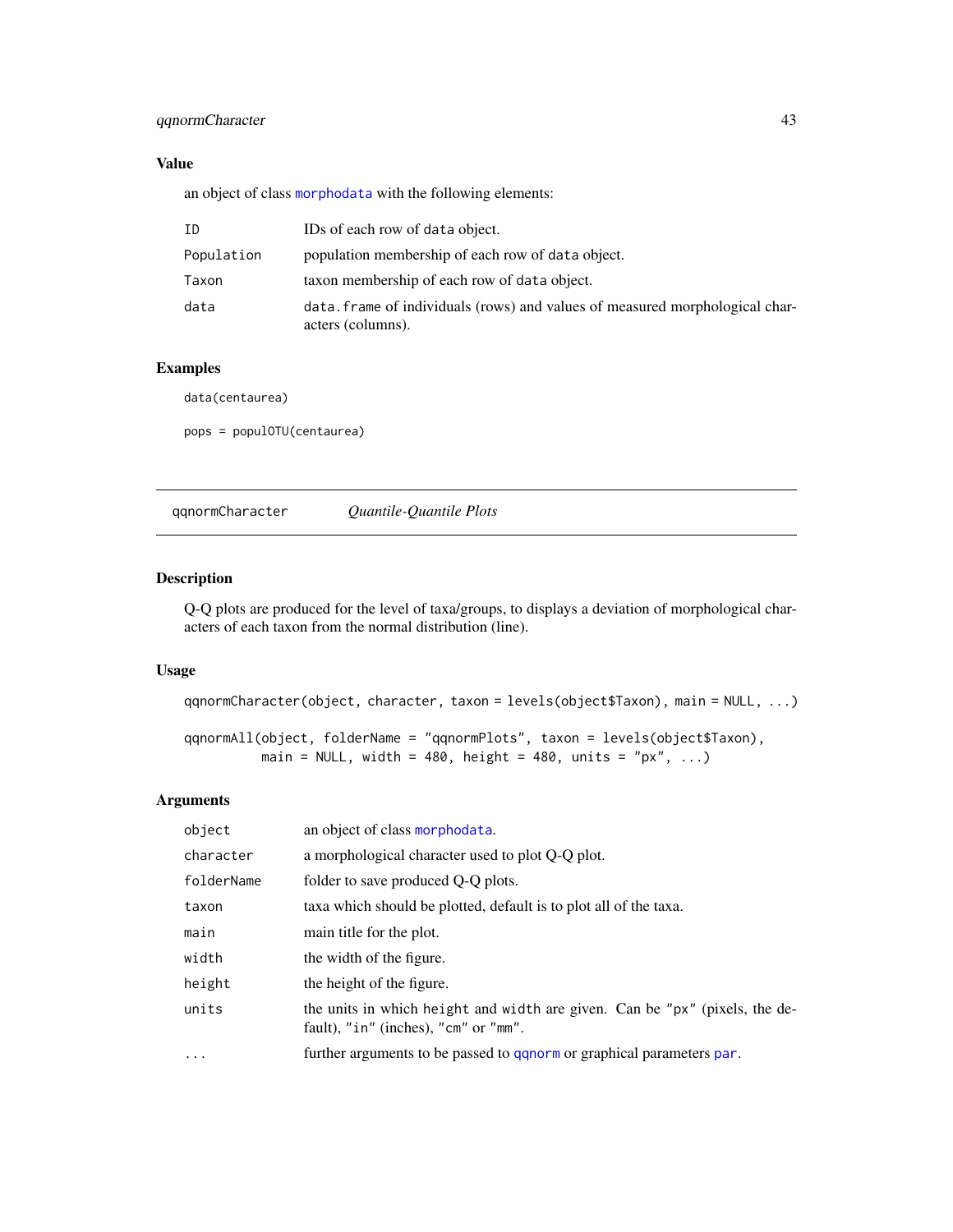### Value

an object of class morphodata with the following elements:

| | |
|---|---|
| ID | IDs of each row of data object. |
| Population | population membership of each row of data object. |
| Taxon | taxon membership of each row of data object. |
| data | data.frame of individuals (rows) and values of measured morphological characters (columns). |

### Examples

```
data(centaurea)

pops = populOTU(centaurea)
```

---

## qqnormCharacter    *Quantile-Quantile Plots*

---

### Description

Q-Q plots are produced for the level of taxa/groups, to displays a deviation of morphological characters of each taxon from the normal distribution (line).

### Usage

```
qqnormCharacter(object, character, taxon = levels(object$Taxon), main = NULL, ...)

qqnormAll(object, folderName = "qqnormPlots", taxon = levels(object$Taxon),
          main = NULL, width = 480, height = 480, units = "px", ...)
```

### Arguments

| | |
|---|---|
| object | an object of class morphodata. |
| character | a morphological character used to plot Q-Q plot. |
| folderName | folder to save produced Q-Q plots. |
| taxon | taxa which should be plotted, default is to plot all of the taxa. |
| main | main title for the plot. |
| width | the width of the figure. |
| height | the height of the figure. |
| units | the units in which height and width are given. Can be "px" (pixels, the default), "in" (inches), "cm" or "mm". |
| ... | further arguments to be passed to qqnorm or graphical parameters par. |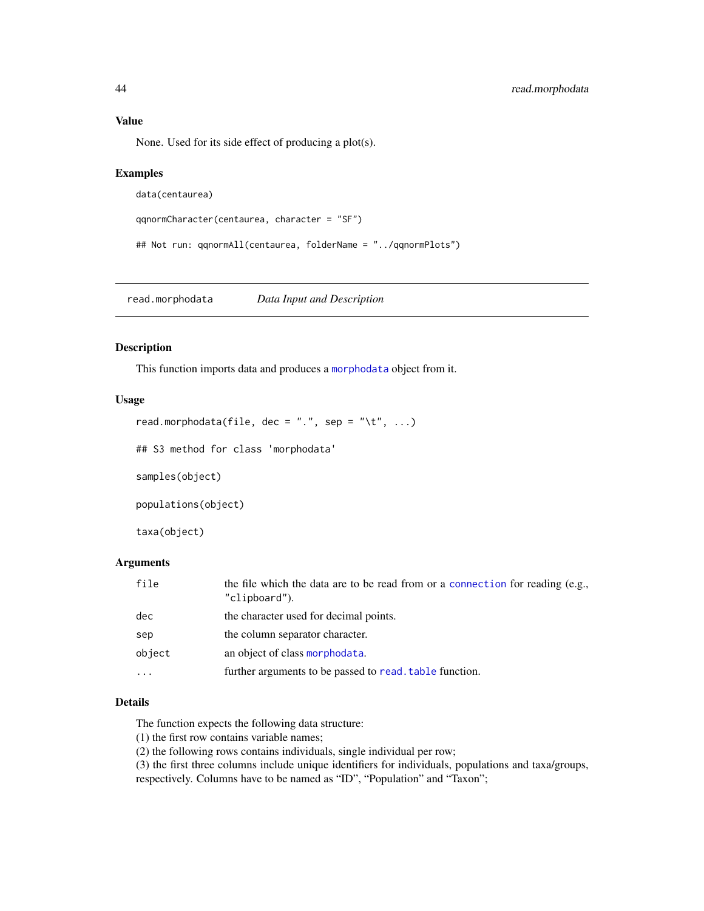### Value

None. Used for its side effect of producing a plot(s).

### Examples

```
data(centaurea)

qqnormCharacter(centaurea, character = "SF")

## Not run: qqnormAll(centaurea, folderName = "../qqnormPlots")
```

---

## read.morphodata    *Data Input and Description*

---

### Description

This function imports data and produces a morphodata object from it.

### Usage

```
read.morphodata(file, dec = ".", sep = "\t", ...)

## S3 method for class 'morphodata'

samples(object)

populations(object)

taxa(object)
```

### Arguments

| | |
|---|---|
| file | the file which the data are to be read from or a connection for reading (e.g., "clipboard"). |
| dec | the character used for decimal points. |
| sep | the column separator character. |
| object | an object of class morphodata. |
| ... | further arguments to be passed to read.table function. |

### Details

The function expects the following data structure:
(1) the first row contains variable names;
(2) the following rows contains individuals, single individual per row;
(3) the first three columns include unique identifiers for individuals, populations and taxa/groups, respectively. Columns have to be named as "ID", "Population" and "Taxon";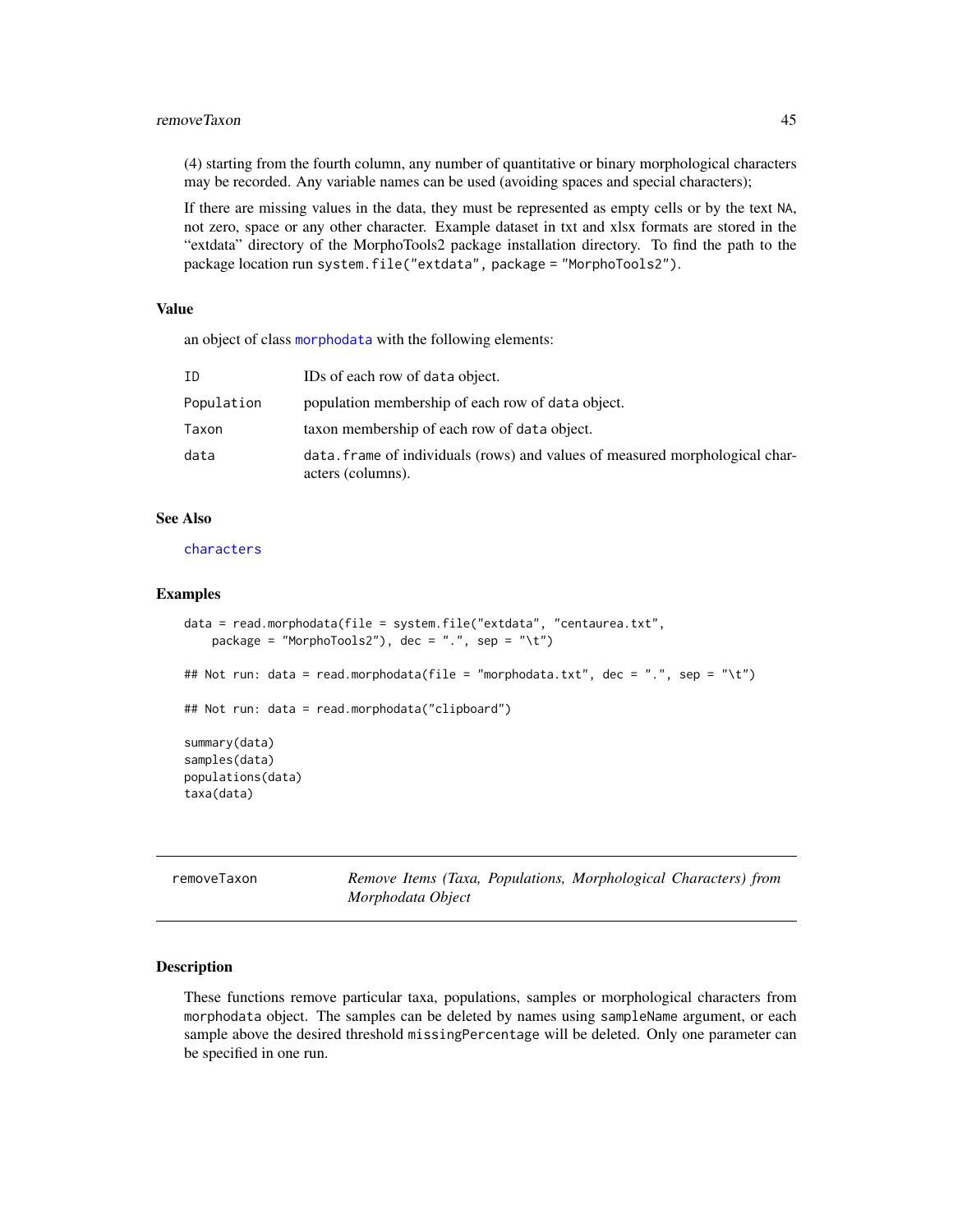(4) starting from the fourth column, any number of quantitative or binary morphological characters may be recorded. Any variable names can be used (avoiding spaces and special characters);

If there are missing values in the data, they must be represented as empty cells or by the text `NA`, not zero, space or any other character. Example dataset in txt and xlsx formats are stored in the "extdata" directory of the MorphoTools2 package installation directory. To find the path to the package location run `system.file("extdata", package = "MorphoTools2")`.

### Value

an object of class `morphodata` with the following elements:

| | |
|---|---|
| `ID` | IDs of each row of `data` object. |
| `Population` | population membership of each row of `data` object. |
| `Taxon` | taxon membership of each row of `data` object. |
| `data` | `data.frame` of individuals (rows) and values of measured morphological characters (columns). |

### See Also

`characters`

### Examples

```
data = read.morphodata(file = system.file("extdata", "centaurea.txt",
    package = "MorphoTools2"), dec = ".", sep = "\t")

## Not run: data = read.morphodata(file = "morphodata.txt", dec = ".", sep = "\t")

## Not run: data = read.morphodata("clipboard")

summary(data)
samples(data)
populations(data)
taxa(data)
```

---

## removeTaxon — *Remove Items (Taxa, Populations, Morphological Characters) from Morphodata Object*

---

### Description

These functions remove particular taxa, populations, samples or morphological characters from `morphodata` object. The samples can be deleted by names using `sampleName` argument, or each sample above the desired threshold `missingPercentage` will be deleted. Only one parameter can be specified in one run.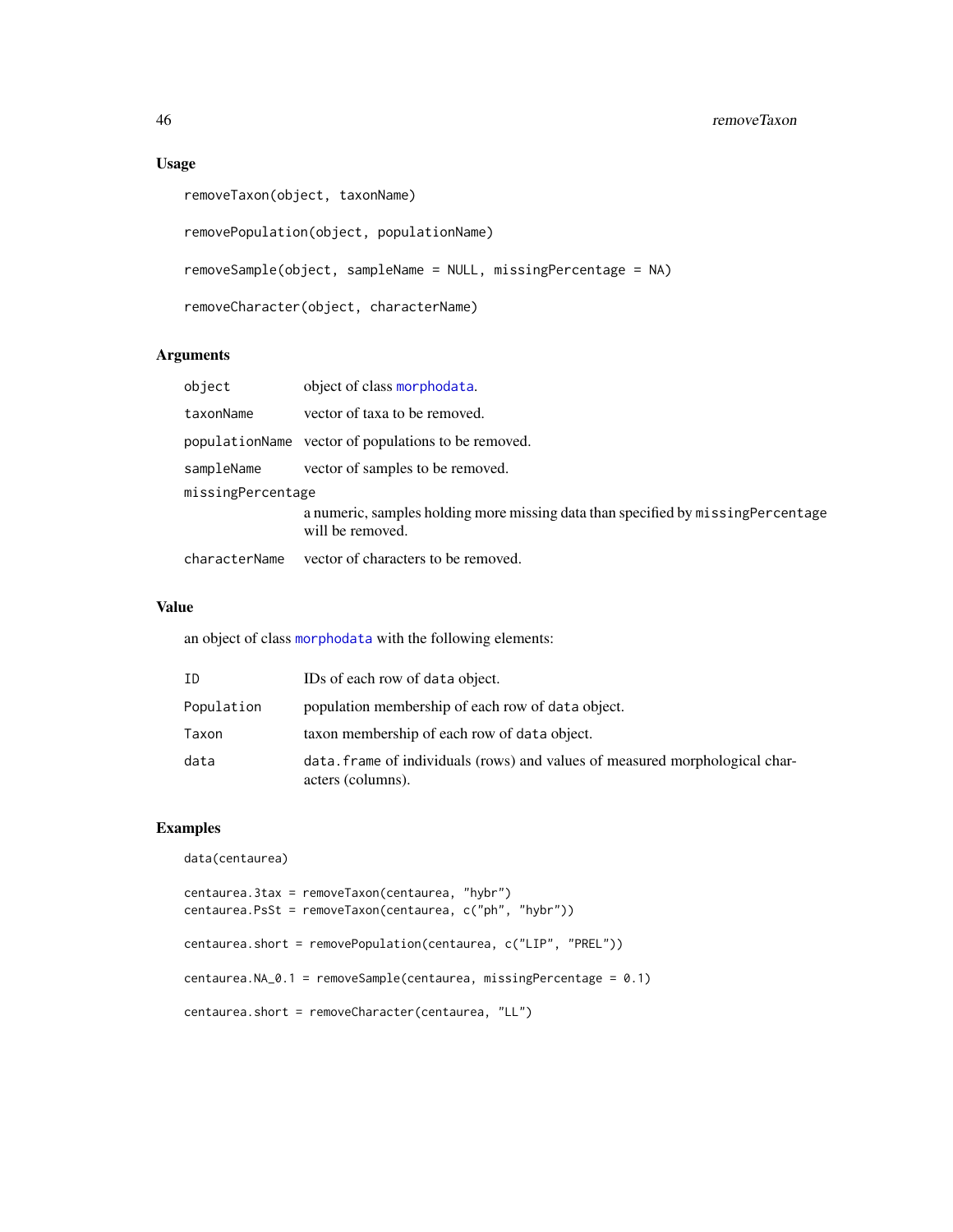## Usage

```
removeTaxon(object, taxonName)

removePopulation(object, populationName)

removeSample(object, sampleName = NULL, missingPercentage = NA)

removeCharacter(object, characterName)
```

## Arguments

| | |
|---|---|
| object | object of class morphodata. |
| taxonName | vector of taxa to be removed. |
| populationName | vector of populations to be removed. |
| sampleName | vector of samples to be removed. |
| missingPercentage | a numeric, samples holding more missing data than specified by missingPercentage will be removed. |
| characterName | vector of characters to be removed. |

## Value

an object of class morphodata with the following elements:

| | |
|---|---|
| ID | IDs of each row of data object. |
| Population | population membership of each row of data object. |
| Taxon | taxon membership of each row of data object. |
| data | data.frame of individuals (rows) and values of measured morphological characters (columns). |

## Examples

```
data(centaurea)

centaurea.3tax = removeTaxon(centaurea, "hybr")
centaurea.PsSt = removeTaxon(centaurea, c("ph", "hybr"))

centaurea.short = removePopulation(centaurea, c("LIP", "PREL"))

centaurea.NA_0.1 = removeSample(centaurea, missingPercentage = 0.1)

centaurea.short = removeCharacter(centaurea, "LL")
```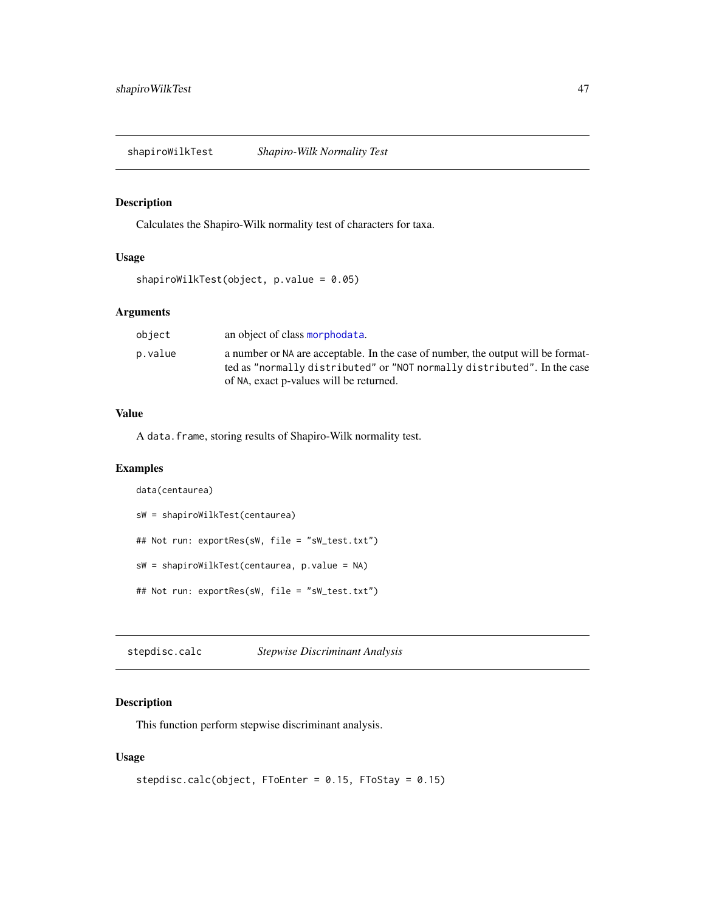## shapiroWilkTest *Shapiro-Wilk Normality Test*

### Description

Calculates the Shapiro-Wilk normality test of characters for taxa.

### Usage

```
shapiroWilkTest(object, p.value = 0.05)
```

### Arguments

| | |
|---|---|
| object | an object of class morphodata. |
| p.value | a number or NA are acceptable. In the case of number, the output will be formatted as "normally distributed" or "NOT normally distributed". In the case of NA, exact p-values will be returned. |

### Value

A data.frame, storing results of Shapiro-Wilk normality test.

### Examples

```
data(centaurea)

sW = shapiroWilkTest(centaurea)

## Not run: exportRes(sW, file = "sW_test.txt")

sW = shapiroWilkTest(centaurea, p.value = NA)

## Not run: exportRes(sW, file = "sW_test.txt")
```

## stepdisc.calc *Stepwise Discriminant Analysis*

### Description

This function perform stepwise discriminant analysis.

### Usage

```
stepdisc.calc(object, FToEnter = 0.15, FToStay = 0.15)
```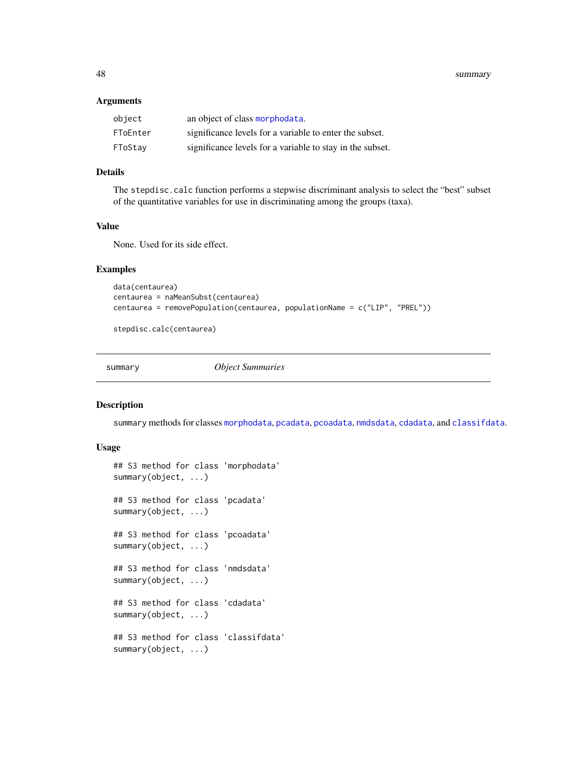### Arguments

| | |
|---|---|
| `object` | an object of class `morphodata`. |
| `FToEnter` | significance levels for a variable to enter the subset. |
| `FToStay` | significance levels for a variable to stay in the subset. |

### Details

The `stepdisc.calc` function performs a stepwise discriminant analysis to select the "best" subset of the quantitative variables for use in discriminating among the groups (taxa).

### Value

None. Used for its side effect.

### Examples

```
data(centaurea)
centaurea = naMeanSubst(centaurea)
centaurea = removePopulation(centaurea, populationName = c("LIP", "PREL"))

stepdisc.calc(centaurea)
```

---

## summary — *Object Summaries*

---

### Description

`summary` methods for classes `morphodata`, `pcadata`, `pcoadata`, `nmdsdata`, `cdadata`, and `classifdata`.

### Usage

```
## S3 method for class 'morphodata'
summary(object, ...)

## S3 method for class 'pcadata'
summary(object, ...)

## S3 method for class 'pcoadata'
summary(object, ...)

## S3 method for class 'nmdsdata'
summary(object, ...)

## S3 method for class 'cdadata'
summary(object, ...)

## S3 method for class 'classifdata'
summary(object, ...)
```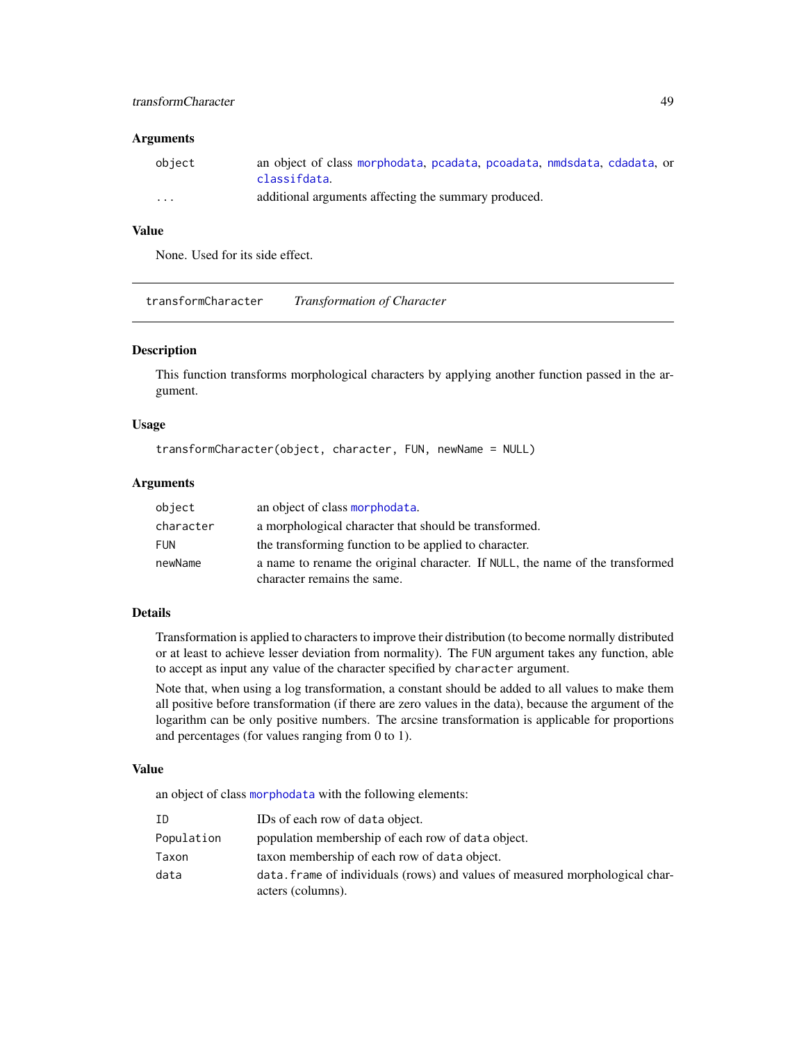### Arguments

| | |
|---|---|
| `object` | an object of class `morphodata`, `pcadata`, `pcoadata`, `nmdsdata`, `cdadata`, or `classifdata`. |
| `...` | additional arguments affecting the summary produced. |

### Value

None. Used for its side effect.

---

## transformCharacter — *Transformation of Character*

---

### Description

This function transforms morphological characters by applying another function passed in the argument.

### Usage

```
transformCharacter(object, character, FUN, newName = NULL)
```

### Arguments

| | |
|---|---|
| `object` | an object of class `morphodata`. |
| `character` | a morphological character that should be transformed. |
| `FUN` | the transforming function to be applied to character. |
| `newName` | a name to rename the original character. If `NULL`, the name of the transformed character remains the same. |

### Details

Transformation is applied to characters to improve their distribution (to become normally distributed or at least to achieve lesser deviation from normality). The `FUN` argument takes any function, able to accept as input any value of the character specified by `character` argument.

Note that, when using a log transformation, a constant should be added to all values to make them all positive before transformation (if there are zero values in the data), because the argument of the logarithm can be only positive numbers. The arcsine transformation is applicable for proportions and percentages (for values ranging from 0 to 1).

### Value

an object of class `morphodata` with the following elements:

| | |
|---|---|
| `ID` | IDs of each row of `data` object. |
| `Population` | population membership of each row of `data` object. |
| `Taxon` | taxon membership of each row of `data` object. |
| `data` | `data.frame` of individuals (rows) and values of measured morphological characters (columns). |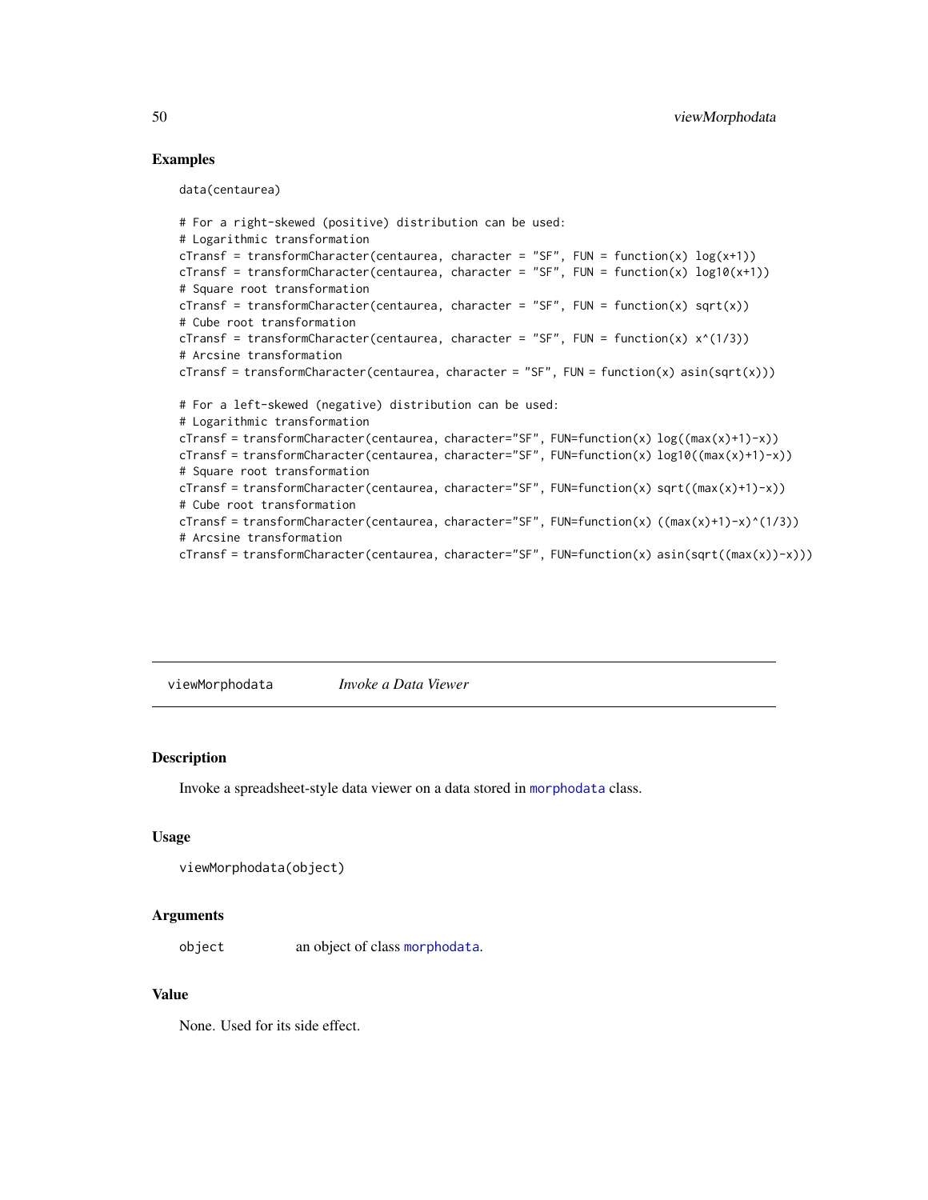### Examples

```
data(centaurea)

# For a right-skewed (positive) distribution can be used:
# Logarithmic transformation
cTransf = transformCharacter(centaurea, character = "SF", FUN = function(x) log(x+1))
cTransf = transformCharacter(centaurea, character = "SF", FUN = function(x) log10(x+1))
# Square root transformation
cTransf = transformCharacter(centaurea, character = "SF", FUN = function(x) sqrt(x))
# Cube root transformation
cTransf = transformCharacter(centaurea, character = "SF", FUN = function(x) x^(1/3))
# Arcsine transformation
cTransf = transformCharacter(centaurea, character = "SF", FUN = function(x) asin(sqrt(x)))

# For a left-skewed (negative) distribution can be used:
# Logarithmic transformation
cTransf = transformCharacter(centaurea, character="SF", FUN=function(x) log((max(x)+1)-x))
cTransf = transformCharacter(centaurea, character="SF", FUN=function(x) log10((max(x)+1)-x))
# Square root transformation
cTransf = transformCharacter(centaurea, character="SF", FUN=function(x) sqrt((max(x)+1)-x))
# Cube root transformation
cTransf = transformCharacter(centaurea, character="SF", FUN=function(x) ((max(x)+1)-x)^(1/3))
# Arcsine transformation
cTransf = transformCharacter(centaurea, character="SF", FUN=function(x) asin(sqrt((max(x))-x)))
```

---

## viewMorphodata *Invoke a Data Viewer*

---

### Description

Invoke a spreadsheet-style data viewer on a data stored in `morphodata` class.

### Usage

```
viewMorphodata(object)
```

### Arguments

| | |
|---|---|
| `object` | an object of class `morphodata`. |

### Value

None. Used for its side effect.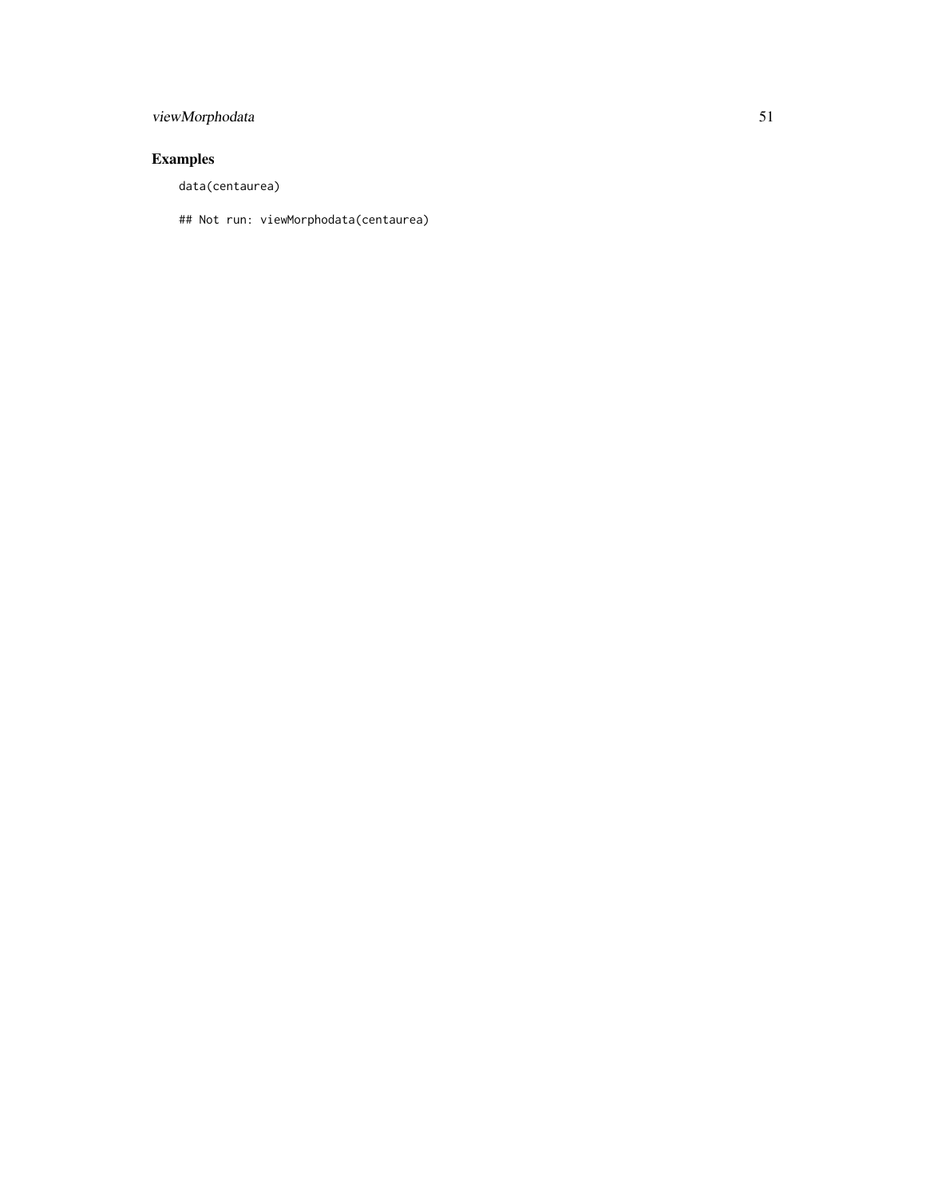## Examples

```
data(centaurea)

## Not run: viewMorphodata(centaurea)
```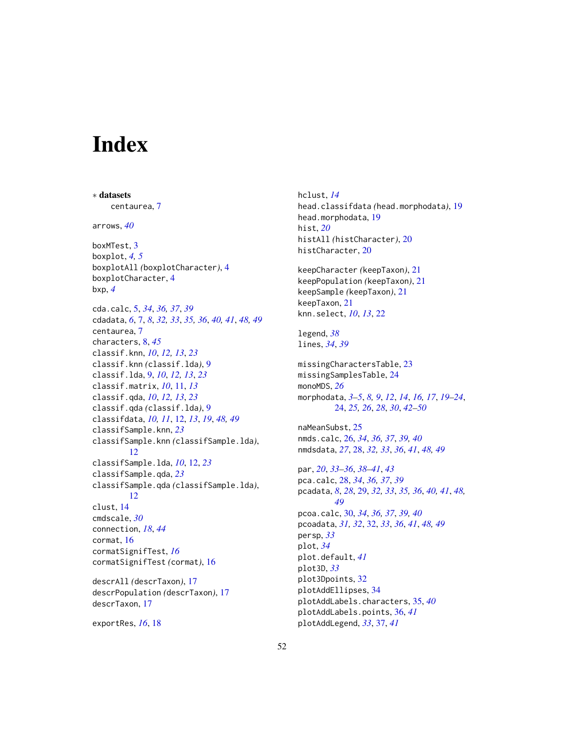# Index

∗ **datasets**
centaurea, 7

arrows, *40*

boxMTest, 3
boxplot, *4, 5*
boxplotAll *(*boxplotCharacter*)*, 4
boxplotCharacter, 4
bxp, *4*

cda.calc, 5, *34*, *36, 37*, *39*
cdadata, *6*, 7, *8*, *32, 33*, *35, 36*, *40, 41*, *48, 49*
centaurea, 7
characters, 8, *45*
classif.knn, *10*, *12, 13*, *23*
classif.knn *(*classif.lda*)*, 9
classif.lda, 9, *10*, *12, 13*, *23*
classif.matrix, *10*, 11, *13*
classif.qda, *10*, *12, 13*, *23*
classif.qda *(*classif.lda*)*, 9
classifdata, *10, 11*, 12, *13*, *19*, *48, 49*
classifSample.knn, *23*
classifSample.knn *(*classifSample.lda*)*, 12
classifSample.lda, *10*, 12, *23*
classifSample.qda, *23*
classifSample.qda *(*classifSample.lda*)*, 12
clust, 14
cmdscale, *30*
connection, *18*, *44*
cormat, 16
cormatSignifTest, *16*
cormatSignifTest *(*cormat*)*, 16

descrAll *(*descrTaxon*)*, 17
descrPopulation *(*descrTaxon*)*, 17
descrTaxon, 17

exportRes, *16*, 18

hclust, *14*
head.classifdata *(*head.morphodata*)*, 19
head.morphodata, 19
hist, *20*
histAll *(*histCharacter*)*, 20
histCharacter, 20

keepCharacter *(*keepTaxon*)*, 21
keepPopulation *(*keepTaxon*)*, 21
keepSample *(*keepTaxon*)*, 21
keepTaxon, 21
knn.select, *10*, *13*, 22

legend, *38*
lines, *34*, *39*

missingCharactersTable, 23
missingSamplesTable, 24
monoMDS, *26*
morphodata, *3–5*, *8, 9*, *12*, *14*, *16, 17*, *19–24*, 24, *25, 26*, *28*, *30*, *42–50*

naMeanSubst, 25
nmds.calc, 26, *34*, *36, 37*, *39, 40*
nmdsdata, *27*, 28, *32, 33*, *36*, *41*, *48, 49*

par, *20*, *33–36*, *38–41*, *43*
pca.calc, 28, *34*, *36, 37*, *39*
pcadata, *8*, *28*, 29, *32, 33*, *35, 36*, *40, 41*, *48, 49*
pcoa.calc, 30, *34*, *36, 37*, *39, 40*
pcoadata, *31, 32*, 32, *33*, *36*, *41*, *48, 49*
persp, *33*
plot, *34*
plot.default, *41*
plot3D, *33*
plot3Dpoints, 32
plotAddEllipses, 34
plotAddLabels.characters, 35, *40*
plotAddLabels.points, 36, *41*
plotAddLegend, *33*, 37, *41*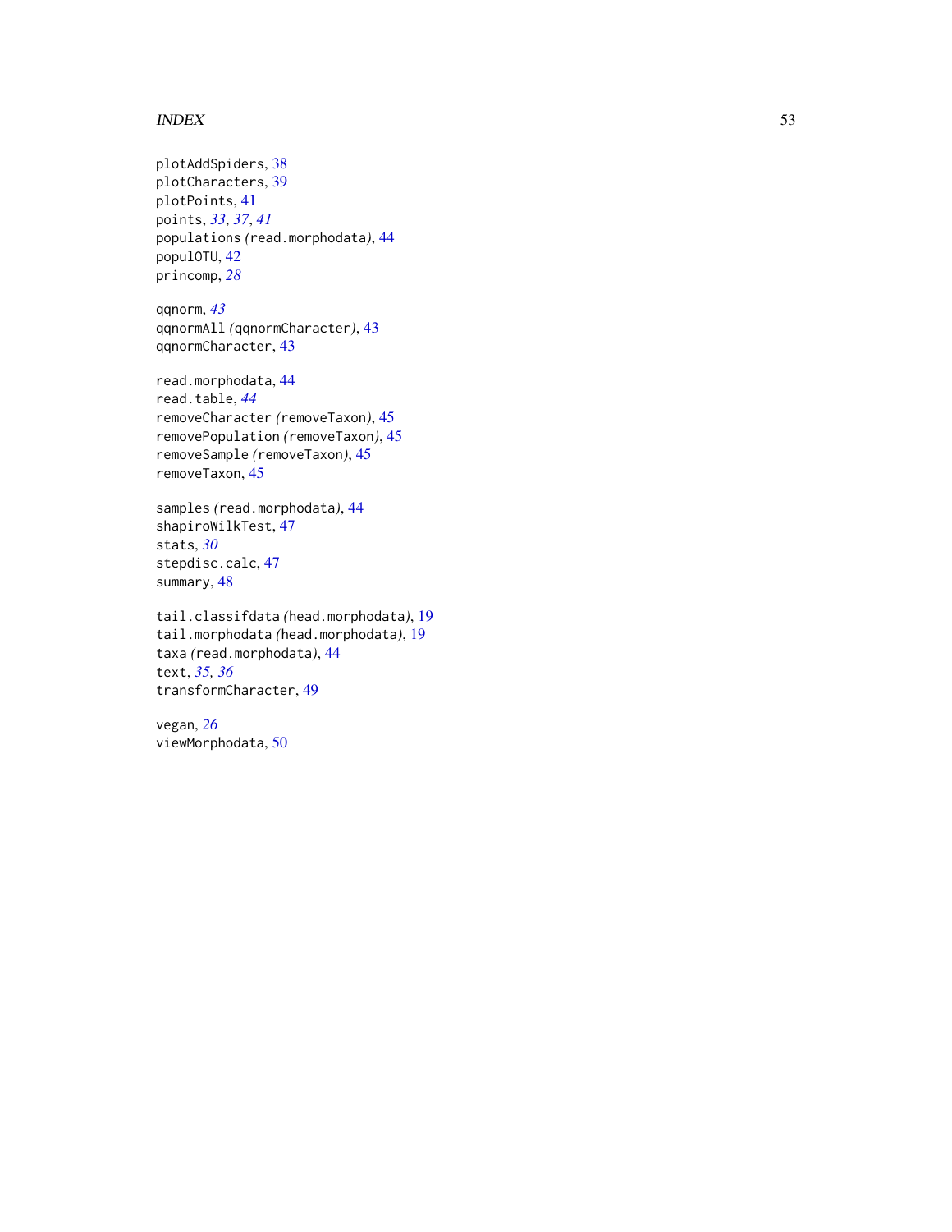plotAddSpiders, 38
plotCharacters, 39
plotPoints, 41
points, *33*, *37*, *41*
populations (read.morphodata), 44
populOTU, 42
princomp, *28*

qqnorm, *43*
qqnormAll (qqnormCharacter), 43
qqnormCharacter, 43

read.morphodata, 44
read.table, *44*
removeCharacter (removeTaxon), 45
removePopulation (removeTaxon), 45
removeSample (removeTaxon), 45
removeTaxon, 45

samples (read.morphodata), 44
shapiroWilkTest, 47
stats, *30*
stepdisc.calc, 47
summary, 48

tail.classifdata (head.morphodata), 19
tail.morphodata (head.morphodata), 19
taxa (read.morphodata), 44
text, *35, 36*
transformCharacter, 49

vegan, *26*
viewMorphodata, 50